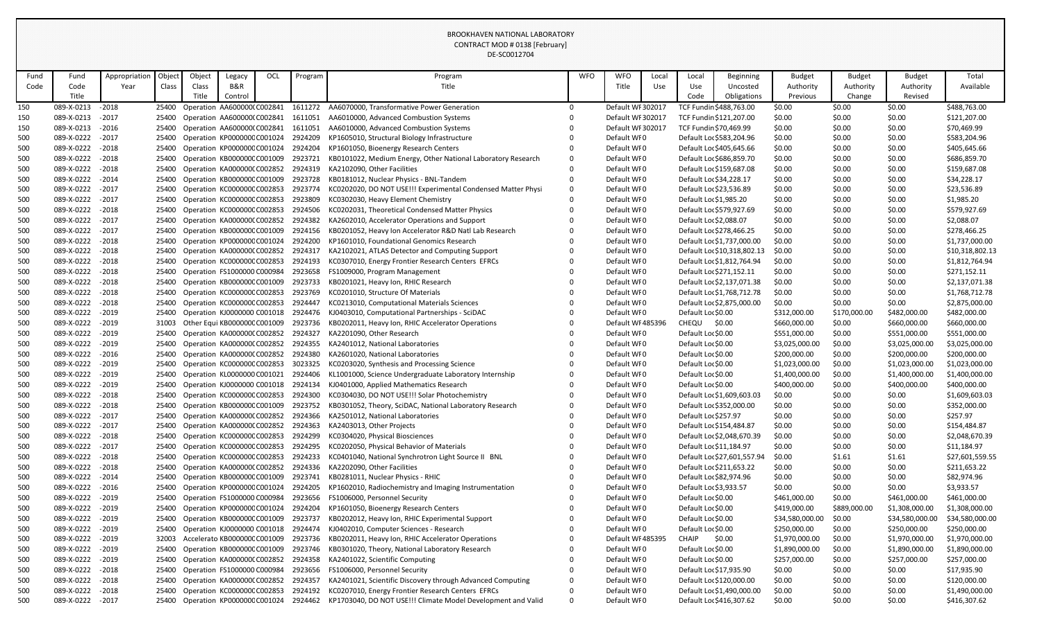BROOKHAVEN NATIONAL LABORATORY
CONTRACT MOD # 0138 [February]
DE-SC0012704

| Fund Code | Fund Code Title | Appropriation Year | Object Class | Object Class Title | Legacy B&R Control | OCL | Program | Program Title | WFO | WFO Title | Local Use | Local Use Code | Beginning Uncosted Obligations | Budget Authority Previous | Budget Authority Change | Budget Authority Revised | Total Available |
|---|---|---|---|---|---|---|---|---|---|---|---|---|---|---|---|---|---|
| 150 | 089-X-0213 | - 2018 | 25400 | Operation | AA600000C | C002841 | 1611272 | AA6070000, Transformative Power Generation | 0 | Default WF | 302017 | TCF Fundin | $488,763.00 | $0.00 | $0.00 | $0.00 | $488,763.00 |
| 150 | 089-X-0213 | - 2017 | 25400 | Operation | AA600000C | C002841 | 1611051 | AA6010000, Advanced Combustion Systems | 0 | Default WF | 302017 | TCF Fundin | $121,207.00 | $0.00 | $0.00 | $0.00 | $121,207.00 |
| 150 | 089-X-0213 | - 2016 | 25400 | Operation | AA600000C | C002841 | 1611051 | AA6010000, Advanced Combustion Systems | 0 | Default WF | 302017 | TCF Fundin | $70,469.99 | $0.00 | $0.00 | $0.00 | $70,469.99 |
| 500 | 089-X-0222 | - 2017 | 25400 | Operation | KP000000C | C001024 | 2924209 | KP1605010, Structural Biology Infrastructure | 0 | Default WF | 0 | Default Loc | $583,204.96 | $0.00 | $0.00 | $0.00 | $583,204.96 |
| 500 | 089-X-0222 | - 2018 | 25400 | Operation | KP000000C | C001024 | 2924204 | KP1601050, Bioenergy Research Centers | 0 | Default WF | 0 | Default Loc | $405,645.66 | $0.00 | $0.00 | $0.00 | $405,645.66 |
| 500 | 089-X-0222 | - 2018 | 25400 | Operation | KB000000C | C001009 | 2923721 | KB0101022, Medium Energy, Other National Laboratory Research | 0 | Default WF | 0 | Default Loc | $686,859.70 | $0.00 | $0.00 | $0.00 | $686,859.70 |
| 500 | 089-X-0222 | - 2018 | 25400 | Operation | KA000000C | C002852 | 2924319 | KA2102090, Other Facilities | 0 | Default WF | 0 | Default Loc | $159,687.08 | $0.00 | $0.00 | $0.00 | $159,687.08 |
| 500 | 089-X-0222 | - 2014 | 25400 | Operation | KB000000C | C001009 | 2923728 | KB0181012, Nuclear Physics - BNL-Tandem | 0 | Default WF | 0 | Default Loc | $34,228.17 | $0.00 | $0.00 | $0.00 | $34,228.17 |
| 500 | 089-X-0222 | - 2017 | 25400 | Operation | KC000000C | C002853 | 2923774 | KC0202020, DO NOT USE!!! Experimental Condensed Matter Physi | 0 | Default WF | 0 | Default Loc | $23,536.89 | $0.00 | $0.00 | $0.00 | $23,536.89 |
| 500 | 089-X-0222 | - 2017 | 25400 | Operation | KC000000C | C002853 | 2923809 | KC0302030, Heavy Element Chemistry | 0 | Default WF | 0 | Default Loc | $1,985.20 | $0.00 | $0.00 | $0.00 | $1,985.20 |
| 500 | 089-X-0222 | - 2018 | 25400 | Operation | KC000000C | C002853 | 2924506 | KC0202031, Theoretical Condensed Matter Physics | 0 | Default WF | 0 | Default Loc | $579,927.69 | $0.00 | $0.00 | $0.00 | $579,927.69 |
| 500 | 089-X-0222 | - 2017 | 25400 | Operation | KA000000C | C002852 | 2924382 | KA2602010, Accelerator Operations and Support | 0 | Default WF | 0 | Default Loc | $2,088.07 | $0.00 | $0.00 | $0.00 | $2,088.07 |
| 500 | 089-X-0222 | - 2017 | 25400 | Operation | KB000000C | C001009 | 2924156 | KB0201052, Heavy Ion Accelerator R&D Natl Lab Research | 0 | Default WF | 0 | Default Loc | $278,466.25 | $0.00 | $0.00 | $0.00 | $278,466.25 |
| 500 | 089-X-0222 | - 2018 | 25400 | Operation | KP000000C | C001024 | 2924200 | KP1601010, Foundational Genomics Research | 0 | Default WF | 0 | Default Loc | $1,737,000.00 | $0.00 | $0.00 | $0.00 | $1,737,000.00 |
| 500 | 089-X-0222 | - 2018 | 25400 | Operation | KA000000C | C002852 | 2924317 | KA2102021, ATLAS Detector and Computing Support | 0 | Default WF | 0 | Default Loc | $10,318,802.13 | $0.00 | $0.00 | $0.00 | $10,318,802.13 |
| 500 | 089-X-0222 | - 2018 | 25400 | Operation | KC000000C | C002853 | 2924193 | KC0307010, Energy Frontier Research Centers EFRCs | 0 | Default WF | 0 | Default Loc | $1,812,764.94 | $0.00 | $0.00 | $0.00 | $1,812,764.94 |
| 500 | 089-X-0222 | - 2018 | 25400 | Operation | FS1000000 | C000984 | 2923658 | FS1009000, Program Management | 0 | Default WF | 0 | Default Loc | $271,152.11 | $0.00 | $0.00 | $0.00 | $271,152.11 |
| 500 | 089-X-0222 | - 2018 | 25400 | Operation | KB000000C | C001009 | 2923733 | KB0201021, Heavy Ion, RHIC Research | 0 | Default WF | 0 | Default Loc | $2,137,071.38 | $0.00 | $0.00 | $0.00 | $2,137,071.38 |
| 500 | 089-X-0222 | - 2018 | 25400 | Operation | KC000000C | C002853 | 2923769 | KC0201010, Structure Of Materials | 0 | Default WF | 0 | Default Loc | $1,768,712.78 | $0.00 | $0.00 | $0.00 | $1,768,712.78 |
| 500 | 089-X-0222 | - 2018 | 25400 | Operation | KC000000C | C002853 | 2924447 | KC0213010, Computational Materials Sciences | 0 | Default WF | 0 | Default Loc | $2,875,000.00 | $0.00 | $0.00 | $0.00 | $2,875,000.00 |
| 500 | 089-X-0222 | - 2019 | 25400 | Operation | KJ0000000 | C001018 | 2924476 | KJ0403010, Computational Partnerships - SciDAC | 0 | Default WF | 0 | Default Loc | $0.00 | $312,000.00 | $170,000.00 | $482,000.00 | $482,000.00 |
| 500 | 089-X-0222 | - 2019 | 31003 | Other Equi | KB000000C | C001009 | 2923736 | KB0202011, Heavy Ion, RHIC Accelerator Operations | 0 | Default WF | 485396 | CHEQU | $0.00 | $660,000.00 | $0.00 | $660,000.00 | $660,000.00 |
| 500 | 089-X-0222 | - 2019 | 25400 | Operation | KA000000C | C002852 | 2924327 | KA2201090, Other Research | 0 | Default WF | 0 | Default Loc | $0.00 | $551,000.00 | $0.00 | $551,000.00 | $551,000.00 |
| 500 | 089-X-0222 | - 2019 | 25400 | Operation | KA000000C | C002852 | 2924355 | KA2401012, National Laboratories | 0 | Default WF | 0 | Default Loc | $0.00 | $3,025,000.00 | $0.00 | $3,025,000.00 | $3,025,000.00 |
| 500 | 089-X-0222 | - 2016 | 25400 | Operation | KA000000C | C002852 | 2924380 | KA2601020, National Laboratories | 0 | Default WF | 0 | Default Loc | $0.00 | $200,000.00 | $0.00 | $200,000.00 | $200,000.00 |
| 500 | 089-X-0222 | - 2019 | 25400 | Operation | KC000000C | C002853 | 3023325 | KC0203020, Synthesis and Processing Science | 0 | Default WF | 0 | Default Loc | $0.00 | $1,023,000.00 | $0.00 | $1,023,000.00 | $1,023,000.00 |
| 500 | 089-X-0222 | - 2019 | 25400 | Operation | KL0000000 | C001021 | 2924406 | KL1001000, Science Undergraduate Laboratory Internship | 0 | Default WF | 0 | Default Loc | $0.00 | $1,400,000.00 | $0.00 | $1,400,000.00 | $1,400,000.00 |
| 500 | 089-X-0222 | - 2019 | 25400 | Operation | KJ0000000 | C001018 | 2924134 | KJ0401000, Applied Mathematics Research | 0 | Default WF | 0 | Default Loc | $0.00 | $400,000.00 | $0.00 | $400,000.00 | $400,000.00 |
| 500 | 089-X-0222 | - 2018 | 25400 | Operation | KC000000C | C002853 | 2924300 | KC0304030, DO NOT USE!!! Solar Photochemistry | 0 | Default WF | 0 | Default Loc | $1,609,603.03 | $0.00 | $0.00 | $0.00 | $1,609,603.03 |
| 500 | 089-X-0222 | - 2018 | 25400 | Operation | KB000000C | C001009 | 2923752 | KB0301052, Theory, SciDAC, National Laboratory Research | 0 | Default WF | 0 | Default Loc | $352,000.00 | $0.00 | $0.00 | $0.00 | $352,000.00 |
| 500 | 089-X-0222 | - 2017 | 25400 | Operation | KA000000C | C002852 | 2924366 | KA2501012, National Laboratories | 0 | Default WF | 0 | Default Loc | $257.97 | $0.00 | $0.00 | $0.00 | $257.97 |
| 500 | 089-X-0222 | - 2017 | 25400 | Operation | KA000000C | C002852 | 2924363 | KA2403013, Other Projects | 0 | Default WF | 0 | Default Loc | $154,484.87 | $0.00 | $0.00 | $0.00 | $154,484.87 |
| 500 | 089-X-0222 | - 2018 | 25400 | Operation | KC000000C | C002853 | 2924299 | KC0304020, Physical Biosciences | 0 | Default WF | 0 | Default Loc | $2,048,670.39 | $0.00 | $0.00 | $0.00 | $2,048,670.39 |
| 500 | 089-X-0222 | - 2017 | 25400 | Operation | KC000000C | C002853 | 2924295 | KC0202050, Physical Behavior of Materials | 0 | Default WF | 0 | Default Loc | $11,184.97 | $0.00 | $0.00 | $0.00 | $11,184.97 |
| 500 | 089-X-0222 | - 2018 | 25400 | Operation | KC000000C | C002853 | 2924233 | KC0401040, National Synchrotron Light Source II BNL | 0 | Default WF | 0 | Default Loc | $27,601,557.94 | $0.00 | $1.61 | $1.61 | $27,601,559.55 |
| 500 | 089-X-0222 | - 2018 | 25400 | Operation | KA000000C | C002852 | 2924336 | KA2202090, Other Facilities | 0 | Default WF | 0 | Default Loc | $211,653.22 | $0.00 | $0.00 | $0.00 | $211,653.22 |
| 500 | 089-X-0222 | - 2014 | 25400 | Operation | KB000000C | C001009 | 2923741 | KB0281011, Nuclear Physics - RHIC | 0 | Default WF | 0 | Default Loc | $82,974.96 | $0.00 | $0.00 | $0.00 | $82,974.96 |
| 500 | 089-X-0222 | - 2016 | 25400 | Operation | KP000000C | C001024 | 2924205 | KP1602010, Radiochemistry and Imaging Instrumentation | 0 | Default WF | 0 | Default Loc | $3,933.57 | $0.00 | $0.00 | $0.00 | $3,933.57 |
| 500 | 089-X-0222 | - 2019 | 25400 | Operation | FS1000000 | C000984 | 2923656 | FS1006000, Personnel Security | 0 | Default WF | 0 | Default Loc | $0.00 | $461,000.00 | $0.00 | $461,000.00 | $461,000.00 |
| 500 | 089-X-0222 | - 2019 | 25400 | Operation | KP000000C | C001024 | 2924204 | KP1601050, Bioenergy Research Centers | 0 | Default WF | 0 | Default Loc | $0.00 | $419,000.00 | $889,000.00 | $1,308,000.00 | $1,308,000.00 |
| 500 | 089-X-0222 | - 2019 | 25400 | Operation | KB000000C | C001009 | 2923737 | KB0202012, Heavy Ion, RHIC Experimental Support | 0 | Default WF | 0 | Default Loc | $0.00 | $34,580,000.00 | $0.00 | $34,580,000.00 | $34,580,000.00 |
| 500 | 089-X-0222 | - 2019 | 25400 | Operation | KJ0000000 | C001018 | 2924474 | KJ0402010, Computer Sciences - Research | 0 | Default WF | 0 | Default Loc | $0.00 | $250,000.00 | $0.00 | $250,000.00 | $250,000.00 |
| 500 | 089-X-0222 | - 2019 | 32003 | Accelerato | KB000000C | C001009 | 2923736 | KB0202011, Heavy Ion, RHIC Accelerator Operations | 0 | Default WF | 485395 | CHAIP | $0.00 | $1,970,000.00 | $0.00 | $1,970,000.00 | $1,970,000.00 |
| 500 | 089-X-0222 | - 2019 | 25400 | Operation | KB000000C | C001009 | 2923746 | KB0301020, Theory, National Laboratory Research | 0 | Default WF | 0 | Default Loc | $0.00 | $1,890,000.00 | $0.00 | $1,890,000.00 | $1,890,000.00 |
| 500 | 089-X-0222 | - 2019 | 25400 | Operation | KA000000C | C002852 | 2924358 | KA2401022, Scientific Computing | 0 | Default WF | 0 | Default Loc | $0.00 | $257,000.00 | $0.00 | $257,000.00 | $257,000.00 |
| 500 | 089-X-0222 | - 2018 | 25400 | Operation | FS1000000 | C000984 | 2923656 | FS1006000, Personnel Security | 0 | Default WF | 0 | Default Loc | $17,935.90 | $0.00 | $0.00 | $0.00 | $17,935.90 |
| 500 | 089-X-0222 | - 2018 | 25400 | Operation | KA000000C | C002852 | 2924357 | KA2401021, Scientific Discovery through Advanced Computing | 0 | Default WF | 0 | Default Loc | $120,000.00 | $0.00 | $0.00 | $0.00 | $120,000.00 |
| 500 | 089-X-0222 | - 2018 | 25400 | Operation | KC000000C | C002853 | 2924192 | KC0207010, Energy Frontier Research Centers EFRCs | 0 | Default WF | 0 | Default Loc | $1,490,000.00 | $0.00 | $0.00 | $0.00 | $1,490,000.00 |
| 500 | 089-X-0222 | - 2017 | 25400 | Operation | KP000000C | C001024 | 2924462 | KP1703040, DO NOT USE!!! Climate Model Development and Valid | 0 | Default WF | 0 | Default Loc | $416,307.62 | $0.00 | $0.00 | $0.00 | $416,307.62 |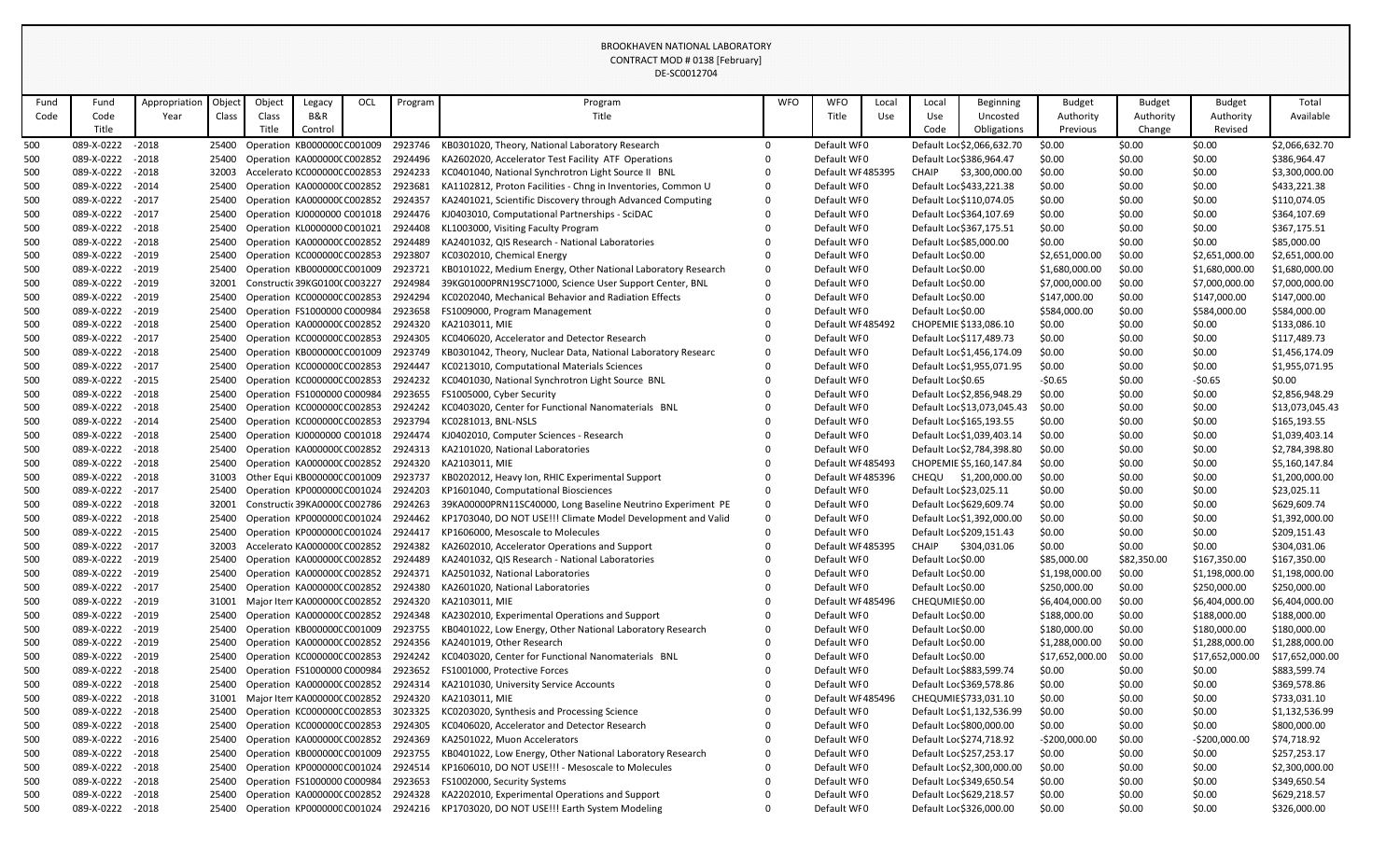BROOKHAVEN NATIONAL LABORATORY
CONTRACT MOD # 0138 [February]
DE-SC0012704

| Fund Code | Fund Code Title | Appropriation Year | Object Class | Object Class Title | Legacy B&R Control | OCL | Program | Program Title | WFO | WFO Title | Local Use | Local Use Code | Beginning Uncosted Obligations | Budget Authority Previous | Budget Authority Change | Budget Authority Revised | Total Available |
|---|---|---|---|---|---|---|---|---|---|---|---|---|---|---|---|---|---|
| 500 | 089-X-0222 | -2018 | 25400 | Operation | KB000000C | C001009 | 2923746 | KB0301020, Theory, National Laboratory Research | 0 | Default WF | 0 | Default Loc | $2,066,632.70 | $0.00 | $0.00 | $0.00 | $2,066,632.70 |
| 500 | 089-X-0222 | -2018 | 25400 | Operation | KA000000C | C002852 | 2924496 | KA2602020, Accelerator Test Facility ATF Operations | 0 | Default WF | 0 | Default Loc | $386,964.47 | $0.00 | $0.00 | $0.00 | $386,964.47 |
| 500 | 089-X-0222 | -2018 | 32003 | Accelerato | KC000000C | C002853 | 2924233 | KC0401040, National Synchrotron Light Source II BNL | 0 | Default WF | 485395 | CHAIP | $3,300,000.00 | $0.00 | $0.00 | $0.00 | $3,300,000.00 |
| 500 | 089-X-0222 | -2014 | 25400 | Operation | KA000000C | C002852 | 2923681 | KA1102812, Proton Facilities - Chng in Inventories, Common U | 0 | Default WF | 0 | Default Loc | $433,221.38 | $0.00 | $0.00 | $0.00 | $433,221.38 |
| 500 | 089-X-0222 | -2017 | 25400 | Operation | KA000000C | C002852 | 2924357 | KA2401021, Scientific Discovery through Advanced Computing | 0 | Default WF | 0 | Default Loc | $110,074.05 | $0.00 | $0.00 | $0.00 | $110,074.05 |
| 500 | 089-X-0222 | -2017 | 25400 | Operation | KJ0000000 | C001018 | 2924476 | KJ0403010, Computational Partnerships - SciDAC | 0 | Default WF | 0 | Default Loc | $364,107.69 | $0.00 | $0.00 | $0.00 | $364,107.69 |
| 500 | 089-X-0222 | -2018 | 25400 | Operation | KL0000000 | C001021 | 2924408 | KL1003000, Visiting Faculty Program | 0 | Default WF | 0 | Default Loc | $367,175.51 | $0.00 | $0.00 | $0.00 | $367,175.51 |
| 500 | 089-X-0222 | -2018 | 25400 | Operation | KA000000C | C002852 | 2924489 | KA2401032, QIS Research - National Laboratories | 0 | Default WF | 0 | Default Loc | $85,000.00 | $0.00 | $0.00 | $0.00 | $85,000.00 |
| 500 | 089-X-0222 | -2019 | 25400 | Operation | KC000000C | C002853 | 2923807 | KC0302010, Chemical Energy | 0 | Default WF | 0 | Default Loc | $0.00 | $2,651,000.00 | $0.00 | $2,651,000.00 | $2,651,000.00 |
| 500 | 089-X-0222 | -2019 | 25400 | Operation | KB000000C | C001009 | 2923721 | KB0101022, Medium Energy, Other National Laboratory Research | 0 | Default WF | 0 | Default Loc | $0.00 | $1,680,000.00 | $0.00 | $1,680,000.00 | $1,680,000.00 |
| 500 | 089-X-0222 | -2019 | 32001 | Constructi | 39KG0100 | C003227 | 2924984 | 39KG01000PRN19SC71000, Science User Support Center, BNL | 0 | Default WF | 0 | Default Loc | $0.00 | $7,000,000.00 | $0.00 | $7,000,000.00 | $7,000,000.00 |
| 500 | 089-X-0222 | -2019 | 25400 | Operation | KC000000C | C002853 | 2924294 | KC0202040, Mechanical Behavior and Radiation Effects | 0 | Default WF | 0 | Default Loc | $0.00 | $147,000.00 | $0.00 | $147,000.00 | $147,000.00 |
| 500 | 089-X-0222 | -2019 | 25400 | Operation | FS1000000 | C000984 | 2923658 | FS1009000, Program Management | 0 | Default WF | 0 | Default Loc | $0.00 | $584,000.00 | $0.00 | $584,000.00 | $584,000.00 |
| 500 | 089-X-0222 | -2018 | 25400 | Operation | KA000000C | C002852 | 2924320 | KA2103011, MIE | 0 | Default WF | 485492 | CHOPEMIE | $133,086.10 | $0.00 | $0.00 | $0.00 | $133,086.10 |
| 500 | 089-X-0222 | -2017 | 25400 | Operation | KC000000C | C002853 | 2924305 | KC0406020, Accelerator and Detector Research | 0 | Default WF | 0 | Default Loc | $117,489.73 | $0.00 | $0.00 | $0.00 | $117,489.73 |
| 500 | 089-X-0222 | -2018 | 25400 | Operation | KB000000C | C001009 | 2923749 | KB0301042, Theory, Nuclear Data, National Laboratory Researc | 0 | Default WF | 0 | Default Loc | $1,456,174.09 | $0.00 | $0.00 | $0.00 | $1,456,174.09 |
| 500 | 089-X-0222 | -2017 | 25400 | Operation | KC000000C | C002853 | 2924447 | KC0213010, Computational Materials Sciences | 0 | Default WF | 0 | Default Loc | $1,955,071.95 | $0.00 | $0.00 | $0.00 | $1,955,071.95 |
| 500 | 089-X-0222 | -2015 | 25400 | Operation | KC000000C | C002853 | 2924232 | KC0401030, National Synchrotron Light Source BNL | 0 | Default WF | 0 | Default Loc | $0.65 | -$0.65 | $0.00 | -$0.65 | $0.00 |
| 500 | 089-X-0222 | -2018 | 25400 | Operation | FS1000000 | C000984 | 2923655 | FS1005000, Cyber Security | 0 | Default WF | 0 | Default Loc | $2,856,948.29 | $0.00 | $0.00 | $0.00 | $2,856,948.29 |
| 500 | 089-X-0222 | -2018 | 25400 | Operation | KC000000C | C002853 | 2924242 | KC0403020, Center for Functional Nanomaterials BNL | 0 | Default WF | 0 | Default Loc | $13,073,045.43 | $0.00 | $0.00 | $0.00 | $13,073,045.43 |
| 500 | 089-X-0222 | -2014 | 25400 | Operation | KC000000C | C002853 | 2923794 | KC0281013, BNL-NSLS | 0 | Default WF | 0 | Default Loc | $165,193.55 | $0.00 | $0.00 | $0.00 | $165,193.55 |
| 500 | 089-X-0222 | -2018 | 25400 | Operation | KJ0000000 | C001018 | 2924474 | KJ0402010, Computer Sciences - Research | 0 | Default WF | 0 | Default Loc | $1,039,403.14 | $0.00 | $0.00 | $0.00 | $1,039,403.14 |
| 500 | 089-X-0222 | -2018 | 25400 | Operation | KA000000C | C002852 | 2924313 | KA2101020, National Laboratories | 0 | Default WF | 0 | Default Loc | $2,784,398.80 | $0.00 | $0.00 | $0.00 | $2,784,398.80 |
| 500 | 089-X-0222 | -2018 | 25400 | Operation | KA000000C | C002852 | 2924320 | KA2103011, MIE | 0 | Default WF | 485493 | CHOPEMIE | $5,160,147.84 | $0.00 | $0.00 | $0.00 | $5,160,147.84 |
| 500 | 089-X-0222 | -2018 | 31003 | Other Equi | KB000000C | C001009 | 2923737 | KB0202012, Heavy Ion, RHIC Experimental Support | 0 | Default WF | 485396 | CHEQU | $1,200,000.00 | $0.00 | $0.00 | $0.00 | $1,200,000.00 |
| 500 | 089-X-0222 | -2017 | 25400 | Operation | KP000000C | C001024 | 2924203 | KP1601040, Computational Biosciences | 0 | Default WF | 0 | Default Loc | $23,025.11 | $0.00 | $0.00 | $0.00 | $23,025.11 |
| 500 | 089-X-0222 | -2018 | 32001 | Constructi | 39KA0000 | C002786 | 2924263 | 39KA00000PRN11SC40000, Long Baseline Neutrino Experiment PE | 0 | Default WF | 0 | Default Loc | $629,609.74 | $0.00 | $0.00 | $0.00 | $629,609.74 |
| 500 | 089-X-0222 | -2018 | 25400 | Operation | KP000000C | C001024 | 2924462 | KP1703040, DO NOT USE!!! Climate Model Development and Valid | 0 | Default WF | 0 | Default Loc | $1,392,000.00 | $0.00 | $0.00 | $0.00 | $1,392,000.00 |
| 500 | 089-X-0222 | -2015 | 25400 | Operation | KP000000C | C001024 | 2924417 | KP1606000, Mesoscale to Molecules | 0 | Default WF | 0 | Default Loc | $209,151.43 | $0.00 | $0.00 | $0.00 | $209,151.43 |
| 500 | 089-X-0222 | -2017 | 32003 | Accelerato | KA000000C | C002852 | 2924382 | KA2602010, Accelerator Operations and Support | 0 | Default WF | 485395 | CHAIP | $304,031.06 | $0.00 | $0.00 | $0.00 | $304,031.06 |
| 500 | 089-X-0222 | -2019 | 25400 | Operation | KA000000C | C002852 | 2924489 | KA2401032, QIS Research - National Laboratories | 0 | Default WF | 0 | Default Loc | $0.00 | $85,000.00 | $82,350.00 | $167,350.00 | $167,350.00 |
| 500 | 089-X-0222 | -2019 | 25400 | Operation | KA000000C | C002852 | 2924371 | KA2501032, National Laboratories | 0 | Default WF | 0 | Default Loc | $0.00 | $1,198,000.00 | $0.00 | $1,198,000.00 | $1,198,000.00 |
| 500 | 089-X-0222 | -2017 | 25400 | Operation | KA000000C | C002852 | 2924380 | KA2601020, National Laboratories | 0 | Default WF | 0 | Default Loc | $0.00 | $250,000.00 | $0.00 | $250,000.00 | $250,000.00 |
| 500 | 089-X-0222 | -2019 | 31001 | Major Item | KA000000C | C002852 | 2924320 | KA2103011, MIE | 0 | Default WF | 485496 | CHEQUMIE | $0.00 | $6,404,000.00 | $0.00 | $6,404,000.00 | $6,404,000.00 |
| 500 | 089-X-0222 | -2019 | 25400 | Operation | KA000000C | C002852 | 2924348 | KA2302010, Experimental Operations and Support | 0 | Default WF | 0 | Default Loc | $0.00 | $188,000.00 | $0.00 | $188,000.00 | $188,000.00 |
| 500 | 089-X-0222 | -2019 | 25400 | Operation | KB000000C | C001009 | 2923755 | KB0401022, Low Energy, Other National Laboratory Research | 0 | Default WF | 0 | Default Loc | $0.00 | $180,000.00 | $0.00 | $180,000.00 | $180,000.00 |
| 500 | 089-X-0222 | -2019 | 25400 | Operation | KA000000C | C002852 | 2924356 | KA2401019, Other Research | 0 | Default WF | 0 | Default Loc | $0.00 | $1,288,000.00 | $0.00 | $1,288,000.00 | $1,288,000.00 |
| 500 | 089-X-0222 | -2019 | 25400 | Operation | KC000000C | C002853 | 2924242 | KC0403020, Center for Functional Nanomaterials BNL | 0 | Default WF | 0 | Default Loc | $0.00 | $17,652,000.00 | $0.00 | $17,652,000.00 | $17,652,000.00 |
| 500 | 089-X-0222 | -2018 | 25400 | Operation | FS1000000 | C000984 | 2923652 | FS1001000, Protective Forces | 0 | Default WF | 0 | Default Loc | $883,599.74 | $0.00 | $0.00 | $0.00 | $883,599.74 |
| 500 | 089-X-0222 | -2018 | 25400 | Operation | KA000000C | C002852 | 2924314 | KA2101030, University Service Accounts | 0 | Default WF | 0 | Default Loc | $369,578.86 | $0.00 | $0.00 | $0.00 | $369,578.86 |
| 500 | 089-X-0222 | -2018 | 31001 | Major Item | KA000000C | C002852 | 2924320 | KA2103011, MIE | 0 | Default WF | 485496 | CHEQUMIE | $733,031.10 | $0.00 | $0.00 | $0.00 | $733,031.10 |
| 500 | 089-X-0222 | -2018 | 25400 | Operation | KC000000C | C002853 | 3023325 | KC0203020, Synthesis and Processing Science | 0 | Default WF | 0 | Default Loc | $1,132,536.99 | $0.00 | $0.00 | $0.00 | $1,132,536.99 |
| 500 | 089-X-0222 | -2018 | 25400 | Operation | KC000000C | C002853 | 2924305 | KC0406020, Accelerator and Detector Research | 0 | Default WF | 0 | Default Loc | $800,000.00 | $0.00 | $0.00 | $0.00 | $800,000.00 |
| 500 | 089-X-0222 | -2016 | 25400 | Operation | KA000000C | C002852 | 2924369 | KA2501022, Muon Accelerators | 0 | Default WF | 0 | Default Loc | $274,718.92 | -$200,000.00 | $0.00 | -$200,000.00 | $74,718.92 |
| 500 | 089-X-0222 | -2018 | 25400 | Operation | KB000000C | C001009 | 2923755 | KB0401022, Low Energy, Other National Laboratory Research | 0 | Default WF | 0 | Default Loc | $257,253.17 | $0.00 | $0.00 | $0.00 | $257,253.17 |
| 500 | 089-X-0222 | -2018 | 25400 | Operation | KP000000C | C001024 | 2924514 | KP1606010, DO NOT USE!!! - Mesoscale to Molecules | 0 | Default WF | 0 | Default Loc | $2,300,000.00 | $0.00 | $0.00 | $0.00 | $2,300,000.00 |
| 500 | 089-X-0222 | -2018 | 25400 | Operation | FS1000000 | C000984 | 2923653 | FS1002000, Security Systems | 0 | Default WF | 0 | Default Loc | $349,650.54 | $0.00 | $0.00 | $0.00 | $349,650.54 |
| 500 | 089-X-0222 | -2018 | 25400 | Operation | KA000000C | C002852 | 2924328 | KA2202010, Experimental Operations and Support | 0 | Default WF | 0 | Default Loc | $629,218.57 | $0.00 | $0.00 | $0.00 | $629,218.57 |
| 500 | 089-X-0222 | -2018 | 25400 | Operation | KP000000C | C001024 | 2924216 | KP1703020, DO NOT USE!!! Earth System Modeling | 0 | Default WF | 0 | Default Loc | $326,000.00 | $0.00 | $0.00 | $0.00 | $326,000.00 |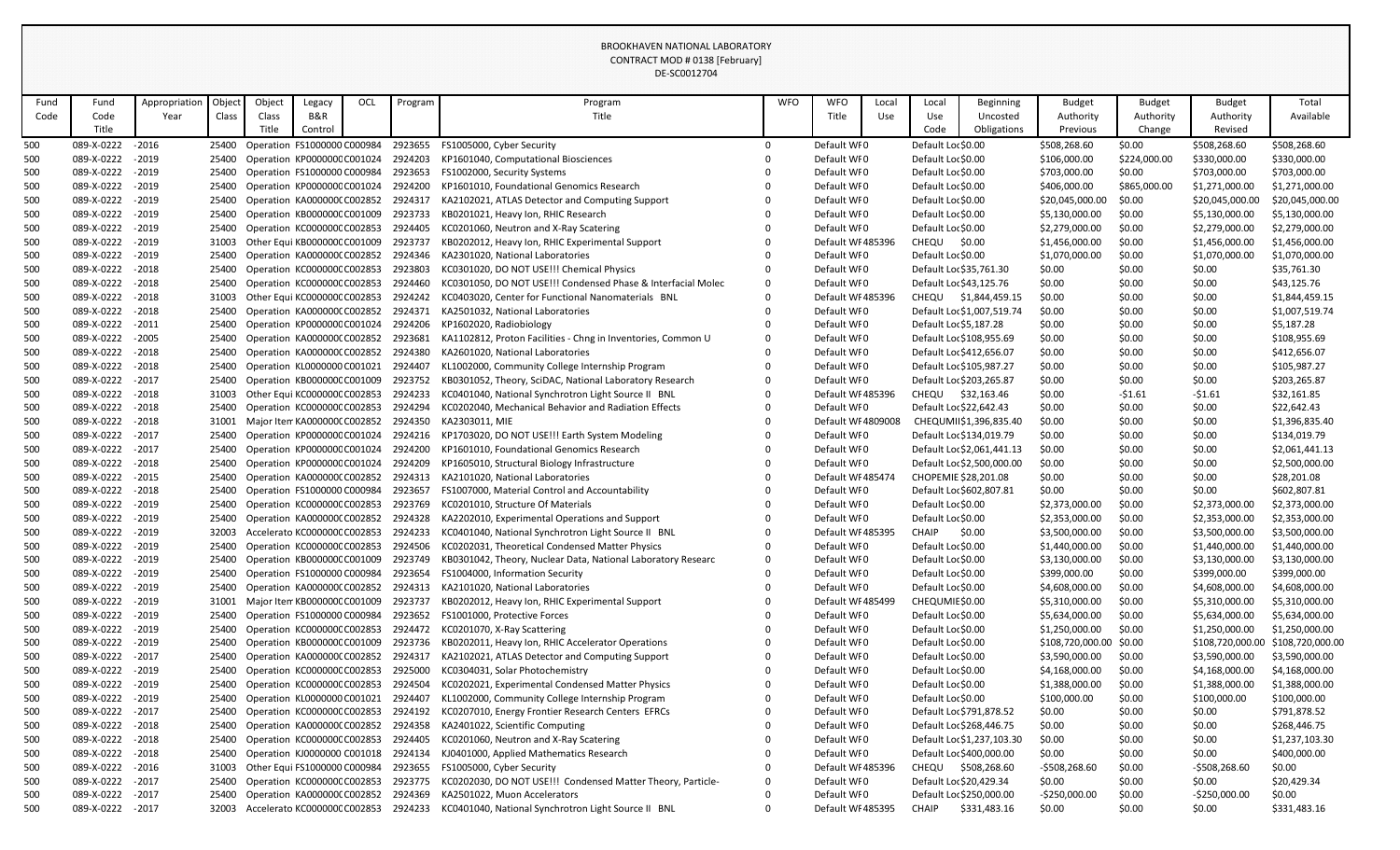BROOKHAVEN NATIONAL LABORATORY
CONTRACT MOD # 0138 [February]
DE-SC0012704

| Fund Code | Fund Code Title | Appropriation Year | Object Class | Object Class Title | Legacy B&R Control | OCL | Program | Program Title | WFO | WFO Title | Local Use | Local Use Code | Beginning Uncosted Obligations | Budget Authority Previous | Budget Authority Change | Budget Authority Revised | Total Available |
|---|---|---|---|---|---|---|---|---|---|---|---|---|---|---|---|---|---|
| 500 | 089-X-0222 | -2016 | 25400 | Operation | FS1000000 | C000984 | 2923655 | FS1005000, Cyber Security | 0 | Default WF | 0 | Default Loc | $0.00 | $508,268.60 | $0.00 | $508,268.60 | $508,268.60 |
| 500 | 089-X-0222 | -2019 | 25400 | Operation | KP0000000 | C001024 | 2924203 | KP1601040, Computational Biosciences | 0 | Default WF | 0 | Default Loc | $0.00 | $106,000.00 | $224,000.00 | $330,000.00 | $330,000.00 |
| 500 | 089-X-0222 | -2019 | 25400 | Operation | FS1000000 | C000984 | 2923653 | FS1002000, Security Systems | 0 | Default WF | 0 | Default Loc | $0.00 | $703,000.00 | $0.00 | $703,000.00 | $703,000.00 |
| 500 | 089-X-0222 | -2019 | 25400 | Operation | KP0000000 | C001024 | 2924200 | KP1601010, Foundational Genomics Research | 0 | Default WF | 0 | Default Loc | $0.00 | $406,000.00 | $865,000.00 | $1,271,000.00 | $1,271,000.00 |
| 500 | 089-X-0222 | -2019 | 25400 | Operation | KA0000000 | C002852 | 2924317 | KA2102021, ATLAS Detector and Computing Support | 0 | Default WF | 0 | Default Loc | $0.00 | $20,045,000.00 | $0.00 | $20,045,000.00 | $20,045,000.00 |
| 500 | 089-X-0222 | -2019 | 25400 | Operation | KB0000000 | C001009 | 2923733 | KB0201021, Heavy Ion, RHIC Research | 0 | Default WF | 0 | Default Loc | $0.00 | $5,130,000.00 | $0.00 | $5,130,000.00 | $5,130,000.00 |
| 500 | 089-X-0222 | -2019 | 25400 | Operation | KC0000000 | C002853 | 2924405 | KC0201060, Neutron and X-Ray Scatering | 0 | Default WF | 0 | Default Loc | $0.00 | $2,279,000.00 | $0.00 | $2,279,000.00 | $2,279,000.00 |
| 500 | 089-X-0222 | -2019 | 31003 | Other Equi | KB0000000 | C001009 | 2923737 | KB0202012, Heavy Ion, RHIC Experimental Support | 0 | Default WF | 485396 | CHEQU | $0.00 | $1,456,000.00 | $0.00 | $1,456,000.00 | $1,456,000.00 |
| 500 | 089-X-0222 | -2019 | 25400 | Operation | KA0000000 | C002852 | 2924346 | KA2301020, National Laboratories | 0 | Default WF | 0 | Default Loc | $0.00 | $1,070,000.00 | $0.00 | $1,070,000.00 | $1,070,000.00 |
| 500 | 089-X-0222 | -2018 | 25400 | Operation | KC0000000 | C002853 | 2923803 | KC0301020, DO NOT USE!!! Chemical Physics | 0 | Default WF | 0 | Default Loc | $35,761.30 | $0.00 | $0.00 | $0.00 | $35,761.30 |
| 500 | 089-X-0222 | -2018 | 25400 | Operation | KC0000000 | C002853 | 2924460 | KC0301050, DO NOT USE!!! Condensed Phase & Interfacial Molec | 0 | Default WF | 0 | Default Loc | $43,125.76 | $0.00 | $0.00 | $0.00 | $43,125.76 |
| 500 | 089-X-0222 | -2018 | 31003 | Other Equi | KC0000000 | C002853 | 2924242 | KC0403020, Center for Functional Nanomaterials BNL | 0 | Default WF | 485396 | CHEQU | $1,844,459.15 | $0.00 | $0.00 | $0.00 | $1,844,459.15 |
| 500 | 089-X-0222 | -2018 | 25400 | Operation | KA0000000 | C002852 | 2924371 | KA2501032, National Laboratories | 0 | Default WF | 0 | Default Loc | $1,007,519.74 | $0.00 | $0.00 | $0.00 | $1,007,519.74 |
| 500 | 089-X-0222 | -2011 | 25400 | Operation | KP0000000 | C001024 | 2924206 | KP1602020, Radiobiology | 0 | Default WF | 0 | Default Loc | $5,187.28 | $0.00 | $0.00 | $0.00 | $5,187.28 |
| 500 | 089-X-0222 | -2005 | 25400 | Operation | KA0000000 | C002852 | 2923681 | KA1102812, Proton Facilities - Chng in Inventories, Common U | 0 | Default WF | 0 | Default Loc | $108,955.69 | $0.00 | $0.00 | $0.00 | $108,955.69 |
| 500 | 089-X-0222 | -2018 | 25400 | Operation | KA0000000 | C002852 | 2924380 | KA2601020, National Laboratories | 0 | Default WF | 0 | Default Loc | $412,656.07 | $0.00 | $0.00 | $0.00 | $412,656.07 |
| 500 | 089-X-0222 | -2018 | 25400 | Operation | KL0000000 | C001021 | 2924407 | KL1002000, Community College Internship Program | 0 | Default WF | 0 | Default Loc | $105,987.27 | $0.00 | $0.00 | $0.00 | $105,987.27 |
| 500 | 089-X-0222 | -2017 | 25400 | Operation | KB0000000 | C001009 | 2923752 | KB0301052, Theory, SciDAC, National Laboratory Research | 0 | Default WF | 0 | Default Loc | $203,265.87 | $0.00 | $0.00 | $0.00 | $203,265.87 |
| 500 | 089-X-0222 | -2018 | 31003 | Other Equi | KC0000000 | C002853 | 2924233 | KC0401040, National Synchrotron Light Source II BNL | 0 | Default WF | 485396 | CHEQU | $32,163.46 | $0.00 | -$1.61 | -$1.61 | $32,161.85 |
| 500 | 089-X-0222 | -2018 | 25400 | Operation | KC0000000 | C002853 | 2924294 | KC0202040, Mechanical Behavior and Radiation Effects | 0 | Default WF | 0 | Default Loc | $22,642.43 | $0.00 | $0.00 | $0.00 | $22,642.43 |
| 500 | 089-X-0222 | -2018 | 31001 | Major Item | KA0000000 | C002852 | 2924350 | KA2303011, MIE | 0 | Default WF | 4809008 | CHEQUMII | $1,396,835.40 | $0.00 | $0.00 | $0.00 | $1,396,835.40 |
| 500 | 089-X-0222 | -2017 | 25400 | Operation | KP0000000 | C001024 | 2924216 | KP1703020, DO NOT USE!!! Earth System Modeling | 0 | Default WF | 0 | Default Loc | $134,019.79 | $0.00 | $0.00 | $0.00 | $134,019.79 |
| 500 | 089-X-0222 | -2017 | 25400 | Operation | KP0000000 | C001024 | 2924200 | KP1601010, Foundational Genomics Research | 0 | Default WF | 0 | Default Loc | $2,061,441.13 | $0.00 | $0.00 | $0.00 | $2,061,441.13 |
| 500 | 089-X-0222 | -2018 | 25400 | Operation | KP0000000 | C001024 | 2924209 | KP1605010, Structural Biology Infrastructure | 0 | Default WF | 0 | Default Loc | $2,500,000.00 | $0.00 | $0.00 | $0.00 | $2,500,000.00 |
| 500 | 089-X-0222 | -2015 | 25400 | Operation | KA0000000 | C002852 | 2924313 | KA2101020, National Laboratories | 0 | Default WF | 485474 | CHOPEMIE | $28,201.08 | $0.00 | $0.00 | $0.00 | $28,201.08 |
| 500 | 089-X-0222 | -2018 | 25400 | Operation | FS1000000 | C000984 | 2923657 | FS1007000, Material Control and Accountability | 0 | Default WF | 0 | Default Loc | $602,807.81 | $0.00 | $0.00 | $0.00 | $602,807.81 |
| 500 | 089-X-0222 | -2019 | 25400 | Operation | KC0000000 | C002853 | 2923769 | KC0201010, Structure Of Materials | 0 | Default WF | 0 | Default Loc | $0.00 | $2,373,000.00 | $0.00 | $2,373,000.00 | $2,373,000.00 |
| 500 | 089-X-0222 | -2019 | 25400 | Operation | KA0000000 | C002852 | 2924328 | KA2202010, Experimental Operations and Support | 0 | Default WF | 0 | Default Loc | $0.00 | $2,353,000.00 | $0.00 | $2,353,000.00 | $2,353,000.00 |
| 500 | 089-X-0222 | -2019 | 32003 | Accelerato | KC0000000 | C002853 | 2924233 | KC0401040, National Synchrotron Light Source II BNL | 0 | Default WF | 485395 | CHAIP | $0.00 | $3,500,000.00 | $0.00 | $3,500,000.00 | $3,500,000.00 |
| 500 | 089-X-0222 | -2019 | 25400 | Operation | KC0000000 | C002853 | 2924506 | KC0202031, Theoretical Condensed Matter Physics | 0 | Default WF | 0 | Default Loc | $0.00 | $1,440,000.00 | $0.00 | $1,440,000.00 | $1,440,000.00 |
| 500 | 089-X-0222 | -2019 | 25400 | Operation | KB0000000 | C001009 | 2923749 | KB0301042, Theory, Nuclear Data, National Laboratory Researc | 0 | Default WF | 0 | Default Loc | $0.00 | $3,130,000.00 | $0.00 | $3,130,000.00 | $3,130,000.00 |
| 500 | 089-X-0222 | -2019 | 25400 | Operation | FS1000000 | C000984 | 2923654 | FS1004000, Information Security | 0 | Default WF | 0 | Default Loc | $0.00 | $399,000.00 | $0.00 | $399,000.00 | $399,000.00 |
| 500 | 089-X-0222 | -2019 | 25400 | Operation | KA0000000 | C002852 | 2924313 | KA2101020, National Laboratories | 0 | Default WF | 0 | Default Loc | $0.00 | $4,608,000.00 | $0.00 | $4,608,000.00 | $4,608,000.00 |
| 500 | 089-X-0222 | -2019 | 31001 | Major Item | KB0000000 | C001009 | 2923737 | KB0202012, Heavy Ion, RHIC Experimental Support | 0 | Default WF | 485499 | CHEQUMIE | $0.00 | $5,310,000.00 | $0.00 | $5,310,000.00 | $5,310,000.00 |
| 500 | 089-X-0222 | -2019 | 25400 | Operation | FS1000000 | C000984 | 2923652 | FS1001000, Protective Forces | 0 | Default WF | 0 | Default Loc | $0.00 | $5,634,000.00 | $0.00 | $5,634,000.00 | $5,634,000.00 |
| 500 | 089-X-0222 | -2019 | 25400 | Operation | KC0000000 | C002853 | 2924472 | KC0201070, X-Ray Scattering | 0 | Default WF | 0 | Default Loc | $0.00 | $1,250,000.00 | $0.00 | $1,250,000.00 | $1,250,000.00 |
| 500 | 089-X-0222 | -2019 | 25400 | Operation | KB0000000 | C001009 | 2923736 | KB0202011, Heavy Ion, RHIC Accelerator Operations | 0 | Default WF | 0 | Default Loc | $0.00 | $108,720,000.00 | $0.00 | $108,720,000.00 | $108,720,000.00 |
| 500 | 089-X-0222 | -2017 | 25400 | Operation | KA0000000 | C002852 | 2924317 | KA2102021, ATLAS Detector and Computing Support | 0 | Default WF | 0 | Default Loc | $0.00 | $3,590,000.00 | $0.00 | $3,590,000.00 | $3,590,000.00 |
| 500 | 089-X-0222 | -2019 | 25400 | Operation | KC0000000 | C002853 | 2925000 | KC0304031, Solar Photochemistry | 0 | Default WF | 0 | Default Loc | $0.00 | $4,168,000.00 | $0.00 | $4,168,000.00 | $4,168,000.00 |
| 500 | 089-X-0222 | -2019 | 25400 | Operation | KC0000000 | C002853 | 2924504 | KC0202021, Experimental Condensed Matter Physics | 0 | Default WF | 0 | Default Loc | $0.00 | $1,388,000.00 | $0.00 | $1,388,000.00 | $1,388,000.00 |
| 500 | 089-X-0222 | -2019 | 25400 | Operation | KL0000000 | C001021 | 2924407 | KL1002000, Community College Internship Program | 0 | Default WF | 0 | Default Loc | $0.00 | $100,000.00 | $0.00 | $100,000.00 | $100,000.00 |
| 500 | 089-X-0222 | -2017 | 25400 | Operation | KC0000000 | C002853 | 2924192 | KC0207010, Energy Frontier Research Centers EFRCs | 0 | Default WF | 0 | Default Loc | $791,878.52 | $0.00 | $0.00 | $0.00 | $791,878.52 |
| 500 | 089-X-0222 | -2018 | 25400 | Operation | KA0000000 | C002852 | 2924358 | KA2401022, Scientific Computing | 0 | Default WF | 0 | Default Loc | $268,446.75 | $0.00 | $0.00 | $0.00 | $268,446.75 |
| 500 | 089-X-0222 | -2018 | 25400 | Operation | KC0000000 | C002853 | 2924405 | KC0201060, Neutron and X-Ray Scatering | 0 | Default WF | 0 | Default Loc | $1,237,103.30 | $0.00 | $0.00 | $0.00 | $1,237,103.30 |
| 500 | 089-X-0222 | -2018 | 25400 | Operation | KJ0000000 | C001018 | 2924134 | KJ0401000, Applied Mathematics Research | 0 | Default WF | 0 | Default Loc | $400,000.00 | $0.00 | $0.00 | $0.00 | $400,000.00 |
| 500 | 089-X-0222 | -2016 | 31003 | Other Equi | FS1000000 | C000984 | 2923655 | FS1005000, Cyber Security | 0 | Default WF | 485396 | CHEQU | $508,268.60 | -$508,268.60 | $0.00 | -$508,268.60 | $0.00 |
| 500 | 089-X-0222 | -2017 | 25400 | Operation | KC0000000 | C002853 | 2923775 | KC0202030, DO NOT USE!!! Condensed Matter Theory, Particle- | 0 | Default WF | 0 | Default Loc | $20,429.34 | $0.00 | $0.00 | $0.00 | $20,429.34 |
| 500 | 089-X-0222 | -2017 | 25400 | Operation | KA0000000 | C002852 | 2924369 | KA2501022, Muon Accelerators | 0 | Default WF | 0 | Default Loc | $250,000.00 | -$250,000.00 | $0.00 | -$250,000.00 | $0.00 |
| 500 | 089-X-0222 | -2017 | 32003 | Accelerato | KC0000000 | C002853 | 2924233 | KC0401040, National Synchrotron Light Source II BNL | 0 | Default WF | 485395 | CHAIP | $331,483.16 | $0.00 | $0.00 | $0.00 | $331,483.16 |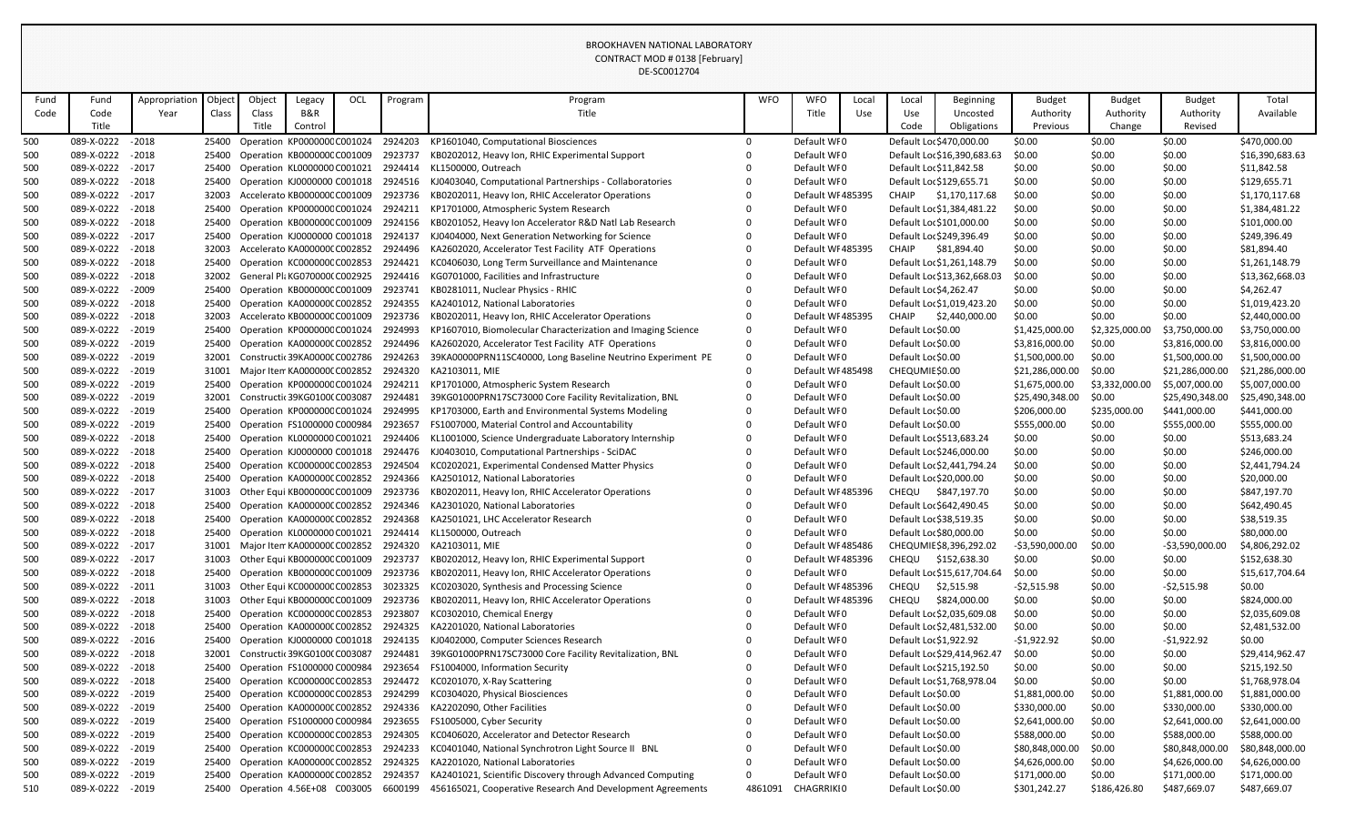BROOKHAVEN NATIONAL LABORATORY
CONTRACT MOD # 0138 [February]
DE-SC0012704

| Fund Code | Fund Code Title | Appropriation Year | Object Class | Object Class Title | Legacy B&R Control | OCL | Program | Program Title | WFO | WFO Title | Local Use | Local Use Code | Beginning Uncosted Obligations | Budget Authority Previous | Budget Authority Change | Budget Authority Revised | Total Available |
|---|---|---|---|---|---|---|---|---|---|---|---|---|---|---|---|---|---|
| 500 | 089-X-0222 | -2018 | 25400 | Operation | KP0000000 | C001024 | 2924203 | KP1601040, Computational Biosciences | 0 | Default WF | 0 | Default Loc | $470,000.00 | $0.00 | $0.00 | $0.00 | $470,000.00 |
| 500 | 089-X-0222 | -2018 | 25400 | Operation | KB0000000 | C001009 | 2923737 | KB0202012, Heavy Ion, RHIC Experimental Support | 0 | Default WF | 0 | Default Loc | $16,390,683.63 | $0.00 | $0.00 | $0.00 | $16,390,683.63 |
| 500 | 089-X-0222 | -2017 | 25400 | Operation | KL0000000 | C001021 | 2924414 | KL1500000, Outreach | 0 | Default WF | 0 | Default Loc | $11,842.58 | $0.00 | $0.00 | $0.00 | $11,842.58 |
| 500 | 089-X-0222 | -2018 | 25400 | Operation | KJ0000000 | C001018 | 2924516 | KJ0403040, Computational Partnerships - Collaboratories | 0 | Default WF | 0 | Default Loc | $129,655.71 | $0.00 | $0.00 | $0.00 | $129,655.71 |
| 500 | 089-X-0222 | -2017 | 32003 | Accelerato | KB0000000 | C001009 | 2923736 | KB0202011, Heavy Ion, RHIC Accelerator Operations | 0 | Default WF | 485395 | CHAIP | $1,170,117.68 | $0.00 | $0.00 | $0.00 | $1,170,117.68 |
| 500 | 089-X-0222 | -2018 | 25400 | Operation | KP0000000 | C001024 | 2924211 | KP1701000, Atmospheric System Research | 0 | Default WF | 0 | Default Loc | $1,384,481.22 | $0.00 | $0.00 | $0.00 | $1,384,481.22 |
| 500 | 089-X-0222 | -2018 | 25400 | Operation | KB0000000 | C001009 | 2924156 | KB0201052, Heavy Ion Accelerator R&D Natl Lab Research | 0 | Default WF | 0 | Default Loc | $101,000.00 | $0.00 | $0.00 | $0.00 | $101,000.00 |
| 500 | 089-X-0222 | -2017 | 25400 | Operation | KJ0000000 | C001018 | 2924137 | KJ0404000, Next Generation Networking for Science | 0 | Default WF | 0 | Default Loc | $249,396.49 | $0.00 | $0.00 | $0.00 | $249,396.49 |
| 500 | 089-X-0222 | -2018 | 32003 | Accelerato | KA0000000 | C002852 | 2924496 | KA2602020, Accelerator Test Facility ATF Operations | 0 | Default WF | 485395 | CHAIP | $81,894.40 | $0.00 | $0.00 | $0.00 | $81,894.40 |
| 500 | 089-X-0222 | -2018 | 25400 | Operation | KC0000000 | C002853 | 2924421 | KC0406030, Long Term Surveillance and Maintenance | 0 | Default WF | 0 | Default Loc | $1,261,148.79 | $0.00 | $0.00 | $0.00 | $1,261,148.79 |
| 500 | 089-X-0222 | -2018 | 32002 | General Pl | KG0700000 | C002925 | 2924416 | KG0701000, Facilities and Infrastructure | 0 | Default WF | 0 | Default Loc | $13,362,668.03 | $0.00 | $0.00 | $0.00 | $13,362,668.03 |
| 500 | 089-X-0222 | -2009 | 25400 | Operation | KB0000000 | C001009 | 2923741 | KB0281011, Nuclear Physics - RHIC | 0 | Default WF | 0 | Default Loc | $4,262.47 | $0.00 | $0.00 | $0.00 | $4,262.47 |
| 500 | 089-X-0222 | -2018 | 25400 | Operation | KA0000000 | C002852 | 2924355 | KA2401012, National Laboratories | 0 | Default WF | 0 | Default Loc | $1,019,423.20 | $0.00 | $0.00 | $0.00 | $1,019,423.20 |
| 500 | 089-X-0222 | -2018 | 32003 | Accelerato | KB0000000 | C001009 | 2923736 | KB0202011, Heavy Ion, RHIC Accelerator Operations | 0 | Default WF | 485395 | CHAIP | $2,440,000.00 | $0.00 | $0.00 | $0.00 | $2,440,000.00 |
| 500 | 089-X-0222 | -2019 | 25400 | Operation | KP0000000 | C001024 | 2924993 | KP1607010, Biomolecular Characterization and Imaging Science | 0 | Default WF | 0 | Default Loc | $0.00 | $1,425,000.00 | $2,325,000.00 | $3,750,000.00 | $3,750,000.00 |
| 500 | 089-X-0222 | -2019 | 25400 | Operation | KA0000000 | C002852 | 2924496 | KA2602020, Accelerator Test Facility ATF Operations | 0 | Default WF | 0 | Default Loc | $0.00 | $3,816,000.00 | $0.00 | $3,816,000.00 | $3,816,000.00 |
| 500 | 089-X-0222 | -2019 | 32001 | Constructi | 39KA00000 | C002786 | 2924263 | 39KA00000PRN11SC40000, Long Baseline Neutrino Experiment PE | 0 | Default WF | 0 | Default Loc | $0.00 | $1,500,000.00 | $0.00 | $1,500,000.00 | $1,500,000.00 |
| 500 | 089-X-0222 | -2019 | 31001 | Major Item | KA0000000 | C002852 | 2924320 | KA2103011, MIE | 0 | Default WF | 485498 | CHEQUMIE | $0.00 | $21,286,000.00 | $0.00 | $21,286,000.00 | $21,286,000.00 |
| 500 | 089-X-0222 | -2019 | 25400 | Operation | KP0000000 | C001024 | 2924211 | KP1701000, Atmospheric System Research | 0 | Default WF | 0 | Default Loc | $0.00 | $1,675,000.00 | $3,332,000.00 | $5,007,000.00 | $5,007,000.00 |
| 500 | 089-X-0222 | -2019 | 32001 | Constructi | 39KG0100 | C003087 | 2924481 | 39KG01000PRN17SC73000 Core Facility Revitalization, BNL | 0 | Default WF | 0 | Default Loc | $0.00 | $25,490,348.00 | $0.00 | $25,490,348.00 | $25,490,348.00 |
| 500 | 089-X-0222 | -2019 | 25400 | Operation | KP0000000 | C001024 | 2924995 | KP1703000, Earth and Environmental Systems Modeling | 0 | Default WF | 0 | Default Loc | $0.00 | $206,000.00 | $235,000.00 | $441,000.00 | $441,000.00 |
| 500 | 089-X-0222 | -2019 | 25400 | Operation | FS1000000 | C000984 | 2923657 | FS1007000, Material Control and Accountability | 0 | Default WF | 0 | Default Loc | $0.00 | $555,000.00 | $0.00 | $555,000.00 | $555,000.00 |
| 500 | 089-X-0222 | -2018 | 25400 | Operation | KL0000000 | C001021 | 2924406 | KL1001000, Science Undergraduate Laboratory Internship | 0 | Default WF | 0 | Default Loc | $513,683.24 | $0.00 | $0.00 | $0.00 | $513,683.24 |
| 500 | 089-X-0222 | -2018 | 25400 | Operation | KJ0000000 | C001018 | 2924476 | KJ0403010, Computational Partnerships - SciDAC | 0 | Default WF | 0 | Default Loc | $246,000.00 | $0.00 | $0.00 | $0.00 | $246,000.00 |
| 500 | 089-X-0222 | -2018 | 25400 | Operation | KC0000000 | C002853 | 2924504 | KC0202021, Experimental Condensed Matter Physics | 0 | Default WF | 0 | Default Loc | $2,441,794.24 | $0.00 | $0.00 | $0.00 | $2,441,794.24 |
| 500 | 089-X-0222 | -2018 | 25400 | Operation | KA0000000 | C002852 | 2924366 | KA2501012, National Laboratories | 0 | Default WF | 0 | Default Loc | $20,000.00 | $0.00 | $0.00 | $0.00 | $20,000.00 |
| 500 | 089-X-0222 | -2017 | 31003 | Other Equi | KB0000000 | C001009 | 2923736 | KB0202011, Heavy Ion, RHIC Accelerator Operations | 0 | Default WF | 485396 | CHEQU | $847,197.70 | $0.00 | $0.00 | $0.00 | $847,197.70 |
| 500 | 089-X-0222 | -2018 | 25400 | Operation | KA0000000 | C002852 | 2924346 | KA2301020, National Laboratories | 0 | Default WF | 0 | Default Loc | $642,490.45 | $0.00 | $0.00 | $0.00 | $642,490.45 |
| 500 | 089-X-0222 | -2018 | 25400 | Operation | KA0000000 | C002852 | 2924368 | KA2501021, LHC Accelerator Research | 0 | Default WF | 0 | Default Loc | $38,519.35 | $0.00 | $0.00 | $0.00 | $38,519.35 |
| 500 | 089-X-0222 | -2018 | 25400 | Operation | KL0000000 | C001021 | 2924414 | KL1500000, Outreach | 0 | Default WF | 0 | Default Loc | $80,000.00 | $0.00 | $0.00 | $0.00 | $80,000.00 |
| 500 | 089-X-0222 | -2017 | 31001 | Major Item | KA0000000 | C002852 | 2924320 | KA2103011, MIE | 0 | Default WF | 485486 | CHEQUMIE | $8,396,292.02 | -$3,590,000.00 | $0.00 | -$3,590,000.00 | $4,806,292.02 |
| 500 | 089-X-0222 | -2017 | 31003 | Other Equi | KB0000000 | C001009 | 2923737 | KB0202012, Heavy Ion, RHIC Experimental Support | 0 | Default WF | 485396 | CHEQU | $152,638.30 | $0.00 | $0.00 | $0.00 | $152,638.30 |
| 500 | 089-X-0222 | -2018 | 25400 | Operation | KB0000000 | C001009 | 2923736 | KB0202011, Heavy Ion, RHIC Accelerator Operations | 0 | Default WF | 0 | Default Loc | $15,617,704.64 | $0.00 | $0.00 | $0.00 | $15,617,704.64 |
| 500 | 089-X-0222 | -2011 | 31003 | Other Equi | KC0000000 | C002853 | 3023325 | KC0203020, Synthesis and Processing Science | 0 | Default WF | 485396 | CHEQU | $2,515.98 | -$2,515.98 | $0.00 | -$2,515.98 | $0.00 |
| 500 | 089-X-0222 | -2018 | 31003 | Other Equi | KB0000000 | C001009 | 2923736 | KB0202011, Heavy Ion, RHIC Accelerator Operations | 0 | Default WF | 485396 | CHEQU | $824,000.00 | $0.00 | $0.00 | $0.00 | $824,000.00 |
| 500 | 089-X-0222 | -2018 | 25400 | Operation | KC0000000 | C002853 | 2923807 | KC0302010, Chemical Energy | 0 | Default WF | 0 | Default Loc | $2,035,609.08 | $0.00 | $0.00 | $0.00 | $2,035,609.08 |
| 500 | 089-X-0222 | -2018 | 25400 | Operation | KA0000000 | C002852 | 2924325 | KA2201020, National Laboratories | 0 | Default WF | 0 | Default Loc | $2,481,532.00 | $0.00 | $0.00 | $0.00 | $2,481,532.00 |
| 500 | 089-X-0222 | -2016 | 25400 | Operation | KJ0000000 | C001018 | 2924135 | KJ0402000, Computer Sciences Research | 0 | Default WF | 0 | Default Loc | $1,922.92 | -$1,922.92 | $0.00 | -$1,922.92 | $0.00 |
| 500 | 089-X-0222 | -2018 | 32001 | Constructi | 39KG0100 | C003087 | 2924481 | 39KG01000PRN17SC73000 Core Facility Revitalization, BNL | 0 | Default WF | 0 | Default Loc | $29,414,962.47 | $0.00 | $0.00 | $0.00 | $29,414,962.47 |
| 500 | 089-X-0222 | -2018 | 25400 | Operation | FS1000000 | C000984 | 2923654 | FS1004000, Information Security | 0 | Default WF | 0 | Default Loc | $215,192.50 | $0.00 | $0.00 | $0.00 | $215,192.50 |
| 500 | 089-X-0222 | -2018 | 25400 | Operation | KC0000000 | C002853 | 2924472 | KC0201070, X-Ray Scattering | 0 | Default WF | 0 | Default Loc | $1,768,978.04 | $0.00 | $0.00 | $0.00 | $1,768,978.04 |
| 500 | 089-X-0222 | -2019 | 25400 | Operation | KC0000000 | C002853 | 2924299 | KC0304020, Physical Biosciences | 0 | Default WF | 0 | Default Loc | $0.00 | $1,881,000.00 | $0.00 | $1,881,000.00 | $1,881,000.00 |
| 500 | 089-X-0222 | -2019 | 25400 | Operation | KA0000000 | C002852 | 2924336 | KA2202090, Other Facilities | 0 | Default WF | 0 | Default Loc | $0.00 | $330,000.00 | $0.00 | $330,000.00 | $330,000.00 |
| 500 | 089-X-0222 | -2019 | 25400 | Operation | FS1000000 | C000984 | 2923655 | FS1005000, Cyber Security | 0 | Default WF | 0 | Default Loc | $0.00 | $2,641,000.00 | $0.00 | $2,641,000.00 | $2,641,000.00 |
| 500 | 089-X-0222 | -2019 | 25400 | Operation | KC0000000 | C002853 | 2924305 | KC0406020, Accelerator and Detector Research | 0 | Default WF | 0 | Default Loc | $0.00 | $588,000.00 | $0.00 | $588,000.00 | $588,000.00 |
| 500 | 089-X-0222 | -2019 | 25400 | Operation | KC0000000 | C002853 | 2924233 | KC0401040, National Synchrotron Light Source II BNL | 0 | Default WF | 0 | Default Loc | $0.00 | $80,848,000.00 | $0.00 | $80,848,000.00 | $80,848,000.00 |
| 500 | 089-X-0222 | -2019 | 25400 | Operation | KA0000000 | C002852 | 2924325 | KA2201020, National Laboratories | 0 | Default WF | 0 | Default Loc | $0.00 | $4,626,000.00 | $0.00 | $4,626,000.00 | $4,626,000.00 |
| 500 | 089-X-0222 | -2019 | 25400 | Operation | KA0000000 | C002852 | 2924357 | KA2401021, Scientific Discovery through Advanced Computing | 0 | Default WF | 0 | Default Loc | $0.00 | $171,000.00 | $0.00 | $171,000.00 | $171,000.00 |
| 510 | 089-X-0222 | -2019 | 25400 | Operation | 4.56E+08 | C003005 | 6600199 | 456165021, Cooperative Research And Development Agreements | 4861091 | CHAGRRIKI | 0 | Default Loc | $0.00 | $301,242.27 | $186,426.80 | $487,669.07 | $487,669.07 |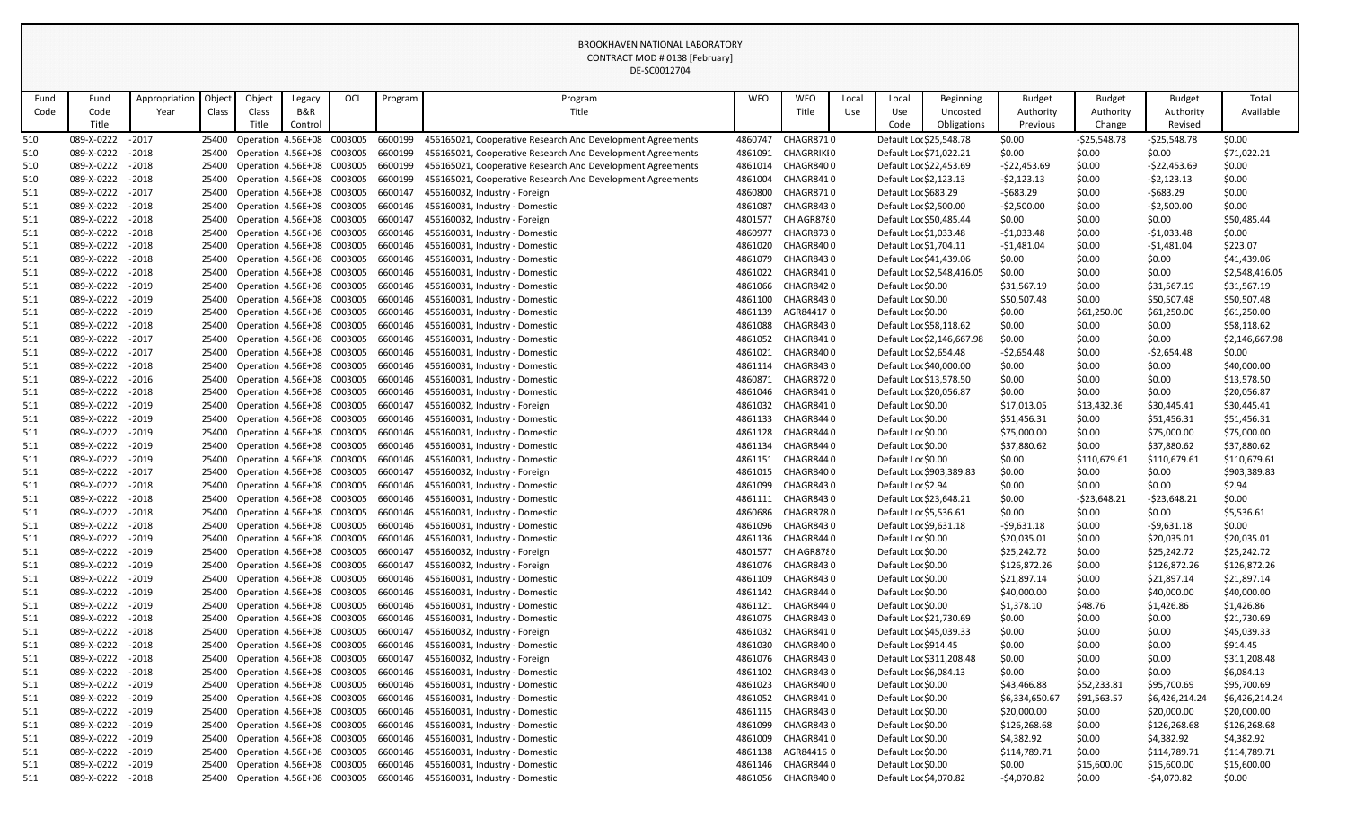BROOKHAVEN NATIONAL LABORATORY
CONTRACT MOD # 0138 [February]
DE-SC0012704

| Fund Code | Fund Code Title | Appropriation Year | Object Class | Object Class Title | Legacy B&R Control | OCL | Program | Program Title | WFO | WFO Title | Local Use | Local Use Code | Beginning Uncosted Obligations | Budget Authority Previous | Budget Authority Change | Budget Authority Revised | Total Available |
|---|---|---|---|---|---|---|---|---|---|---|---|---|---|---|---|---|---|
| 510 | 089-X-0222 | -2017 | 25400 | Operation | 4.56E+08 | C003005 | 6600199 | 456165021, Cooperative Research And Development Agreements | 4860747 | CHAGR871 | 0 | Default Loc | $25,548.78 | $0.00 | -$25,548.78 | -$25,548.78 | $0.00 |
| 510 | 089-X-0222 | -2018 | 25400 | Operation | 4.56E+08 | C003005 | 6600199 | 456165021, Cooperative Research And Development Agreements | 4861091 | CHAGRRIKI | 0 | Default Loc | $71,022.21 | $0.00 | $0.00 | $0.00 | $71,022.21 |
| 510 | 089-X-0222 | -2018 | 25400 | Operation | 4.56E+08 | C003005 | 6600199 | 456165021, Cooperative Research And Development Agreements | 4861014 | CHAGR840 | 0 | Default Loc | $22,453.69 | -$22,453.69 | $0.00 | -$22,453.69 | $0.00 |
| 510 | 089-X-0222 | -2018 | 25400 | Operation | 4.56E+08 | C003005 | 6600199 | 456165021, Cooperative Research And Development Agreements | 4861004 | CHAGR841 | 0 | Default Loc | $2,123.13 | -$2,123.13 | $0.00 | -$2,123.13 | $0.00 |
| 511 | 089-X-0222 | -2017 | 25400 | Operation | 4.56E+08 | C003005 | 6600147 | 456160032, Industry - Foreign | 4860800 | CHAGR871 | 0 | Default Loc | $683.29 | -$683.29 | $0.00 | -$683.29 | $0.00 |
| 511 | 089-X-0222 | -2018 | 25400 | Operation | 4.56E+08 | C003005 | 6600146 | 456160031, Industry - Domestic | 4861087 | CHAGR843 | 0 | Default Loc | $2,500.00 | -$2,500.00 | $0.00 | -$2,500.00 | $0.00 |
| 511 | 089-X-0222 | -2018 | 25400 | Operation | 4.56E+08 | C003005 | 6600147 | 456160032, Industry - Foreign | 4801577 | CH AGR87E | 0 | Default Loc | $50,485.44 | $0.00 | $0.00 | $0.00 | $50,485.44 |
| 511 | 089-X-0222 | -2018 | 25400 | Operation | 4.56E+08 | C003005 | 6600146 | 456160031, Industry - Domestic | 4860977 | CHAGR873 | 0 | Default Loc | $1,033.48 | -$1,033.48 | $0.00 | -$1,033.48 | $0.00 |
| 511 | 089-X-0222 | -2018 | 25400 | Operation | 4.56E+08 | C003005 | 6600146 | 456160031, Industry - Domestic | 4861020 | CHAGR840 | 0 | Default Loc | $1,704.11 | -$1,481.04 | $0.00 | -$1,481.04 | $223.07 |
| 511 | 089-X-0222 | -2018 | 25400 | Operation | 4.56E+08 | C003005 | 6600146 | 456160031, Industry - Domestic | 4861079 | CHAGR843 | 0 | Default Loc | $41,439.06 | $0.00 | $0.00 | $0.00 | $41,439.06 |
| 511 | 089-X-0222 | -2018 | 25400 | Operation | 4.56E+08 | C003005 | 6600146 | 456160031, Industry - Domestic | 4861022 | CHAGR841 | 0 | Default Loc | $2,548,416.05 | $0.00 | $0.00 | $0.00 | $2,548,416.05 |
| 511 | 089-X-0222 | -2019 | 25400 | Operation | 4.56E+08 | C003005 | 6600146 | 456160031, Industry - Domestic | 4861066 | CHAGR842 | 0 | Default Loc | $0.00 | $31,567.19 | $0.00 | $31,567.19 | $31,567.19 |
| 511 | 089-X-0222 | -2019 | 25400 | Operation | 4.56E+08 | C003005 | 6600146 | 456160031, Industry - Domestic | 4861100 | CHAGR843 | 0 | Default Loc | $0.00 | $50,507.48 | $0.00 | $50,507.48 | $50,507.48 |
| 511 | 089-X-0222 | -2019 | 25400 | Operation | 4.56E+08 | C003005 | 6600146 | 456160031, Industry - Domestic | 4861139 | AGR84417 | 0 | Default Loc | $0.00 | $0.00 | $61,250.00 | $61,250.00 | $61,250.00 |
| 511 | 089-X-0222 | -2018 | 25400 | Operation | 4.56E+08 | C003005 | 6600146 | 456160031, Industry - Domestic | 4861088 | CHAGR843 | 0 | Default Loc | $58,118.62 | $0.00 | $0.00 | $0.00 | $58,118.62 |
| 511 | 089-X-0222 | -2017 | 25400 | Operation | 4.56E+08 | C003005 | 6600146 | 456160031, Industry - Domestic | 4861052 | CHAGR841 | 0 | Default Loc | $2,146,667.98 | $0.00 | $0.00 | $0.00 | $2,146,667.98 |
| 511 | 089-X-0222 | -2017 | 25400 | Operation | 4.56E+08 | C003005 | 6600146 | 456160031, Industry - Domestic | 4861021 | CHAGR840 | 0 | Default Loc | $2,654.48 | -$2,654.48 | $0.00 | -$2,654.48 | $0.00 |
| 511 | 089-X-0222 | -2018 | 25400 | Operation | 4.56E+08 | C003005 | 6600146 | 456160031, Industry - Domestic | 4861114 | CHAGR843 | 0 | Default Loc | $40,000.00 | $0.00 | $0.00 | $0.00 | $40,000.00 |
| 511 | 089-X-0222 | -2016 | 25400 | Operation | 4.56E+08 | C003005 | 6600146 | 456160031, Industry - Domestic | 4860871 | CHAGR872 | 0 | Default Loc | $13,578.50 | $0.00 | $0.00 | $0.00 | $13,578.50 |
| 511 | 089-X-0222 | -2018 | 25400 | Operation | 4.56E+08 | C003005 | 6600146 | 456160031, Industry - Domestic | 4861046 | CHAGR841 | 0 | Default Loc | $20,056.87 | $0.00 | $0.00 | $0.00 | $20,056.87 |
| 511 | 089-X-0222 | -2019 | 25400 | Operation | 4.56E+08 | C003005 | 6600147 | 456160032, Industry - Foreign | 4861032 | CHAGR841 | 0 | Default Loc | $0.00 | $17,013.05 | $13,432.36 | $30,445.41 | $30,445.41 |
| 511 | 089-X-0222 | -2019 | 25400 | Operation | 4.56E+08 | C003005 | 6600146 | 456160031, Industry - Domestic | 4861133 | CHAGR844 | 0 | Default Loc | $0.00 | $51,456.31 | $0.00 | $51,456.31 | $51,456.31 |
| 511 | 089-X-0222 | -2019 | 25400 | Operation | 4.56E+08 | C003005 | 6600146 | 456160031, Industry - Domestic | 4861128 | CHAGR844 | 0 | Default Loc | $0.00 | $75,000.00 | $0.00 | $75,000.00 | $75,000.00 |
| 511 | 089-X-0222 | -2019 | 25400 | Operation | 4.56E+08 | C003005 | 6600146 | 456160031, Industry - Domestic | 4861134 | CHAGR844 | 0 | Default Loc | $0.00 | $37,880.62 | $0.00 | $37,880.62 | $37,880.62 |
| 511 | 089-X-0222 | -2019 | 25400 | Operation | 4.56E+08 | C003005 | 6600146 | 456160031, Industry - Domestic | 4861151 | CHAGR844 | 0 | Default Loc | $0.00 | $0.00 | $110,679.61 | $110,679.61 | $110,679.61 |
| 511 | 089-X-0222 | -2017 | 25400 | Operation | 4.56E+08 | C003005 | 6600147 | 456160032, Industry - Foreign | 4861015 | CHAGR840 | 0 | Default Loc | $903,389.83 | $0.00 | $0.00 | $0.00 | $903,389.83 |
| 511 | 089-X-0222 | -2018 | 25400 | Operation | 4.56E+08 | C003005 | 6600146 | 456160031, Industry - Domestic | 4861099 | CHAGR843 | 0 | Default Loc | $2.94 | $0.00 | $0.00 | $0.00 | $2.94 |
| 511 | 089-X-0222 | -2018 | 25400 | Operation | 4.56E+08 | C003005 | 6600146 | 456160031, Industry - Domestic | 4861111 | CHAGR843 | 0 | Default Loc | $23,648.21 | $0.00 | -$23,648.21 | -$23,648.21 | $0.00 |
| 511 | 089-X-0222 | -2018 | 25400 | Operation | 4.56E+08 | C003005 | 6600146 | 456160031, Industry - Domestic | 4860686 | CHAGR878 | 0 | Default Loc | $5,536.61 | $0.00 | $0.00 | $0.00 | $5,536.61 |
| 511 | 089-X-0222 | -2018 | 25400 | Operation | 4.56E+08 | C003005 | 6600146 | 456160031, Industry - Domestic | 4861096 | CHAGR843 | 0 | Default Loc | $9,631.18 | -$9,631.18 | $0.00 | -$9,631.18 | $0.00 |
| 511 | 089-X-0222 | -2019 | 25400 | Operation | 4.56E+08 | C003005 | 6600146 | 456160031, Industry - Domestic | 4861136 | CHAGR844 | 0 | Default Loc | $0.00 | $20,035.01 | $0.00 | $20,035.01 | $20,035.01 |
| 511 | 089-X-0222 | -2019 | 25400 | Operation | 4.56E+08 | C003005 | 6600147 | 456160032, Industry - Foreign | 4801577 | CH AGR87E | 0 | Default Loc | $0.00 | $25,242.72 | $0.00 | $25,242.72 | $25,242.72 |
| 511 | 089-X-0222 | -2019 | 25400 | Operation | 4.56E+08 | C003005 | 6600147 | 456160032, Industry - Foreign | 4861076 | CHAGR843 | 0 | Default Loc | $0.00 | $126,872.26 | $0.00 | $126,872.26 | $126,872.26 |
| 511 | 089-X-0222 | -2019 | 25400 | Operation | 4.56E+08 | C003005 | 6600146 | 456160031, Industry - Domestic | 4861109 | CHAGR843 | 0 | Default Loc | $0.00 | $21,897.14 | $0.00 | $21,897.14 | $21,897.14 |
| 511 | 089-X-0222 | -2019 | 25400 | Operation | 4.56E+08 | C003005 | 6600146 | 456160031, Industry - Domestic | 4861142 | CHAGR844 | 0 | Default Loc | $0.00 | $40,000.00 | $0.00 | $40,000.00 | $40,000.00 |
| 511 | 089-X-0222 | -2019 | 25400 | Operation | 4.56E+08 | C003005 | 6600146 | 456160031, Industry - Domestic | 4861121 | CHAGR844 | 0 | Default Loc | $0.00 | $1,378.10 | $48.76 | $1,426.86 | $1,426.86 |
| 511 | 089-X-0222 | -2018 | 25400 | Operation | 4.56E+08 | C003005 | 6600146 | 456160031, Industry - Domestic | 4861075 | CHAGR843 | 0 | Default Loc | $21,730.69 | $0.00 | $0.00 | $0.00 | $21,730.69 |
| 511 | 089-X-0222 | -2018 | 25400 | Operation | 4.56E+08 | C003005 | 6600147 | 456160032, Industry - Foreign | 4861032 | CHAGR841 | 0 | Default Loc | $45,039.33 | $0.00 | $0.00 | $0.00 | $45,039.33 |
| 511 | 089-X-0222 | -2018 | 25400 | Operation | 4.56E+08 | C003005 | 6600146 | 456160031, Industry - Domestic | 4861030 | CHAGR840 | 0 | Default Loc | $914.45 | $0.00 | $0.00 | $0.00 | $914.45 |
| 511 | 089-X-0222 | -2018 | 25400 | Operation | 4.56E+08 | C003005 | 6600147 | 456160032, Industry - Foreign | 4861076 | CHAGR843 | 0 | Default Loc | $311,208.48 | $0.00 | $0.00 | $0.00 | $311,208.48 |
| 511 | 089-X-0222 | -2018 | 25400 | Operation | 4.56E+08 | C003005 | 6600146 | 456160031, Industry - Domestic | 4861102 | CHAGR843 | 0 | Default Loc | $6,084.13 | $0.00 | $0.00 | $0.00 | $6,084.13 |
| 511 | 089-X-0222 | -2019 | 25400 | Operation | 4.56E+08 | C003005 | 6600146 | 456160031, Industry - Domestic | 4861023 | CHAGR840 | 0 | Default Loc | $0.00 | $43,466.88 | $52,233.81 | $95,700.69 | $95,700.69 |
| 511 | 089-X-0222 | -2019 | 25400 | Operation | 4.56E+08 | C003005 | 6600146 | 456160031, Industry - Domestic | 4861052 | CHAGR841 | 0 | Default Loc | $0.00 | $6,334,650.67 | $91,563.57 | $6,426,214.24 | $6,426,214.24 |
| 511 | 089-X-0222 | -2019 | 25400 | Operation | 4.56E+08 | C003005 | 6600146 | 456160031, Industry - Domestic | 4861115 | CHAGR843 | 0 | Default Loc | $0.00 | $20,000.00 | $0.00 | $20,000.00 | $20,000.00 |
| 511 | 089-X-0222 | -2019 | 25400 | Operation | 4.56E+08 | C003005 | 6600146 | 456160031, Industry - Domestic | 4861099 | CHAGR843 | 0 | Default Loc | $0.00 | $126,268.68 | $0.00 | $126,268.68 | $126,268.68 |
| 511 | 089-X-0222 | -2019 | 25400 | Operation | 4.56E+08 | C003005 | 6600146 | 456160031, Industry - Domestic | 4861009 | CHAGR841 | 0 | Default Loc | $0.00 | $4,382.92 | $0.00 | $4,382.92 | $4,382.92 |
| 511 | 089-X-0222 | -2019 | 25400 | Operation | 4.56E+08 | C003005 | 6600146 | 456160031, Industry - Domestic | 4861138 | AGR84416 | 0 | Default Loc | $0.00 | $114,789.71 | $0.00 | $114,789.71 | $114,789.71 |
| 511 | 089-X-0222 | -2019 | 25400 | Operation | 4.56E+08 | C003005 | 6600146 | 456160031, Industry - Domestic | 4861146 | CHAGR844 | 0 | Default Loc | $0.00 | $0.00 | $15,600.00 | $15,600.00 | $15,600.00 |
| 511 | 089-X-0222 | -2018 | 25400 | Operation | 4.56E+08 | C003005 | 6600146 | 456160031, Industry - Domestic | 4861056 | CHAGR840 | 0 | Default Loc | $4,070.82 | -$4,070.82 | $0.00 | -$4,070.82 | $0.00 |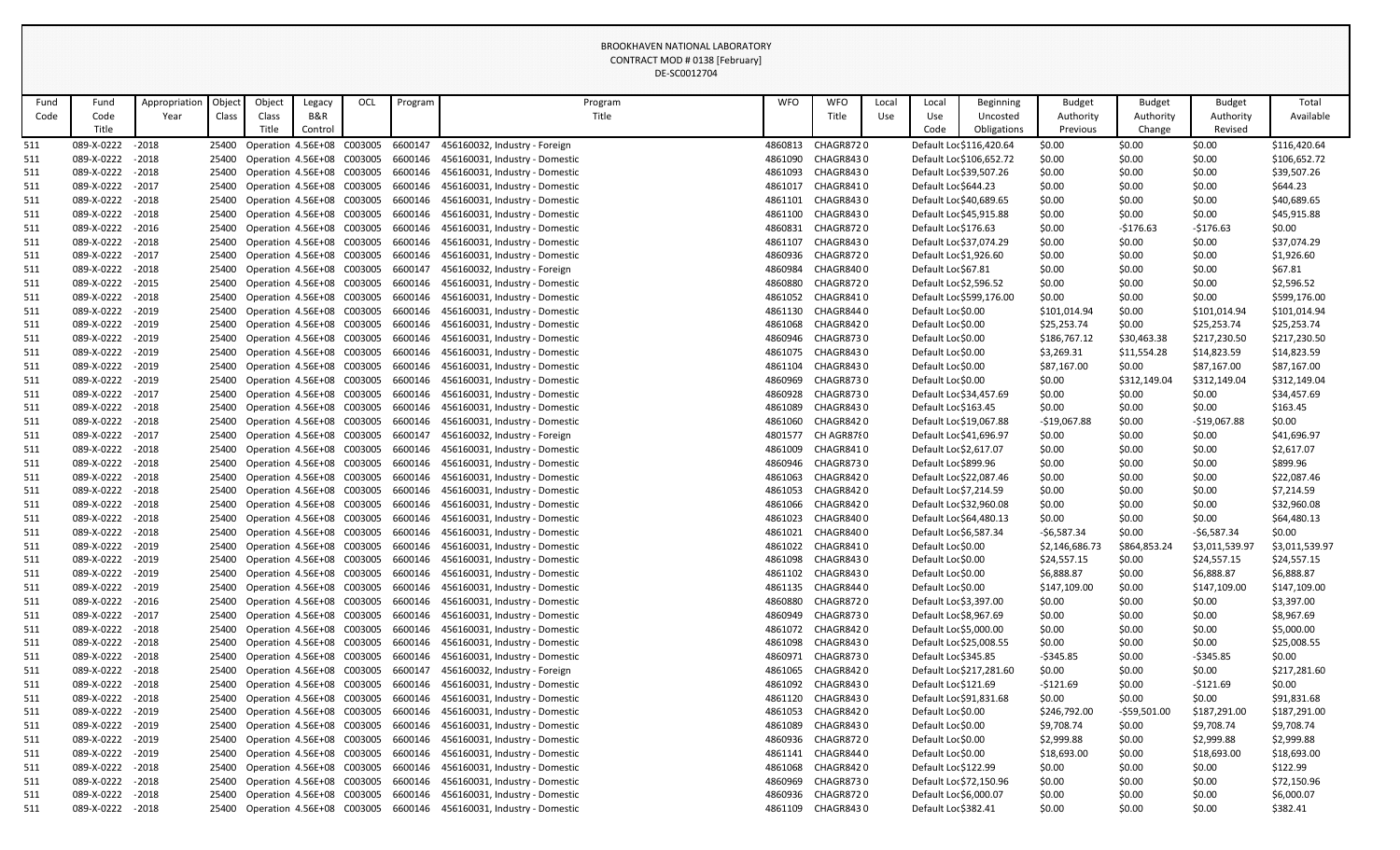BROOKHAVEN NATIONAL LABORATORY
CONTRACT MOD # 0138 [February]
DE-SC0012704

| Fund Code | Fund Code Title | Appropriation Year | Object Class | Object Class Title | Legacy B&R Control | OCL | Program | Program Title | WFO | WFO Title | Local Use | Local Use Code | Beginning Uncosted Obligations | Budget Authority Previous | Budget Authority Change | Budget Authority Revised | Total Available |
|---|---|---|---|---|---|---|---|---|---|---|---|---|---|---|---|---|---|
| 511 | 089-X-0222 | -2018 | 25400 | Operation | 4.56E+08 | C003005 | 6600147 | 456160032, Industry - Foreign | 4860813 | CHAGR872 | 0 | Default Loc | $116,420.64 | $0.00 | $0.00 | $0.00 | $116,420.64 |
| 511 | 089-X-0222 | -2018 | 25400 | Operation | 4.56E+08 | C003005 | 6600146 | 456160031, Industry - Domestic | 4861090 | CHAGR843 | 0 | Default Loc | $106,652.72 | $0.00 | $0.00 | $0.00 | $106,652.72 |
| 511 | 089-X-0222 | -2018 | 25400 | Operation | 4.56E+08 | C003005 | 6600146 | 456160031, Industry - Domestic | 4861093 | CHAGR843 | 0 | Default Loc | $39,507.26 | $0.00 | $0.00 | $0.00 | $39,507.26 |
| 511 | 089-X-0222 | -2017 | 25400 | Operation | 4.56E+08 | C003005 | 6600146 | 456160031, Industry - Domestic | 4861017 | CHAGR841 | 0 | Default Loc | $644.23 | $0.00 | $0.00 | $0.00 | $644.23 |
| 511 | 089-X-0222 | -2018 | 25400 | Operation | 4.56E+08 | C003005 | 6600146 | 456160031, Industry - Domestic | 4861101 | CHAGR843 | 0 | Default Loc | $40,689.65 | $0.00 | $0.00 | $0.00 | $40,689.65 |
| 511 | 089-X-0222 | -2018 | 25400 | Operation | 4.56E+08 | C003005 | 6600146 | 456160031, Industry - Domestic | 4861100 | CHAGR843 | 0 | Default Loc | $45,915.88 | $0.00 | $0.00 | $0.00 | $45,915.88 |
| 511 | 089-X-0222 | -2016 | 25400 | Operation | 4.56E+08 | C003005 | 6600146 | 456160031, Industry - Domestic | 4860831 | CHAGR872 | 0 | Default Loc | $176.63 | $0.00 | -$176.63 | -$176.63 | $0.00 |
| 511 | 089-X-0222 | -2018 | 25400 | Operation | 4.56E+08 | C003005 | 6600146 | 456160031, Industry - Domestic | 4861107 | CHAGR843 | 0 | Default Loc | $37,074.29 | $0.00 | $0.00 | $0.00 | $37,074.29 |
| 511 | 089-X-0222 | -2017 | 25400 | Operation | 4.56E+08 | C003005 | 6600146 | 456160031, Industry - Domestic | 4860936 | CHAGR872 | 0 | Default Loc | $1,926.60 | $0.00 | $0.00 | $0.00 | $1,926.60 |
| 511 | 089-X-0222 | -2018 | 25400 | Operation | 4.56E+08 | C003005 | 6600147 | 456160032, Industry - Foreign | 4860984 | CHAGR840 | 0 | Default Loc | $67.81 | $0.00 | $0.00 | $0.00 | $67.81 |
| 511 | 089-X-0222 | -2015 | 25400 | Operation | 4.56E+08 | C003005 | 6600146 | 456160031, Industry - Domestic | 4860880 | CHAGR872 | 0 | Default Loc | $2,596.52 | $0.00 | $0.00 | $0.00 | $2,596.52 |
| 511 | 089-X-0222 | -2018 | 25400 | Operation | 4.56E+08 | C003005 | 6600146 | 456160031, Industry - Domestic | 4861052 | CHAGR841 | 0 | Default Loc | $599,176.00 | $0.00 | $0.00 | $0.00 | $599,176.00 |
| 511 | 089-X-0222 | -2019 | 25400 | Operation | 4.56E+08 | C003005 | 6600146 | 456160031, Industry - Domestic | 4861130 | CHAGR844 | 0 | Default Loc | $0.00 | $101,014.94 | $0.00 | $101,014.94 | $101,014.94 |
| 511 | 089-X-0222 | -2019 | 25400 | Operation | 4.56E+08 | C003005 | 6600146 | 456160031, Industry - Domestic | 4861068 | CHAGR842 | 0 | Default Loc | $0.00 | $25,253.74 | $0.00 | $25,253.74 | $25,253.74 |
| 511 | 089-X-0222 | -2019 | 25400 | Operation | 4.56E+08 | C003005 | 6600146 | 456160031, Industry - Domestic | 4860946 | CHAGR873 | 0 | Default Loc | $0.00 | $186,767.12 | $30,463.38 | $217,230.50 | $217,230.50 |
| 511 | 089-X-0222 | -2019 | 25400 | Operation | 4.56E+08 | C003005 | 6600146 | 456160031, Industry - Domestic | 4861075 | CHAGR843 | 0 | Default Loc | $0.00 | $3,269.31 | $11,554.28 | $14,823.59 | $14,823.59 |
| 511 | 089-X-0222 | -2019 | 25400 | Operation | 4.56E+08 | C003005 | 6600146 | 456160031, Industry - Domestic | 4861104 | CHAGR843 | 0 | Default Loc | $0.00 | $87,167.00 | $0.00 | $87,167.00 | $87,167.00 |
| 511 | 089-X-0222 | -2019 | 25400 | Operation | 4.56E+08 | C003005 | 6600146 | 456160031, Industry - Domestic | 4860969 | CHAGR873 | 0 | Default Loc | $0.00 | $0.00 | $312,149.04 | $312,149.04 | $312,149.04 |
| 511 | 089-X-0222 | -2017 | 25400 | Operation | 4.56E+08 | C003005 | 6600146 | 456160031, Industry - Domestic | 4860928 | CHAGR873 | 0 | Default Loc | $34,457.69 | $0.00 | $0.00 | $0.00 | $34,457.69 |
| 511 | 089-X-0222 | -2018 | 25400 | Operation | 4.56E+08 | C003005 | 6600146 | 456160031, Industry - Domestic | 4861089 | CHAGR843 | 0 | Default Loc | $163.45 | $0.00 | $0.00 | $0.00 | $163.45 |
| 511 | 089-X-0222 | -2018 | 25400 | Operation | 4.56E+08 | C003005 | 6600146 | 456160031, Industry - Domestic | 4861060 | CHAGR842 | 0 | Default Loc | $19,067.88 | -$19,067.88 | $0.00 | -$19,067.88 | $0.00 |
| 511 | 089-X-0222 | -2017 | 25400 | Operation | 4.56E+08 | C003005 | 6600147 | 456160032, Industry - Foreign | 4801577 | CH AGR87 | 0 | Default Loc | $41,696.97 | $0.00 | $0.00 | $0.00 | $41,696.97 |
| 511 | 089-X-0222 | -2018 | 25400 | Operation | 4.56E+08 | C003005 | 6600146 | 456160031, Industry - Domestic | 4861009 | CHAGR841 | 0 | Default Loc | $2,617.07 | $0.00 | $0.00 | $0.00 | $2,617.07 |
| 511 | 089-X-0222 | -2018 | 25400 | Operation | 4.56E+08 | C003005 | 6600146 | 456160031, Industry - Domestic | 4860946 | CHAGR873 | 0 | Default Loc | $899.96 | $0.00 | $0.00 | $0.00 | $899.96 |
| 511 | 089-X-0222 | -2018 | 25400 | Operation | 4.56E+08 | C003005 | 6600146 | 456160031, Industry - Domestic | 4861063 | CHAGR842 | 0 | Default Loc | $22,087.46 | $0.00 | $0.00 | $0.00 | $22,087.46 |
| 511 | 089-X-0222 | -2018 | 25400 | Operation | 4.56E+08 | C003005 | 6600146 | 456160031, Industry - Domestic | 4861053 | CHAGR842 | 0 | Default Loc | $7,214.59 | $0.00 | $0.00 | $0.00 | $7,214.59 |
| 511 | 089-X-0222 | -2018 | 25400 | Operation | 4.56E+08 | C003005 | 6600146 | 456160031, Industry - Domestic | 4861066 | CHAGR842 | 0 | Default Loc | $32,960.08 | $0.00 | $0.00 | $0.00 | $32,960.08 |
| 511 | 089-X-0222 | -2018 | 25400 | Operation | 4.56E+08 | C003005 | 6600146 | 456160031, Industry - Domestic | 4861023 | CHAGR840 | 0 | Default Loc | $64,480.13 | $0.00 | $0.00 | $0.00 | $64,480.13 |
| 511 | 089-X-0222 | -2018 | 25400 | Operation | 4.56E+08 | C003005 | 6600146 | 456160031, Industry - Domestic | 4861021 | CHAGR840 | 0 | Default Loc | $6,587.34 | -$6,587.34 | $0.00 | -$6,587.34 | $0.00 |
| 511 | 089-X-0222 | -2019 | 25400 | Operation | 4.56E+08 | C003005 | 6600146 | 456160031, Industry - Domestic | 4861022 | CHAGR841 | 0 | Default Loc | $0.00 | $2,146,686.73 | $864,853.24 | $3,011,539.97 | $3,011,539.97 |
| 511 | 089-X-0222 | -2019 | 25400 | Operation | 4.56E+08 | C003005 | 6600146 | 456160031, Industry - Domestic | 4861098 | CHAGR843 | 0 | Default Loc | $0.00 | $24,557.15 | $0.00 | $24,557.15 | $24,557.15 |
| 511 | 089-X-0222 | -2019 | 25400 | Operation | 4.56E+08 | C003005 | 6600146 | 456160031, Industry - Domestic | 4861102 | CHAGR843 | 0 | Default Loc | $0.00 | $6,888.87 | $0.00 | $6,888.87 | $6,888.87 |
| 511 | 089-X-0222 | -2019 | 25400 | Operation | 4.56E+08 | C003005 | 6600146 | 456160031, Industry - Domestic | 4861135 | CHAGR844 | 0 | Default Loc | $0.00 | $147,109.00 | $0.00 | $147,109.00 | $147,109.00 |
| 511 | 089-X-0222 | -2016 | 25400 | Operation | 4.56E+08 | C003005 | 6600146 | 456160031, Industry - Domestic | 4860880 | CHAGR872 | 0 | Default Loc | $3,397.00 | $0.00 | $0.00 | $0.00 | $3,397.00 |
| 511 | 089-X-0222 | -2017 | 25400 | Operation | 4.56E+08 | C003005 | 6600146 | 456160031, Industry - Domestic | 4860949 | CHAGR873 | 0 | Default Loc | $8,967.69 | $0.00 | $0.00 | $0.00 | $8,967.69 |
| 511 | 089-X-0222 | -2018 | 25400 | Operation | 4.56E+08 | C003005 | 6600146 | 456160031, Industry - Domestic | 4861072 | CHAGR842 | 0 | Default Loc | $5,000.00 | $0.00 | $0.00 | $0.00 | $5,000.00 |
| 511 | 089-X-0222 | -2018 | 25400 | Operation | 4.56E+08 | C003005 | 6600146 | 456160031, Industry - Domestic | 4861098 | CHAGR843 | 0 | Default Loc | $25,008.55 | $0.00 | $0.00 | $0.00 | $25,008.55 |
| 511 | 089-X-0222 | -2018 | 25400 | Operation | 4.56E+08 | C003005 | 6600146 | 456160031, Industry - Domestic | 4860971 | CHAGR873 | 0 | Default Loc | $345.85 | -$345.85 | $0.00 | -$345.85 | $0.00 |
| 511 | 089-X-0222 | -2018 | 25400 | Operation | 4.56E+08 | C003005 | 6600147 | 456160032, Industry - Foreign | 4861065 | CHAGR842 | 0 | Default Loc | $217,281.60 | $0.00 | $0.00 | $0.00 | $217,281.60 |
| 511 | 089-X-0222 | -2018 | 25400 | Operation | 4.56E+08 | C003005 | 6600146 | 456160031, Industry - Domestic | 4861092 | CHAGR843 | 0 | Default Loc | $121.69 | -$121.69 | $0.00 | -$121.69 | $0.00 |
| 511 | 089-X-0222 | -2018 | 25400 | Operation | 4.56E+08 | C003005 | 6600146 | 456160031, Industry - Domestic | 4861120 | CHAGR843 | 0 | Default Loc | $91,831.68 | $0.00 | $0.00 | $0.00 | $91,831.68 |
| 511 | 089-X-0222 | -2019 | 25400 | Operation | 4.56E+08 | C003005 | 6600146 | 456160031, Industry - Domestic | 4861053 | CHAGR842 | 0 | Default Loc | $0.00 | $246,792.00 | -$59,501.00 | $187,291.00 | $187,291.00 |
| 511 | 089-X-0222 | -2019 | 25400 | Operation | 4.56E+08 | C003005 | 6600146 | 456160031, Industry - Domestic | 4861089 | CHAGR843 | 0 | Default Loc | $0.00 | $9,708.74 | $0.00 | $9,708.74 | $9,708.74 |
| 511 | 089-X-0222 | -2019 | 25400 | Operation | 4.56E+08 | C003005 | 6600146 | 456160031, Industry - Domestic | 4860936 | CHAGR872 | 0 | Default Loc | $0.00 | $2,999.88 | $0.00 | $2,999.88 | $2,999.88 |
| 511 | 089-X-0222 | -2019 | 25400 | Operation | 4.56E+08 | C003005 | 6600146 | 456160031, Industry - Domestic | 4861141 | CHAGR844 | 0 | Default Loc | $0.00 | $18,693.00 | $0.00 | $18,693.00 | $18,693.00 |
| 511 | 089-X-0222 | -2018 | 25400 | Operation | 4.56E+08 | C003005 | 6600146 | 456160031, Industry - Domestic | 4861068 | CHAGR842 | 0 | Default Loc | $122.99 | $0.00 | $0.00 | $0.00 | $122.99 |
| 511 | 089-X-0222 | -2018 | 25400 | Operation | 4.56E+08 | C003005 | 6600146 | 456160031, Industry - Domestic | 4860969 | CHAGR873 | 0 | Default Loc | $72,150.96 | $0.00 | $0.00 | $0.00 | $72,150.96 |
| 511 | 089-X-0222 | -2018 | 25400 | Operation | 4.56E+08 | C003005 | 6600146 | 456160031, Industry - Domestic | 4860936 | CHAGR872 | 0 | Default Loc | $6,000.07 | $0.00 | $0.00 | $0.00 | $6,000.07 |
| 511 | 089-X-0222 | -2018 | 25400 | Operation | 4.56E+08 | C003005 | 6600146 | 456160031, Industry - Domestic | 4861109 | CHAGR843 | 0 | Default Loc | $382.41 | $0.00 | $0.00 | $0.00 | $382.41 |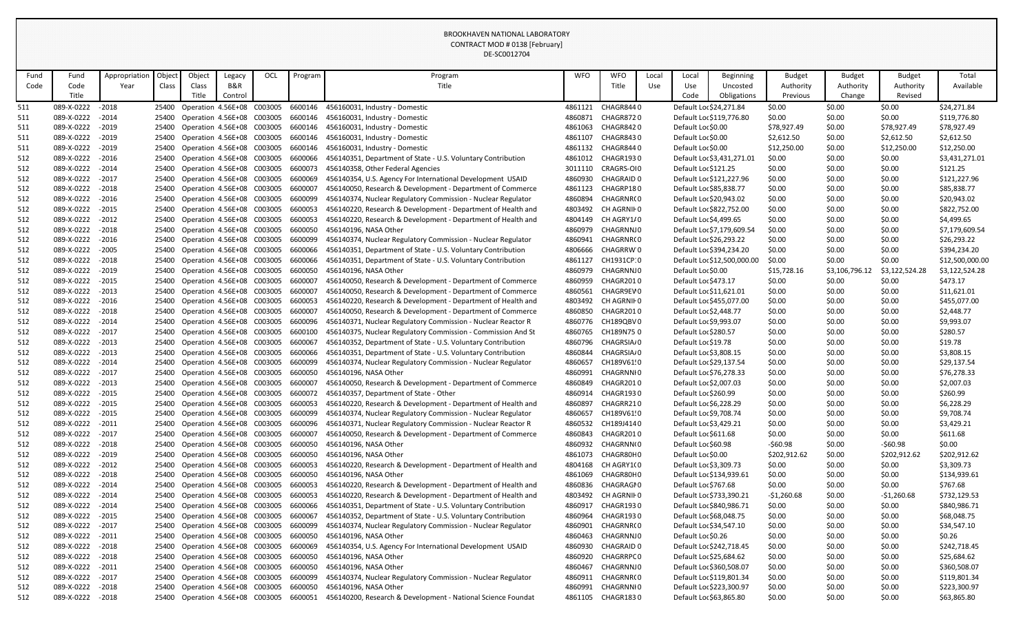BROOKHAVEN NATIONAL LABORATORY
CONTRACT MOD # 0138 [February]
DE-SC0012704

| Fund Code | Fund Code Title | Appropriation Year | Object Class | Object Class Title | Legacy B&R Control | OCL | Program | Program Title | WFO | WFO Title | Local Use | Local Use Code | Beginning Uncosted Obligations | Budget Authority Previous | Budget Authority Change | Budget Authority Revised | Total Available |
|---|---|---|---|---|---|---|---|---|---|---|---|---|---|---|---|---|---|
| 511 | 089-X-0222 | -2018 | 25400 | Operation | 4.56E+08 | C003005 | 6600146 | 456160031, Industry - Domestic | 4861121 | CHAGR844 | 0 | Default Loc | $24,271.84 | $0.00 | $0.00 | $0.00 | $24,271.84 |
| 511 | 089-X-0222 | -2014 | 25400 | Operation | 4.56E+08 | C003005 | 6600146 | 456160031, Industry - Domestic | 4860871 | CHAGR872 | 0 | Default Loc | $119,776.80 | $0.00 | $0.00 | $0.00 | $119,776.80 |
| 511 | 089-X-0222 | -2019 | 25400 | Operation | 4.56E+08 | C003005 | 6600146 | 456160031, Industry - Domestic | 4861063 | CHAGR842 | 0 | Default Loc | $0.00 | $78,927.49 | $0.00 | $78,927.49 | $78,927.49 |
| 511 | 089-X-0222 | -2019 | 25400 | Operation | 4.56E+08 | C003005 | 6600146 | 456160031, Industry - Domestic | 4861107 | CHAGR843 | 0 | Default Loc | $0.00 | $2,612.50 | $0.00 | $2,612.50 | $2,612.50 |
| 511 | 089-X-0222 | -2019 | 25400 | Operation | 4.56E+08 | C003005 | 6600146 | 456160031, Industry - Domestic | 4861132 | CHAGR844 | 0 | Default Loc | $0.00 | $12,250.00 | $0.00 | $12,250.00 | $12,250.00 |
| 512 | 089-X-0222 | -2016 | 25400 | Operation | 4.56E+08 | C003005 | 6600066 | 456140351, Department of State - U.S. Voluntary Contribution | 4861012 | CHAGR193 | 0 | Default Loc | $3,431,271.01 | $0.00 | $0.00 | $0.00 | $3,431,271.01 |
| 512 | 089-X-0222 | -2014 | 25400 | Operation | 4.56E+08 | C003005 | 6600073 | 456140358, Other Federal Agencies | 3011110 | CRAGRS-OI | 0 | Default Loc | $121.25 | $0.00 | $0.00 | $0.00 | $121.25 |
| 512 | 089-X-0222 | -2017 | 25400 | Operation | 4.56E+08 | C003005 | 6600069 | 456140354, U.S. Agency For International Development USAID | 4860930 | CHAGRAID | 0 | Default Loc | $121,227.96 | $0.00 | $0.00 | $0.00 | $121,227.96 |
| 512 | 089-X-0222 | -2018 | 25400 | Operation | 4.56E+08 | C003005 | 6600007 | 456140050, Research & Development - Department of Commerce | 4861123 | CHAGRP18 | 0 | Default Loc | $85,838.77 | $0.00 | $0.00 | $0.00 | $85,838.77 |
| 512 | 089-X-0222 | -2016 | 25400 | Operation | 4.56E+08 | C003005 | 6600099 | 456140374, Nuclear Regulatory Commission - Nuclear Regulator | 4860894 | CHAGRNR( | 0 | Default Loc | $20,943.02 | $0.00 | $0.00 | $0.00 | $20,943.02 |
| 512 | 089-X-0222 | -2015 | 25400 | Operation | 4.56E+08 | C003005 | 6600053 | 456140220, Research & Development - Department of Health and | 4803492 | CH AGRNIH | 0 | Default Loc | $822,752.00 | $0.00 | $0.00 | $0.00 | $822,752.00 |
| 512 | 089-X-0222 | -2012 | 25400 | Operation | 4.56E+08 | C003005 | 6600053 | 456140220, Research & Development - Department of Health and | 4804149 | CH AGRY1/ | 0 | Default Loc | $4,499.65 | $0.00 | $0.00 | $0.00 | $4,499.65 |
| 512 | 089-X-0222 | -2018 | 25400 | Operation | 4.56E+08 | C003005 | 6600050 | 456140196, NASA Other | 4860979 | CHAGRNNJ | 0 | Default Loc | $7,179,609.54 | $0.00 | $0.00 | $0.00 | $7,179,609.54 |
| 512 | 089-X-0222 | -2016 | 25400 | Operation | 4.56E+08 | C003005 | 6600099 | 456140374, Nuclear Regulatory Commission - Nuclear Regulator | 4860941 | CHAGRNR( | 0 | Default Loc | $26,293.22 | $0.00 | $0.00 | $0.00 | $26,293.22 |
| 512 | 089-X-0222 | -2005 | 25400 | Operation | 4.56E+08 | C003005 | 6600066 | 456140351, Department of State - U.S. Voluntary Contribution | 4806666 | CHAGRRW | 0 | Default Loc | $394,234.20 | $0.00 | $0.00 | $0.00 | $394,234.20 |
| 512 | 089-X-0222 | -2018 | 25400 | Operation | 4.56E+08 | C003005 | 6600066 | 456140351, Department of State - U.S. Voluntary Contribution | 4861127 | CH1931CP | 0 | Default Loc | $12,500,000.00 | $0.00 | $0.00 | $0.00 | $12,500,000.00 |
| 512 | 089-X-0222 | -2019 | 25400 | Operation | 4.56E+08 | C003005 | 6600050 | 456140196, NASA Other | 4860979 | CHAGRNNJ | 0 | Default Loc | $0.00 | $15,728.16 | $3,106,796.12 | $3,122,524.28 | $3,122,524.28 |
| 512 | 089-X-0222 | -2015 | 25400 | Operation | 4.56E+08 | C003005 | 6600007 | 456140050, Research & Development - Department of Commerce | 4860959 | CHAGR201 | 0 | Default Loc | $473.17 | $0.00 | $0.00 | $0.00 | $473.17 |
| 512 | 089-X-0222 | -2013 | 25400 | Operation | 4.56E+08 | C003005 | 6600007 | 456140050, Research & Development - Department of Commerce | 4860561 | CHAGR9EV | 0 | Default Loc | $11,621.01 | $0.00 | $0.00 | $0.00 | $11,621.01 |
| 512 | 089-X-0222 | -2016 | 25400 | Operation | 4.56E+08 | C003005 | 6600053 | 456140220, Research & Development - Department of Health and | 4803492 | CH AGRNIH | 0 | Default Loc | $455,077.00 | $0.00 | $0.00 | $0.00 | $455,077.00 |
| 512 | 089-X-0222 | -2018 | 25400 | Operation | 4.56E+08 | C003005 | 6600007 | 456140050, Research & Development - Department of Commerce | 4860850 | CHAGR201 | 0 | Default Loc | $2,448.77 | $0.00 | $0.00 | $0.00 | $2,448.77 |
| 512 | 089-X-0222 | -2014 | 25400 | Operation | 4.56E+08 | C003005 | 6600096 | 456140371, Nuclear Regulatory Commission - Nuclear Reactor R | 4860776 | CH189QBV | 0 | Default Loc | $9,993.07 | $0.00 | $0.00 | $0.00 | $9,993.07 |
| 512 | 089-X-0222 | -2017 | 25400 | Operation | 4.56E+08 | C003005 | 6600100 | 456140375, Nuclear Regulatory Commission - Commission And St | 4860765 | CH189N75 | 0 | Default Loc | $280.57 | $0.00 | $0.00 | $0.00 | $280.57 |
| 512 | 089-X-0222 | -2013 | 25400 | Operation | 4.56E+08 | C003005 | 6600067 | 456140352, Department of State - U.S. Voluntary Contribution | 4860796 | CHAGRSIA/ | 0 | Default Loc | $19.78 | $0.00 | $0.00 | $0.00 | $19.78 |
| 512 | 089-X-0222 | -2013 | 25400 | Operation | 4.56E+08 | C003005 | 6600066 | 456140351, Department of State - U.S. Voluntary Contribution | 4860844 | CHAGRSIA/ | 0 | Default Loc | $3,808.15 | $0.00 | $0.00 | $0.00 | $3,808.15 |
| 512 | 089-X-0222 | -2014 | 25400 | Operation | 4.56E+08 | C003005 | 6600099 | 456140374, Nuclear Regulatory Commission - Nuclear Regulator | 4860657 | CH189V61! | 0 | Default Loc | $29,137.54 | $0.00 | $0.00 | $0.00 | $29,137.54 |
| 512 | 089-X-0222 | -2017 | 25400 | Operation | 4.56E+08 | C003005 | 6600050 | 456140196, NASA Other | 4860991 | CHAGRNNI | 0 | Default Loc | $76,278.33 | $0.00 | $0.00 | $0.00 | $76,278.33 |
| 512 | 089-X-0222 | -2013 | 25400 | Operation | 4.56E+08 | C003005 | 6600007 | 456140050, Research & Development - Department of Commerce | 4860849 | CHAGR201 | 0 | Default Loc | $2,007.03 | $0.00 | $0.00 | $0.00 | $2,007.03 |
| 512 | 089-X-0222 | -2015 | 25400 | Operation | 4.56E+08 | C003005 | 6600072 | 456140357, Department of State - Other | 4860914 | CHAGR193 | 0 | Default Loc | $260.99 | $0.00 | $0.00 | $0.00 | $260.99 |
| 512 | 089-X-0222 | -2015 | 25400 | Operation | 4.56E+08 | C003005 | 6600053 | 456140220, Research & Development - Department of Health and | 4860897 | CHAGRR21 | 0 | Default Loc | $6,228.29 | $0.00 | $0.00 | $0.00 | $6,228.29 |
| 512 | 089-X-0222 | -2015 | 25400 | Operation | 4.56E+08 | C003005 | 6600099 | 456140374, Nuclear Regulatory Commission - Nuclear Regulator | 4860657 | CH189V61! | 0 | Default Loc | $9,708.74 | $0.00 | $0.00 | $0.00 | $9,708.74 |
| 512 | 089-X-0222 | -2011 | 25400 | Operation | 4.56E+08 | C003005 | 6600096 | 456140371, Nuclear Regulatory Commission - Nuclear Reactor R | 4860532 | CH189J414 | 0 | Default Loc | $3,429.21 | $0.00 | $0.00 | $0.00 | $3,429.21 |
| 512 | 089-X-0222 | -2017 | 25400 | Operation | 4.56E+08 | C003005 | 6600007 | 456140050, Research & Development - Department of Commerce | 4860843 | CHAGR201 | 0 | Default Loc | $611.68 | $0.00 | $0.00 | $0.00 | $611.68 |
| 512 | 089-X-0222 | -2018 | 25400 | Operation | 4.56E+08 | C003005 | 6600050 | 456140196, NASA Other | 4860932 | CHAGRNN( | 0 | Default Loc | $60.98 | -$60.98 | $0.00 | -$60.98 | $0.00 |
| 512 | 089-X-0222 | -2019 | 25400 | Operation | 4.56E+08 | C003005 | 6600050 | 456140196, NASA Other | 4861073 | CHAGR80H | 0 | Default Loc | $0.00 | $202,912.62 | $0.00 | $202,912.62 | $202,912.62 |
| 512 | 089-X-0222 | -2012 | 25400 | Operation | 4.56E+08 | C003005 | 6600053 | 456140220, Research & Development - Department of Health and | 4804168 | CH AGRY1( | 0 | Default Loc | $3,309.73 | $0.00 | $0.00 | $0.00 | $3,309.73 |
| 512 | 089-X-0222 | -2018 | 25400 | Operation | 4.56E+08 | C003005 | 6600050 | 456140196, NASA Other | 4861069 | CHAGR80H | 0 | Default Loc | $134,939.61 | $0.00 | $0.00 | $0.00 | $134,939.61 |
| 512 | 089-X-0222 | -2014 | 25400 | Operation | 4.56E+08 | C003005 | 6600053 | 456140220, Research & Development - Department of Health and | 4860836 | CHAGRAGI | 0 | Default Loc | $767.68 | $0.00 | $0.00 | $0.00 | $767.68 |
| 512 | 089-X-0222 | -2014 | 25400 | Operation | 4.56E+08 | C003005 | 6600053 | 456140220, Research & Development - Department of Health and | 4803492 | CH AGRNIH | 0 | Default Loc | $733,390.21 | -$1,260.68 | $0.00 | -$1,260.68 | $732,129.53 |
| 512 | 089-X-0222 | -2014 | 25400 | Operation | 4.56E+08 | C003005 | 6600066 | 456140351, Department of State - U.S. Voluntary Contribution | 4860917 | CHAGR193 | 0 | Default Loc | $840,986.71 | $0.00 | $0.00 | $0.00 | $840,986.71 |
| 512 | 089-X-0222 | -2015 | 25400 | Operation | 4.56E+08 | C003005 | 6600067 | 456140352, Department of State - U.S. Voluntary Contribution | 4860964 | CHAGR193 | 0 | Default Loc | $68,048.75 | $0.00 | $0.00 | $0.00 | $68,048.75 |
| 512 | 089-X-0222 | -2017 | 25400 | Operation | 4.56E+08 | C003005 | 6600099 | 456140374, Nuclear Regulatory Commission - Nuclear Regulator | 4860901 | CHAGRNR( | 0 | Default Loc | $34,547.10 | $0.00 | $0.00 | $0.00 | $34,547.10 |
| 512 | 089-X-0222 | -2011 | 25400 | Operation | 4.56E+08 | C003005 | 6600050 | 456140196, NASA Other | 4860463 | CHAGRNNJ | 0 | Default Loc | $0.26 | $0.00 | $0.00 | $0.00 | $0.26 |
| 512 | 089-X-0222 | -2018 | 25400 | Operation | 4.56E+08 | C003005 | 6600069 | 456140354, U.S. Agency For International Development USAID | 4860930 | CHAGRAID | 0 | Default Loc | $242,718.45 | $0.00 | $0.00 | $0.00 | $242,718.45 |
| 512 | 089-X-0222 | -2018 | 25400 | Operation | 4.56E+08 | C003005 | 6600050 | 456140196, NASA Other | 4860920 | CHAGRRPC | 0 | Default Loc | $25,684.62 | $0.00 | $0.00 | $0.00 | $25,684.62 |
| 512 | 089-X-0222 | -2011 | 25400 | Operation | 4.56E+08 | C003005 | 6600050 | 456140196, NASA Other | 4860467 | CHAGRNNJ | 0 | Default Loc | $360,508.07 | $0.00 | $0.00 | $0.00 | $360,508.07 |
| 512 | 089-X-0222 | -2017 | 25400 | Operation | 4.56E+08 | C003005 | 6600099 | 456140374, Nuclear Regulatory Commission - Nuclear Regulator | 4860911 | CHAGRNR( | 0 | Default Loc | $119,801.34 | $0.00 | $0.00 | $0.00 | $119,801.34 |
| 512 | 089-X-0222 | -2018 | 25400 | Operation | 4.56E+08 | C003005 | 6600050 | 456140196, NASA Other | 4860991 | CHAGRNNI | 0 | Default Loc | $223,300.97 | $0.00 | $0.00 | $0.00 | $223,300.97 |
| 512 | 089-X-0222 | -2018 | 25400 | Operation | 4.56E+08 | C003005 | 6600051 | 456140200, Research & Development - National Science Foundat | 4861105 | CHAGR183 | 0 | Default Loc | $63,865.80 | $0.00 | $0.00 | $0.00 | $63,865.80 |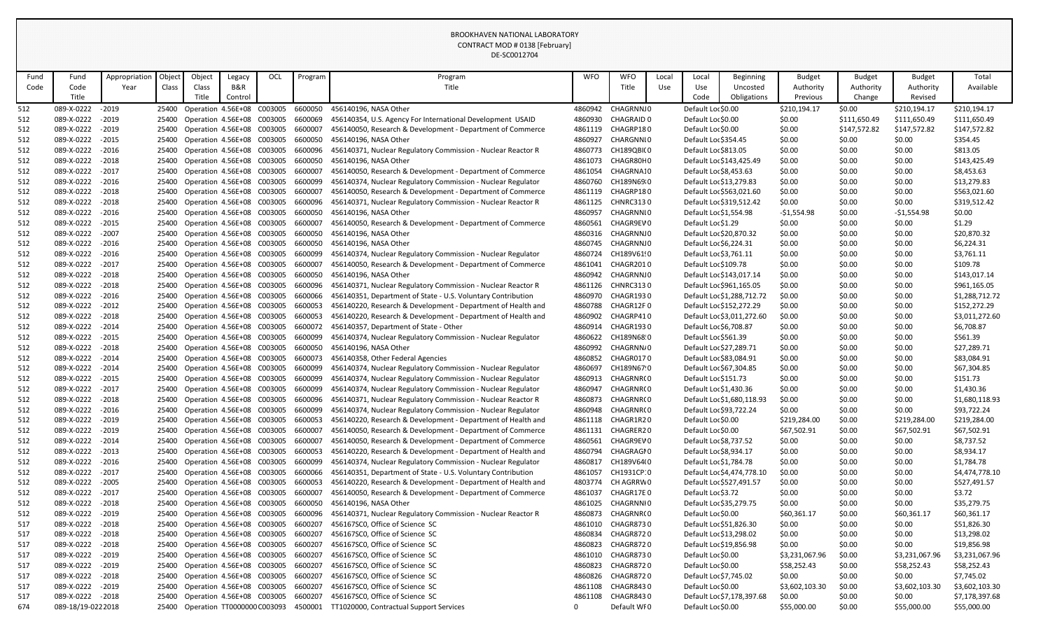BROOKHAVEN NATIONAL LABORATORY
CONTRACT MOD # 0138 [February]
DE-SC0012704

| Fund Code | Fund Code Title | Appropriation Year | Object Class | Object Class Title | Legacy B&R Control | OCL | Program | Program Title | WFO | WFO Title | Local Use | Local Use Code | Beginning Uncosted Obligations | Budget Authority Previous | Budget Authority Change | Budget Authority Revised | Total Available |
|---|---|---|---|---|---|---|---|---|---|---|---|---|---|---|---|---|---|
| 512 | 089-X-0222 | -2019 | 25400 | Operation | 4.56E+08 | C003005 | 6600050 | 456140196, NASA Other | 4860942 | CHAGRNNJ0 | | Default Loc | $0.00 | $210,194.17 | $0.00 | $210,194.17 | $210,194.17 |
| 512 | 089-X-0222 | -2019 | 25400 | Operation | 4.56E+08 | C003005 | 6600069 | 456140354, U.S. Agency For International Development USAID | 4860930 | CHAGRAID 0 | | Default Loc | $0.00 | $0.00 | $111,650.49 | $111,650.49 | $111,650.49 |
| 512 | 089-X-0222 | -2019 | 25400 | Operation | 4.56E+08 | C003005 | 6600007 | 456140050, Research & Development - Department of Commerce | 4861119 | CHAGRP180 | | Default Loc | $0.00 | $0.00 | $147,572.82 | $147,572.82 | $147,572.82 |
| 512 | 089-X-0222 | -2015 | 25400 | Operation | 4.56E+08 | C003005 | 6600050 | 456140196, NASA Other | 4860927 | CHARGNNI0 | | Default Loc | $354.45 | $0.00 | $0.00 | $0.00 | $354.45 |
| 512 | 089-X-0222 | -2016 | 25400 | Operation | 4.56E+08 | C003005 | 6600096 | 456140371, Nuclear Regulatory Commission - Nuclear Reactor R | 4860773 | CH189QBI0 | | Default Loc | $813.05 | $0.00 | $0.00 | $0.00 | $813.05 |
| 512 | 089-X-0222 | -2018 | 25400 | Operation | 4.56E+08 | C003005 | 6600050 | 456140196, NASA Other | 4861073 | CHAGR80H0 | | Default Loc | $143,425.49 | $0.00 | $0.00 | $0.00 | $143,425.49 |
| 512 | 089-X-0222 | -2017 | 25400 | Operation | 4.56E+08 | C003005 | 6600007 | 456140050, Research & Development - Department of Commerce | 4861054 | CHAGRNA10 | | Default Loc | $8,453.63 | $0.00 | $0.00 | $0.00 | $8,453.63 |
| 512 | 089-X-0222 | -2016 | 25400 | Operation | 4.56E+08 | C003005 | 6600099 | 456140374, Nuclear Regulatory Commission - Nuclear Regulator | 4860760 | CH189N690 | | Default Loc | $13,279.83 | $0.00 | $0.00 | $0.00 | $13,279.83 |
| 512 | 089-X-0222 | -2018 | 25400 | Operation | 4.56E+08 | C003005 | 6600007 | 456140050, Research & Development - Department of Commerce | 4861119 | CHAGRP180 | | Default Loc | $563,021.60 | $0.00 | $0.00 | $0.00 | $563,021.60 |
| 512 | 089-X-0222 | -2018 | 25400 | Operation | 4.56E+08 | C003005 | 6600096 | 456140371, Nuclear Regulatory Commission - Nuclear Reactor R | 4861125 | CHNRC3130 | | Default Loc | $319,512.42 | $0.00 | $0.00 | $0.00 | $319,512.42 |
| 512 | 089-X-0222 | -2016 | 25400 | Operation | 4.56E+08 | C003005 | 6600050 | 456140196, NASA Other | 4860957 | CHAGRNNI0 | | Default Loc | $1,554.98 | -$1,554.98 | $0.00 | -$1,554.98 | $0.00 |
| 512 | 089-X-0222 | -2015 | 25400 | Operation | 4.56E+08 | C003005 | 6600007 | 456140050, Research & Development - Department of Commerce | 4860561 | CHAGR9EV0 | | Default Loc | $1.29 | $0.00 | $0.00 | $0.00 | $1.29 |
| 512 | 089-X-0222 | -2007 | 25400 | Operation | 4.56E+08 | C003005 | 6600050 | 456140196, NASA Other | 4860316 | CHAGRNNJ0 | | Default Loc | $20,870.32 | $0.00 | $0.00 | $0.00 | $20,870.32 |
| 512 | 089-X-0222 | -2016 | 25400 | Operation | 4.56E+08 | C003005 | 6600050 | 456140196, NASA Other | 4860745 | CHAGRNNJ0 | | Default Loc | $6,224.31 | $0.00 | $0.00 | $0.00 | $6,224.31 |
| 512 | 089-X-0222 | -2016 | 25400 | Operation | 4.56E+08 | C003005 | 6600099 | 456140374, Nuclear Regulatory Commission - Nuclear Regulator | 4860724 | CH189V610 | | Default Loc | $3,761.11 | $0.00 | $0.00 | $0.00 | $3,761.11 |
| 512 | 089-X-0222 | -2017 | 25400 | Operation | 4.56E+08 | C003005 | 6600007 | 456140050, Research & Development - Department of Commerce | 4861041 | CHAGR2010 | | Default Loc | $109.78 | $0.00 | $0.00 | $0.00 | $109.78 |
| 512 | 089-X-0222 | -2018 | 25400 | Operation | 4.56E+08 | C003005 | 6600050 | 456140196, NASA Other | 4860942 | CHAGRNNJ0 | | Default Loc | $143,017.14 | $0.00 | $0.00 | $0.00 | $143,017.14 |
| 512 | 089-X-0222 | -2018 | 25400 | Operation | 4.56E+08 | C003005 | 6600096 | 456140371, Nuclear Regulatory Commission - Nuclear Reactor R | 4861126 | CHNRC3130 | | Default Loc | $961,165.05 | $0.00 | $0.00 | $0.00 | $961,165.05 |
| 512 | 089-X-0222 | -2016 | 25400 | Operation | 4.56E+08 | C003005 | 6600066 | 456140351, Department of State - U.S. Voluntary Contribution | 4860970 | CHAGR1930 | | Default Loc | $1,288,712.72 | $0.00 | $0.00 | $0.00 | $1,288,712.72 |
| 512 | 089-X-0222 | -2012 | 25400 | Operation | 4.56E+08 | C003005 | 6600053 | 456140220, Research & Development - Department of Health and | 4860788 | CHAGR12F0 | | Default Loc | $152,272.29 | $0.00 | $0.00 | $0.00 | $152,272.29 |
| 512 | 089-X-0222 | -2018 | 25400 | Operation | 4.56E+08 | C003005 | 6600053 | 456140220, Research & Development - Department of Health and | 4860902 | CHAGRP410 | | Default Loc | $3,011,272.60 | $0.00 | $0.00 | $0.00 | $3,011,272.60 |
| 512 | 089-X-0222 | -2014 | 25400 | Operation | 4.56E+08 | C003005 | 6600072 | 456140357, Department of State - Other | 4860914 | CHAGR1930 | | Default Loc | $6,708.87 | $0.00 | $0.00 | $0.00 | $6,708.87 |
| 512 | 089-X-0222 | -2015 | 25400 | Operation | 4.56E+08 | C003005 | 6600099 | 456140374, Nuclear Regulatory Commission - Nuclear Regulator | 4860622 | CH189N680 | | Default Loc | $561.39 | $0.00 | $0.00 | $0.00 | $561.39 |
| 512 | 089-X-0222 | -2018 | 25400 | Operation | 4.56E+08 | C003005 | 6600050 | 456140196, NASA Other | 4860992 | CHAGRNN0 | | Default Loc | $27,289.71 | $0.00 | $0.00 | $0.00 | $27,289.71 |
| 512 | 089-X-0222 | -2014 | 25400 | Operation | 4.56E+08 | C003005 | 6600073 | 456140358, Other Federal Agencies | 4860852 | CHAGR0170 | | Default Loc | $83,084.91 | $0.00 | $0.00 | $0.00 | $83,084.91 |
| 512 | 089-X-0222 | -2014 | 25400 | Operation | 4.56E+08 | C003005 | 6600099 | 456140374, Nuclear Regulatory Commission - Nuclear Regulator | 4860697 | CH189N670 | | Default Loc | $67,304.85 | $0.00 | $0.00 | $0.00 | $67,304.85 |
| 512 | 089-X-0222 | -2015 | 25400 | Operation | 4.56E+08 | C003005 | 6600099 | 456140374, Nuclear Regulatory Commission - Nuclear Regulator | 4860913 | CHAGRNRC0 | | Default Loc | $151.73 | $0.00 | $0.00 | $0.00 | $151.73 |
| 512 | 089-X-0222 | -2017 | 25400 | Operation | 4.56E+08 | C003005 | 6600099 | 456140374, Nuclear Regulatory Commission - Nuclear Regulator | 4860947 | CHAGRNRC0 | | Default Loc | $1,430.36 | $0.00 | $0.00 | $0.00 | $1,430.36 |
| 512 | 089-X-0222 | -2018 | 25400 | Operation | 4.56E+08 | C003005 | 6600096 | 456140371, Nuclear Regulatory Commission - Nuclear Reactor R | 4860873 | CHAGRNRC0 | | Default Loc | $1,680,118.93 | $0.00 | $0.00 | $0.00 | $1,680,118.93 |
| 512 | 089-X-0222 | -2016 | 25400 | Operation | 4.56E+08 | C003005 | 6600099 | 456140374, Nuclear Regulatory Commission - Nuclear Regulator | 4860948 | CHAGRNRC0 | | Default Loc | $93,722.24 | $0.00 | $0.00 | $0.00 | $93,722.24 |
| 512 | 089-X-0222 | -2019 | 25400 | Operation | 4.56E+08 | C003005 | 6600053 | 456140220, Research & Development - Department of Health and | 4861118 | CHAGR1R20 | | Default Loc | $0.00 | $219,284.00 | $0.00 | $219,284.00 | $219,284.00 |
| 512 | 089-X-0222 | -2019 | 25400 | Operation | 4.56E+08 | C003005 | 6600007 | 456140050, Research & Development - Department of Commerce | 4861131 | CHAGRER20 | | Default Loc | $0.00 | $67,502.91 | $0.00 | $67,502.91 | $67,502.91 |
| 512 | 089-X-0222 | -2014 | 25400 | Operation | 4.56E+08 | C003005 | 6600007 | 456140050, Research & Development - Department of Commerce | 4860561 | CHAGR9EV0 | | Default Loc | $8,737.52 | $0.00 | $0.00 | $0.00 | $8,737.52 |
| 512 | 089-X-0222 | -2013 | 25400 | Operation | 4.56E+08 | C003005 | 6600053 | 456140220, Research & Development - Department of Health and | 4860794 | CHAGRAGI0 | | Default Loc | $8,934.17 | $0.00 | $0.00 | $0.00 | $8,934.17 |
| 512 | 089-X-0222 | -2016 | 25400 | Operation | 4.56E+08 | C003005 | 6600099 | 456140374, Nuclear Regulatory Commission - Nuclear Regulator | 4860817 | CH189V640 | | Default Loc | $1,784.78 | $0.00 | $0.00 | $0.00 | $1,784.78 |
| 512 | 089-X-0222 | -2017 | 25400 | Operation | 4.56E+08 | C003005 | 6600066 | 456140351, Department of State - U.S. Voluntary Contribution | 4861057 | CH1931CP0 | | Default Loc | $4,474,778.10 | $0.00 | $0.00 | $0.00 | $4,474,778.10 |
| 512 | 089-X-0222 | -2005 | 25400 | Operation | 4.56E+08 | C003005 | 6600053 | 456140220, Research & Development - Department of Health and | 4803774 | CH AGRRW0 | | Default Loc | $527,491.57 | $0.00 | $0.00 | $0.00 | $527,491.57 |
| 512 | 089-X-0222 | -2017 | 25400 | Operation | 4.56E+08 | C003005 | 6600007 | 456140050, Research & Development - Department of Commerce | 4861037 | CHAGR17E0 | | Default Loc | $3.72 | $0.00 | $0.00 | $0.00 | $3.72 |
| 512 | 089-X-0222 | -2018 | 25400 | Operation | 4.56E+08 | C003005 | 6600050 | 456140196, NASA Other | 4861025 | CHAGRNNI0 | | Default Loc | $35,279.75 | $0.00 | $0.00 | $0.00 | $35,279.75 |
| 512 | 089-X-0222 | -2019 | 25400 | Operation | 4.56E+08 | C003005 | 6600096 | 456140371, Nuclear Regulatory Commission - Nuclear Reactor R | 4860873 | CHAGRNRC0 | | Default Loc | $0.00 | $60,361.17 | $0.00 | $60,361.17 | $60,361.17 |
| 517 | 089-X-0222 | -2018 | 25400 | Operation | 4.56E+08 | C003005 | 6600207 | 456167SC0, Office of Science SC | 4861010 | CHAGR8730 | | Default Loc | $51,826.30 | $0.00 | $0.00 | $0.00 | $51,826.30 |
| 517 | 089-X-0222 | -2018 | 25400 | Operation | 4.56E+08 | C003005 | 6600207 | 456167SC0, Office of Science SC | 4860834 | CHAGR8720 | | Default Loc | $13,298.02 | $0.00 | $0.00 | $0.00 | $13,298.02 |
| 517 | 089-X-0222 | -2018 | 25400 | Operation | 4.56E+08 | C003005 | 6600207 | 456167SC0, Office of Science SC | 4860823 | CHAGR8720 | | Default Loc | $19,856.98 | $0.00 | $0.00 | $0.00 | $19,856.98 |
| 517 | 089-X-0222 | -2019 | 25400 | Operation | 4.56E+08 | C003005 | 6600207 | 456167SC0, Office of Science SC | 4861010 | CHAGR8730 | | Default Loc | $0.00 | $3,231,067.96 | $0.00 | $3,231,067.96 | $3,231,067.96 |
| 517 | 089-X-0222 | -2019 | 25400 | Operation | 4.56E+08 | C003005 | 6600207 | 456167SC0, Office of Science SC | 4860823 | CHAGR8720 | | Default Loc | $0.00 | $58,252.43 | $0.00 | $58,252.43 | $58,252.43 |
| 517 | 089-X-0222 | -2018 | 25400 | Operation | 4.56E+08 | C003005 | 6600207 | 456167SC0, Office of Science SC | 4860826 | CHAGR8720 | | Default Loc | $7,745.02 | $0.00 | $0.00 | $0.00 | $7,745.02 |
| 517 | 089-X-0222 | -2019 | 25400 | Operation | 4.56E+08 | C003005 | 6600207 | 456167SC0, Office of Science SC | 4861108 | CHAGR8430 | | Default Loc | $0.00 | $3,602,103.30 | $0.00 | $3,602,103.30 | $3,602,103.30 |
| 517 | 089-X-0222 | -2018 | 25400 | Operation | 4.56E+08 | C003005 | 6600207 | 456167SC0, Office of Science SC | 4861108 | CHAGR8430 | | Default Loc | $7,178,397.68 | $0.00 | $0.00 | $0.00 | $7,178,397.68 |
| 674 | 089-18/19-0222 | 2018 | 25400 | Operation | TT0000000 | C003093 | 4500001 | TT1020000, Contractual Support Services | 0 | Default WF0 | | Default Loc | $0.00 | $55,000.00 | $0.00 | $55,000.00 | $55,000.00 |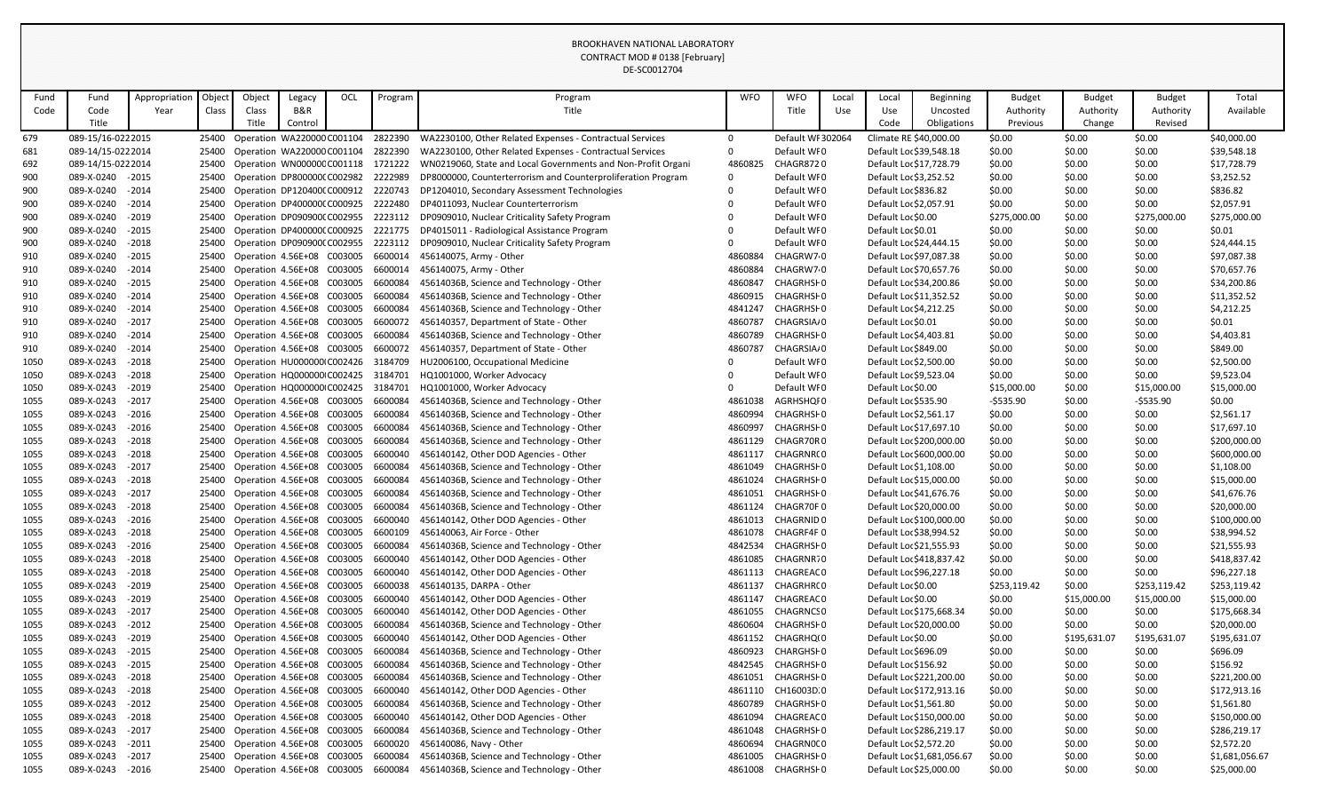BROOKHAVEN NATIONAL LABORATORY
CONTRACT MOD # 0138 [February]
DE-SC0012704

| Fund Code | Fund Code Title | Appropriation Year | Object Class | Object Class Title | Legacy B&R Control | OCL | Program | Program Title | WFO | WFO Title | Local Use | Local Use Code | Beginning Uncosted Obligations | Budget Authority Previous | Budget Authority Change | Budget Authority Revised | Total Available |
|---|---|---|---|---|---|---|---|---|---|---|---|---|---|---|---|---|---|
| 679 | 089-15/16-0222 | 2015 | 25400 | Operation | WA220000 | C001104 | 2822390 | WA2230100, Other Related Expenses - Contractual Services | 0 | Default WF | 302064 | Climate RE | $40,000.00 | $0.00 | $0.00 | $0.00 | $40,000.00 |
| 681 | 089-14/15-0222 | 2014 | 25400 | Operation | WA220000 | C001104 | 2822390 | WA2230100, Other Related Expenses - Contractual Services | 0 | Default WF | 0 | Default Loc | $39,548.18 | $0.00 | $0.00 | $0.00 | $39,548.18 |
| 692 | 089-14/15-0222 | 2014 | 25400 | Operation | WN000000 | C001118 | 1721222 | WN0219060, State and Local Governments and Non-Profit Organi | 4860825 | CHAGR872 | 0 | Default Loc | $17,728.79 | $0.00 | $0.00 | $0.00 | $17,728.79 |
| 900 | 089-X-0240 | -2015 | 25400 | Operation | DP800000 | C002982 | 2222989 | DP8000000, Counterterrorism and Counterproliferation Program | 0 | Default WF | 0 | Default Loc | $3,252.52 | $0.00 | $0.00 | $0.00 | $3,252.52 |
| 900 | 089-X-0240 | -2014 | 25400 | Operation | DP120400 | C000912 | 2220743 | DP1204010, Secondary Assessment Technologies | 0 | Default WF | 0 | Default Loc | $836.82 | $0.00 | $0.00 | $0.00 | $836.82 |
| 900 | 089-X-0240 | -2014 | 25400 | Operation | DP400000 | C000925 | 2222480 | DP4011093, Nuclear Counterterrorism | 0 | Default WF | 0 | Default Loc | $2,057.91 | $0.00 | $0.00 | $0.00 | $2,057.91 |
| 900 | 089-X-0240 | -2019 | 25400 | Operation | DP090900 | C002955 | 2223112 | DP0909010, Nuclear Criticality Safety Program | 0 | Default WF | 0 | Default Loc | $0.00 | $275,000.00 | $0.00 | $275,000.00 | $275,000.00 |
| 900 | 089-X-0240 | -2015 | 25400 | Operation | DP400000 | C000925 | 2221775 | DP4015011 - Radiological Assistance Program | 0 | Default WF | 0 | Default Loc | $0.01 | $0.00 | $0.00 | $0.00 | $0.01 |
| 900 | 089-X-0240 | -2018 | 25400 | Operation | DP090900 | C002955 | 2223112 | DP0909010, Nuclear Criticality Safety Program | 0 | Default WF | 0 | Default Loc | $24,444.15 | $0.00 | $0.00 | $0.00 | $24,444.15 |
| 910 | 089-X-0240 | -2015 | 25400 | Operation | 4.56E+08 | C003005 | 6600014 | 456140075, Army - Other | 4860884 | CHAGRW7 | 0 | Default Loc | $97,087.38 | $0.00 | $0.00 | $0.00 | $97,087.38 |
| 910 | 089-X-0240 | -2014 | 25400 | Operation | 4.56E+08 | C003005 | 6600014 | 456140075, Army - Other | 4860884 | CHAGRW7 | 0 | Default Loc | $70,657.76 | $0.00 | $0.00 | $0.00 | $70,657.76 |
| 910 | 089-X-0240 | -2015 | 25400 | Operation | 4.56E+08 | C003005 | 6600084 | 45614036B, Science and Technology - Other | 4860847 | CHAGRHS | 0 | Default Loc | $34,200.86 | $0.00 | $0.00 | $0.00 | $34,200.86 |
| 910 | 089-X-0240 | -2014 | 25400 | Operation | 4.56E+08 | C003005 | 6600084 | 45614036B, Science and Technology - Other | 4860915 | CHAGRHS | 0 | Default Loc | $11,352.52 | $0.00 | $0.00 | $0.00 | $11,352.52 |
| 910 | 089-X-0240 | -2014 | 25400 | Operation | 4.56E+08 | C003005 | 6600084 | 45614036B, Science and Technology - Other | 4841247 | CHAGRHS | 0 | Default Loc | $4,212.25 | $0.00 | $0.00 | $0.00 | $4,212.25 |
| 910 | 089-X-0240 | -2017 | 25400 | Operation | 4.56E+08 | C003005 | 6600072 | 456140357, Department of State - Other | 4860787 | CHAGRSIA | 0 | Default Loc | $0.01 | $0.00 | $0.00 | $0.00 | $0.01 |
| 910 | 089-X-0240 | -2014 | 25400 | Operation | 4.56E+08 | C003005 | 6600084 | 45614036B, Science and Technology - Other | 4860789 | CHAGRHS | 0 | Default Loc | $4,403.81 | $0.00 | $0.00 | $0.00 | $4,403.81 |
| 910 | 089-X-0240 | -2014 | 25400 | Operation | 4.56E+08 | C003005 | 6600072 | 456140357, Department of State - Other | 4860787 | CHAGRSIA | 0 | Default Loc | $849.00 | $0.00 | $0.00 | $0.00 | $849.00 |
| 1050 | 089-X-0243 | -2018 | 25400 | Operation | HU000000 | C002426 | 3184709 | HU2006100, Occupational Medicine | 0 | Default WF | 0 | Default Loc | $2,500.00 | $0.00 | $0.00 | $0.00 | $2,500.00 |
| 1050 | 089-X-0243 | -2018 | 25400 | Operation | HQ000000 | C002425 | 3184701 | HQ1001000, Worker Advocacy | 0 | Default WF | 0 | Default Loc | $9,523.04 | $0.00 | $0.00 | $0.00 | $9,523.04 |
| 1050 | 089-X-0243 | -2019 | 25400 | Operation | HQ000000 | C002425 | 3184701 | HQ1001000, Worker Advocacy | 0 | Default WF | 0 | Default Loc | $0.00 | $15,000.00 | $0.00 | $15,000.00 | $15,000.00 |
| 1055 | 089-X-0243 | -2017 | 25400 | Operation | 4.56E+08 | C003005 | 6600084 | 45614036B, Science and Technology - Other | 4861038 | AGRHSHQ | 0 | Default Loc | $535.90 | -$535.90 | $0.00 | -$535.90 | $0.00 |
| 1055 | 089-X-0243 | -2016 | 25400 | Operation | 4.56E+08 | C003005 | 6600084 | 45614036B, Science and Technology - Other | 4860994 | CHAGRHS | 0 | Default Loc | $2,561.17 | $0.00 | $0.00 | $0.00 | $2,561.17 |
| 1055 | 089-X-0243 | -2016 | 25400 | Operation | 4.56E+08 | C003005 | 6600084 | 45614036B, Science and Technology - Other | 4860997 | CHAGRHS | 0 | Default Loc | $17,697.10 | $0.00 | $0.00 | $0.00 | $17,697.10 |
| 1055 | 089-X-0243 | -2018 | 25400 | Operation | 4.56E+08 | C003005 | 6600084 | 45614036B, Science and Technology - Other | 4861129 | CHAGR70R | 0 | Default Loc | $200,000.00 | $0.00 | $0.00 | $0.00 | $200,000.00 |
| 1055 | 089-X-0243 | -2018 | 25400 | Operation | 4.56E+08 | C003005 | 6600040 | 456140142, Other DOD Agencies - Other | 4861117 | CHAGRNR | 0 | Default Loc | $600,000.00 | $0.00 | $0.00 | $0.00 | $600,000.00 |
| 1055 | 089-X-0243 | -2017 | 25400 | Operation | 4.56E+08 | C003005 | 6600084 | 45614036B, Science and Technology - Other | 4861049 | CHAGRHS | 0 | Default Loc | $1,108.00 | $0.00 | $0.00 | $0.00 | $1,108.00 |
| 1055 | 089-X-0243 | -2018 | 25400 | Operation | 4.56E+08 | C003005 | 6600084 | 45614036B, Science and Technology - Other | 4861024 | CHAGRHS | 0 | Default Loc | $15,000.00 | $0.00 | $0.00 | $0.00 | $15,000.00 |
| 1055 | 089-X-0243 | -2017 | 25400 | Operation | 4.56E+08 | C003005 | 6600084 | 45614036B, Science and Technology - Other | 4861051 | CHAGRHS | 0 | Default Loc | $41,676.76 | $0.00 | $0.00 | $0.00 | $41,676.76 |
| 1055 | 089-X-0243 | -2018 | 25400 | Operation | 4.56E+08 | C003005 | 6600084 | 45614036B, Science and Technology - Other | 4861124 | CHAGR70F | 0 | Default Loc | $20,000.00 | $0.00 | $0.00 | $0.00 | $20,000.00 |
| 1055 | 089-X-0243 | -2016 | 25400 | Operation | 4.56E+08 | C003005 | 6600040 | 456140142, Other DOD Agencies - Other | 4861013 | CHAGRNID | 0 | Default Loc | $100,000.00 | $0.00 | $0.00 | $0.00 | $100,000.00 |
| 1055 | 089-X-0243 | -2018 | 25400 | Operation | 4.56E+08 | C003005 | 6600109 | 456140063, Air Force - Other | 4861078 | CHAGRF4F | 0 | Default Loc | $38,994.52 | $0.00 | $0.00 | $0.00 | $38,994.52 |
| 1055 | 089-X-0243 | -2016 | 25400 | Operation | 4.56E+08 | C003005 | 6600084 | 45614036B, Science and Technology - Other | 4842534 | CHAGRHS | 0 | Default Loc | $21,555.93 | $0.00 | $0.00 | $0.00 | $21,555.93 |
| 1055 | 089-X-0243 | -2018 | 25400 | Operation | 4.56E+08 | C003005 | 6600040 | 456140142, Other DOD Agencies - Other | 4861085 | CHAGRNR7 | 0 | Default Loc | $418,837.42 | $0.00 | $0.00 | $0.00 | $418,837.42 |
| 1055 | 089-X-0243 | -2018 | 25400 | Operation | 4.56E+08 | C003005 | 6600040 | 456140142, Other DOD Agencies - Other | 4861113 | CHAGREAC | 0 | Default Loc | $96,227.18 | $0.00 | $0.00 | $0.00 | $96,227.18 |
| 1055 | 089-X-0243 | -2019 | 25400 | Operation | 4.56E+08 | C003005 | 6600038 | 456140135, DARPA - Other | 4861137 | CHAGRHR | 0 | Default Loc | $0.00 | $253,119.42 | $0.00 | $253,119.42 | $253,119.42 |
| 1055 | 089-X-0243 | -2019 | 25400 | Operation | 4.56E+08 | C003005 | 6600040 | 456140142, Other DOD Agencies - Other | 4861147 | CHAGREAC | 0 | Default Loc | $0.00 | $0.00 | $15,000.00 | $15,000.00 | $15,000.00 |
| 1055 | 089-X-0243 | -2017 | 25400 | Operation | 4.56E+08 | C003005 | 6600040 | 456140142, Other DOD Agencies - Other | 4861055 | CHAGRNCS | 0 | Default Loc | $175,668.34 | $0.00 | $0.00 | $0.00 | $175,668.34 |
| 1055 | 089-X-0243 | -2012 | 25400 | Operation | 4.56E+08 | C003005 | 6600084 | 45614036B, Science and Technology - Other | 4860604 | CHAGRHS | 0 | Default Loc | $20,000.00 | $0.00 | $0.00 | $0.00 | $20,000.00 |
| 1055 | 089-X-0243 | -2019 | 25400 | Operation | 4.56E+08 | C003005 | 6600040 | 456140142, Other DOD Agencies - Other | 4861152 | CHAGRHQ | 0 | Default Loc | $0.00 | $0.00 | $195,631.07 | $195,631.07 | $195,631.07 |
| 1055 | 089-X-0243 | -2015 | 25400 | Operation | 4.56E+08 | C003005 | 6600084 | 45614036B, Science and Technology - Other | 4860923 | CHARGHS | 0 | Default Loc | $696.09 | $0.00 | $0.00 | $0.00 | $696.09 |
| 1055 | 089-X-0243 | -2015 | 25400 | Operation | 4.56E+08 | C003005 | 6600084 | 45614036B, Science and Technology - Other | 4842545 | CHAGRHS | 0 | Default Loc | $156.92 | $0.00 | $0.00 | $0.00 | $156.92 |
| 1055 | 089-X-0243 | -2018 | 25400 | Operation | 4.56E+08 | C003005 | 6600084 | 45614036B, Science and Technology - Other | 4861051 | CHAGRHS | 0 | Default Loc | $221,200.00 | $0.00 | $0.00 | $0.00 | $221,200.00 |
| 1055 | 089-X-0243 | -2018 | 25400 | Operation | 4.56E+08 | C003005 | 6600040 | 456140142, Other DOD Agencies - Other | 4861110 | CH16003D | 0 | Default Loc | $172,913.16 | $0.00 | $0.00 | $0.00 | $172,913.16 |
| 1055 | 089-X-0243 | -2012 | 25400 | Operation | 4.56E+08 | C003005 | 6600084 | 45614036B, Science and Technology - Other | 4860789 | CHAGRHS | 0 | Default Loc | $1,561.80 | $0.00 | $0.00 | $0.00 | $1,561.80 |
| 1055 | 089-X-0243 | -2018 | 25400 | Operation | 4.56E+08 | C003005 | 6600040 | 456140142, Other DOD Agencies - Other | 4861094 | CHAGREAC | 0 | Default Loc | $150,000.00 | $0.00 | $0.00 | $0.00 | $150,000.00 |
| 1055 | 089-X-0243 | -2017 | 25400 | Operation | 4.56E+08 | C003005 | 6600084 | 45614036B, Science and Technology - Other | 4861048 | CHAGRHS | 0 | Default Loc | $286,219.17 | $0.00 | $0.00 | $0.00 | $286,219.17 |
| 1055 | 089-X-0243 | -2011 | 25400 | Operation | 4.56E+08 | C003005 | 6600020 | 456140086, Navy - Other | 4860694 | CHAGRN0C | 0 | Default Loc | $2,572.20 | $0.00 | $0.00 | $0.00 | $2,572.20 |
| 1055 | 089-X-0243 | -2017 | 25400 | Operation | 4.56E+08 | C003005 | 6600084 | 45614036B, Science and Technology - Other | 4861005 | CHAGRHS | 0 | Default Loc | $1,681,056.67 | $0.00 | $0.00 | $0.00 | $1,681,056.67 |
| 1055 | 089-X-0243 | -2016 | 25400 | Operation | 4.56E+08 | C003005 | 6600084 | 45614036B, Science and Technology - Other | 4861008 | CHAGRHS | 0 | Default Loc | $25,000.00 | $0.00 | $0.00 | $0.00 | $25,000.00 |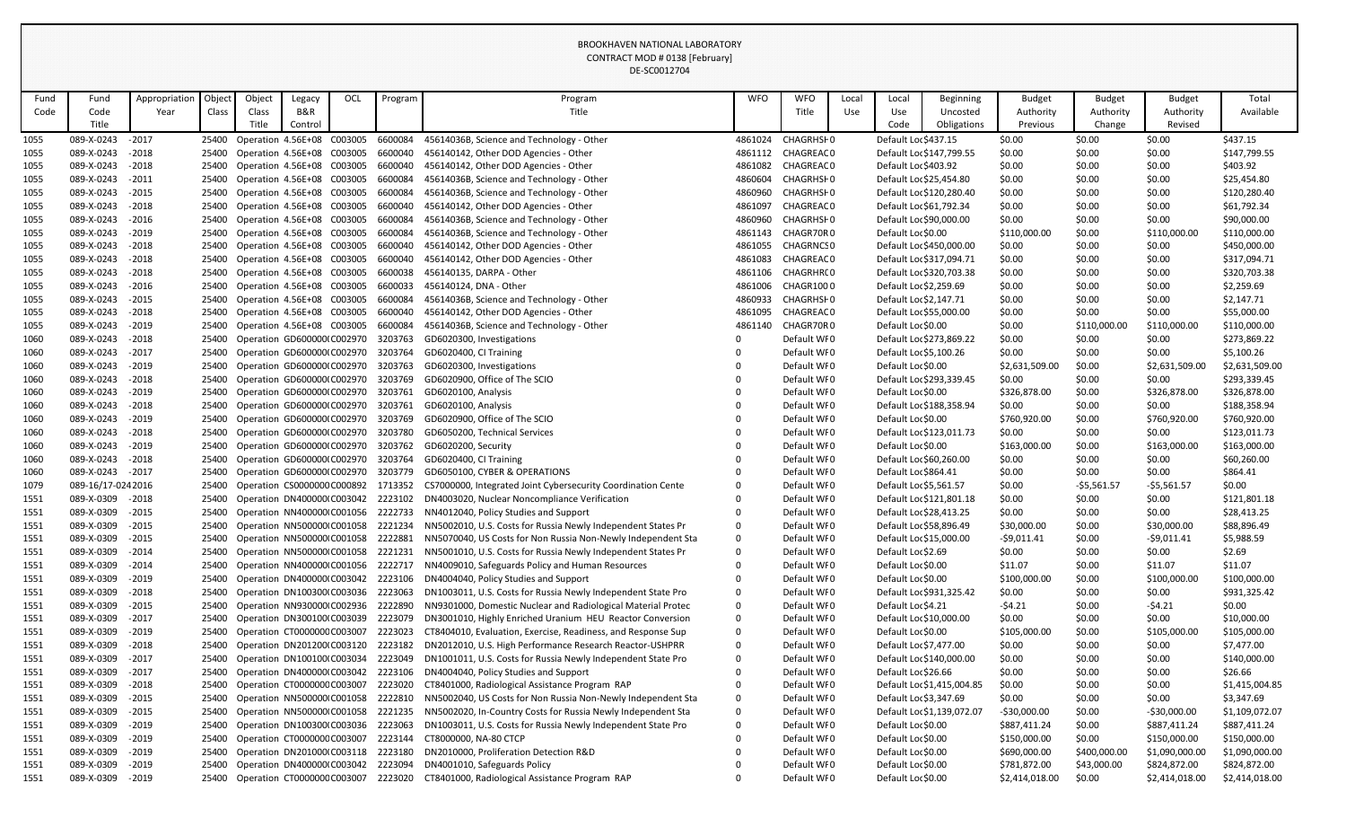BROOKHAVEN NATIONAL LABORATORY
CONTRACT MOD # 0138 [February]
DE-SC0012704

| Fund Code | Fund Code Title | Appropriation Year | Object Class | Object Class Title | Legacy B&R Control | OCL | Program | Program Title | WFO | WFO Title | Local Use | Local Use Code | Beginning Uncosted Obligations | Budget Authority Previous | Budget Authority Change | Budget Authority Revised | Total Available |
|---|---|---|---|---|---|---|---|---|---|---|---|---|---|---|---|---|---|
| 1055 | 089-X-0243 | -2017 | 25400 | Operation | 4.56E+08 | C003005 | 6600084 | 45614036B, Science and Technology - Other | 4861024 | CHAGRHSH | 0 | Default Loc | $437.15 | $0.00 | $0.00 | $0.00 | $437.15 |
| 1055 | 089-X-0243 | -2018 | 25400 | Operation | 4.56E+08 | C003005 | 6600040 | 456140142, Other DOD Agencies - Other | 4861112 | CHAGREAC | 0 | Default Loc | $147,799.55 | $0.00 | $0.00 | $0.00 | $147,799.55 |
| 1055 | 089-X-0243 | -2018 | 25400 | Operation | 4.56E+08 | C003005 | 6600040 | 456140142, Other DOD Agencies - Other | 4861082 | CHAGREAC | 0 | Default Loc | $403.92 | $0.00 | $0.00 | $0.00 | $403.92 |
| 1055 | 089-X-0243 | -2011 | 25400 | Operation | 4.56E+08 | C003005 | 6600084 | 45614036B, Science and Technology - Other | 4860604 | CHAGRHSH | 0 | Default Loc | $25,454.80 | $0.00 | $0.00 | $0.00 | $25,454.80 |
| 1055 | 089-X-0243 | -2015 | 25400 | Operation | 4.56E+08 | C003005 | 6600084 | 45614036B, Science and Technology - Other | 4860960 | CHAGRHSH | 0 | Default Loc | $120,280.40 | $0.00 | $0.00 | $0.00 | $120,280.40 |
| 1055 | 089-X-0243 | -2018 | 25400 | Operation | 4.56E+08 | C003005 | 6600040 | 456140142, Other DOD Agencies - Other | 4861097 | CHAGREAC | 0 | Default Loc | $61,792.34 | $0.00 | $0.00 | $0.00 | $61,792.34 |
| 1055 | 089-X-0243 | -2016 | 25400 | Operation | 4.56E+08 | C003005 | 6600084 | 45614036B, Science and Technology - Other | 4860960 | CHAGRHSH | 0 | Default Loc | $90,000.00 | $0.00 | $0.00 | $0.00 | $90,000.00 |
| 1055 | 089-X-0243 | -2019 | 25400 | Operation | 4.56E+08 | C003005 | 6600084 | 45614036B, Science and Technology - Other | 4861143 | CHAGR70R | 0 | Default Loc | $0.00 | $110,000.00 | $0.00 | $110,000.00 | $110,000.00 |
| 1055 | 089-X-0243 | -2018 | 25400 | Operation | 4.56E+08 | C003005 | 6600040 | 456140142, Other DOD Agencies - Other | 4861055 | CHAGRNCS | 0 | Default Loc | $450,000.00 | $0.00 | $0.00 | $0.00 | $450,000.00 |
| 1055 | 089-X-0243 | -2018 | 25400 | Operation | 4.56E+08 | C003005 | 6600040 | 456140142, Other DOD Agencies - Other | 4861083 | CHAGREAC | 0 | Default Loc | $317,094.71 | $0.00 | $0.00 | $0.00 | $317,094.71 |
| 1055 | 089-X-0243 | -2018 | 25400 | Operation | 4.56E+08 | C003005 | 6600038 | 456140135, DARPA - Other | 4861106 | CHAGRHRC | 0 | Default Loc | $320,703.38 | $0.00 | $0.00 | $0.00 | $320,703.38 |
| 1055 | 089-X-0243 | -2016 | 25400 | Operation | 4.56E+08 | C003005 | 6600033 | 456140124, DNA - Other | 4861006 | CHAGR100 | 0 | Default Loc | $2,259.69 | $0.00 | $0.00 | $0.00 | $2,259.69 |
| 1055 | 089-X-0243 | -2015 | 25400 | Operation | 4.56E+08 | C003005 | 6600084 | 45614036B, Science and Technology - Other | 4860933 | CHAGRHSH | 0 | Default Loc | $2,147.71 | $0.00 | $0.00 | $0.00 | $2,147.71 |
| 1055 | 089-X-0243 | -2018 | 25400 | Operation | 4.56E+08 | C003005 | 6600040 | 456140142, Other DOD Agencies - Other | 4861095 | CHAGREAC | 0 | Default Loc | $55,000.00 | $0.00 | $0.00 | $0.00 | $55,000.00 |
| 1055 | 089-X-0243 | -2019 | 25400 | Operation | 4.56E+08 | C003005 | 6600084 | 45614036B, Science and Technology - Other | 4861140 | CHAGR70R | 0 | Default Loc | $0.00 | $0.00 | $110,000.00 | $110,000.00 | $110,000.00 |
| 1060 | 089-X-0243 | -2018 | 25400 | Operation | GD600000 | C002970 | 3203763 | GD6020300, Investigations | 0 | Default WF | 0 | Default Loc | $273,869.22 | $0.00 | $0.00 | $0.00 | $273,869.22 |
| 1060 | 089-X-0243 | -2017 | 25400 | Operation | GD600000 | C002970 | 3203764 | GD6020400, CI Training | 0 | Default WF | 0 | Default Loc | $5,100.26 | $0.00 | $0.00 | $0.00 | $5,100.26 |
| 1060 | 089-X-0243 | -2019 | 25400 | Operation | GD600000 | C002970 | 3203763 | GD6020300, Investigations | 0 | Default WF | 0 | Default Loc | $0.00 | $2,631,509.00 | $0.00 | $2,631,509.00 | $2,631,509.00 |
| 1060 | 089-X-0243 | -2018 | 25400 | Operation | GD600000 | C002970 | 3203769 | GD6020900, Office of The SCIO | 0 | Default WF | 0 | Default Loc | $293,339.45 | $0.00 | $0.00 | $0.00 | $293,339.45 |
| 1060 | 089-X-0243 | -2019 | 25400 | Operation | GD600000 | C002970 | 3203761 | GD6020100, Analysis | 0 | Default WF | 0 | Default Loc | $0.00 | $326,878.00 | $0.00 | $326,878.00 | $326,878.00 |
| 1060 | 089-X-0243 | -2018 | 25400 | Operation | GD600000 | C002970 | 3203761 | GD6020100, Analysis | 0 | Default WF | 0 | Default Loc | $188,358.94 | $0.00 | $0.00 | $0.00 | $188,358.94 |
| 1060 | 089-X-0243 | -2019 | 25400 | Operation | GD600000 | C002970 | 3203769 | GD6020900, Office of The SCIO | 0 | Default WF | 0 | Default Loc | $0.00 | $760,920.00 | $0.00 | $760,920.00 | $760,920.00 |
| 1060 | 089-X-0243 | -2018 | 25400 | Operation | GD600000 | C002970 | 3203780 | GD6050200, Technical Services | 0 | Default WF | 0 | Default Loc | $123,011.73 | $0.00 | $0.00 | $0.00 | $123,011.73 |
| 1060 | 089-X-0243 | -2019 | 25400 | Operation | GD600000 | C002970 | 3203762 | GD6020200, Security | 0 | Default WF | 0 | Default Loc | $0.00 | $163,000.00 | $0.00 | $163,000.00 | $163,000.00 |
| 1060 | 089-X-0243 | -2018 | 25400 | Operation | GD600000 | C002970 | 3203764 | GD6020400, CI Training | 0 | Default WF | 0 | Default Loc | $60,260.00 | $0.00 | $0.00 | $0.00 | $60,260.00 |
| 1060 | 089-X-0243 | -2017 | 25400 | Operation | GD600000 | C002970 | 3203779 | GD6050100, CYBER & OPERATIONS | 0 | Default WF | 0 | Default Loc | $864.41 | $0.00 | $0.00 | $0.00 | $864.41 |
| 1079 | 089-16/17-0243 | 2016 | 25400 | Operation | CS000000 | C000892 | 1713352 | CS7000000, Integrated Joint Cybersecurity Coordination Cente | 0 | Default WF | 0 | Default Loc | $5,561.57 | $0.00 | -$5,561.57 | -$5,561.57 | $0.00 |
| 1551 | 089-X-0309 | -2018 | 25400 | Operation | DN400000 | C003042 | 2223102 | DN4003020, Nuclear Noncompliance Verification | 0 | Default WF | 0 | Default Loc | $121,801.18 | $0.00 | $0.00 | $0.00 | $121,801.18 |
| 1551 | 089-X-0309 | -2015 | 25400 | Operation | NN400000 | C001056 | 2222733 | NN4012040, Policy Studies and Support | 0 | Default WF | 0 | Default Loc | $28,413.25 | $0.00 | $0.00 | $0.00 | $28,413.25 |
| 1551 | 089-X-0309 | -2015 | 25400 | Operation | NN500000 | C001058 | 2221234 | NN5002010, U.S. Costs for Russia Newly Independent States Pr | 0 | Default WF | 0 | Default Loc | $58,896.49 | $30,000.00 | $0.00 | $30,000.00 | $88,896.49 |
| 1551 | 089-X-0309 | -2015 | 25400 | Operation | NN500000 | C001058 | 2222881 | NN5070040, US Costs for Non Russia Non-Newly Independent Sta | 0 | Default WF | 0 | Default Loc | $15,000.00 | -$9,011.41 | $0.00 | -$9,011.41 | $5,988.59 |
| 1551 | 089-X-0309 | -2014 | 25400 | Operation | NN500000 | C001058 | 2221231 | NN5001010, U.S. Costs for Russia Newly Independent States Pr | 0 | Default WF | 0 | Default Loc | $2.69 | $0.00 | $0.00 | $0.00 | $2.69 |
| 1551 | 089-X-0309 | -2014 | 25400 | Operation | NN400000 | C001056 | 2222717 | NN4009010, Safeguards Policy and Human Resources | 0 | Default WF | 0 | Default Loc | $0.00 | $11.07 | $0.00 | $11.07 | $11.07 |
| 1551 | 089-X-0309 | -2019 | 25400 | Operation | DN400000 | C003042 | 2223106 | DN4004040, Policy Studies and Support | 0 | Default WF | 0 | Default Loc | $0.00 | $100,000.00 | $0.00 | $100,000.00 | $100,000.00 |
| 1551 | 089-X-0309 | -2018 | 25400 | Operation | DN100300 | C003036 | 2223063 | DN1003011, U.S. Costs for Russia Newly Independent State Pro | 0 | Default WF | 0 | Default Loc | $931,325.42 | $0.00 | $0.00 | $0.00 | $931,325.42 |
| 1551 | 089-X-0309 | -2015 | 25400 | Operation | NN930000 | C002936 | 2222890 | NN9301000, Domestic Nuclear and Radiological Material Protec | 0 | Default WF | 0 | Default Loc | $4.21 | -$4.21 | $0.00 | -$4.21 | $0.00 |
| 1551 | 089-X-0309 | -2017 | 25400 | Operation | DN300100 | C003039 | 2223079 | DN3001010, Highly Enriched Uranium HEU Reactor Conversion | 0 | Default WF | 0 | Default Loc | $10,000.00 | $0.00 | $0.00 | $0.00 | $10,000.00 |
| 1551 | 089-X-0309 | -2019 | 25400 | Operation | CT000000 | C003007 | 2223023 | CT8404010, Evaluation, Exercise, Readiness, and Response Sup | 0 | Default WF | 0 | Default Loc | $0.00 | $105,000.00 | $0.00 | $105,000.00 | $105,000.00 |
| 1551 | 089-X-0309 | -2018 | 25400 | Operation | DN201200 | C003120 | 2223182 | DN2012010, U.S. High Performance Research Reactor-USHPRR | 0 | Default WF | 0 | Default Loc | $7,477.00 | $0.00 | $0.00 | $0.00 | $7,477.00 |
| 1551 | 089-X-0309 | -2017 | 25400 | Operation | DN100100 | C003034 | 2223049 | DN1001011, U.S. Costs for Russia Newly Independent State Pro | 0 | Default WF | 0 | Default Loc | $140,000.00 | $0.00 | $0.00 | $0.00 | $140,000.00 |
| 1551 | 089-X-0309 | -2017 | 25400 | Operation | DN400000 | C003042 | 2223106 | DN4004040, Policy Studies and Support | 0 | Default WF | 0 | Default Loc | $26.66 | $0.00 | $0.00 | $0.00 | $26.66 |
| 1551 | 089-X-0309 | -2018 | 25400 | Operation | CT000000 | C003007 | 2223020 | CT8401000, Radiological Assistance Program RAP | 0 | Default WF | 0 | Default Loc | $1,415,004.85 | $0.00 | $0.00 | $0.00 | $1,415,004.85 |
| 1551 | 089-X-0309 | -2015 | 25400 | Operation | NN500000 | C001058 | 2222810 | NN5002040, US Costs for Non Russia Non-Newly Independent Sta | 0 | Default WF | 0 | Default Loc | $3,347.69 | $0.00 | $0.00 | $0.00 | $3,347.69 |
| 1551 | 089-X-0309 | -2015 | 25400 | Operation | NN500000 | C001058 | 2221235 | NN5002020, In-Country Costs for Russia Newly Independent Sta | 0 | Default WF | 0 | Default Loc | $1,139,072.07 | -$30,000.00 | $0.00 | -$30,000.00 | $1,109,072.07 |
| 1551 | 089-X-0309 | -2019 | 25400 | Operation | DN100300 | C003036 | 2223063 | DN1003011, U.S. Costs for Russia Newly Independent State Pro | 0 | Default WF | 0 | Default Loc | $0.00 | $887,411.24 | $0.00 | $887,411.24 | $887,411.24 |
| 1551 | 089-X-0309 | -2019 | 25400 | Operation | CT000000 | C003007 | 2223144 | CT8000000, NA-80 CTCP | 0 | Default WF | 0 | Default Loc | $0.00 | $150,000.00 | $0.00 | $150,000.00 | $150,000.00 |
| 1551 | 089-X-0309 | -2019 | 25400 | Operation | DN201000 | C003118 | 2223180 | DN2010000, Proliferation Detection R&D | 0 | Default WF | 0 | Default Loc | $0.00 | $690,000.00 | $400,000.00 | $1,090,000.00 | $1,090,000.00 |
| 1551 | 089-X-0309 | -2019 | 25400 | Operation | DN400000 | C003042 | 2223094 | DN4001010, Safeguards Policy | 0 | Default WF | 0 | Default Loc | $0.00 | $781,872.00 | $43,000.00 | $824,872.00 | $824,872.00 |
| 1551 | 089-X-0309 | -2019 | 25400 | Operation | CT000000 | C003007 | 2223020 | CT8401000, Radiological Assistance Program RAP | 0 | Default WF | 0 | Default Loc | $0.00 | $2,414,018.00 | $0.00 | $2,414,018.00 | $2,414,018.00 |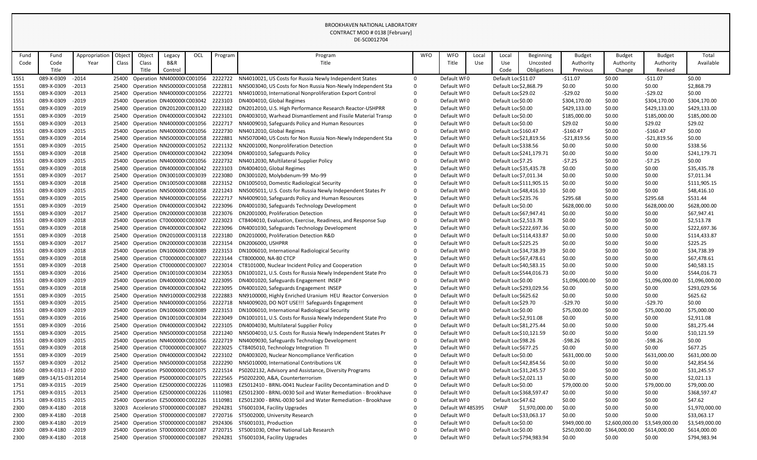BROOKHAVEN NATIONAL LABORATORY
CONTRACT MOD # 0138 [February]
DE-SC0012704

| Fund Code | Fund Code Title | Appropriation Year | Object Class | Object Class Title | Legacy B&R Control | OCL | Program | Program Title | WFO | WFO Title | Local Use | Local Use Code | Beginning Uncosted Obligations | Budget Authority Previous | Budget Authority Change | Budget Authority Revised | Total Available |
|---|---|---|---|---|---|---|---|---|---|---|---|---|---|---|---|---|---|
| 1551 | 089-X-0309 | - 2014 | 25400 | Operation | NN400000 | C001056 | 2222722 | NN4010021, US Costs for Russia Newly Independent States | 0 | Default WF | 0 | Default Loc | $11.07 | -$11.07 | $0.00 | -$11.07 | $0.00 |
| 1551 | 089-X-0309 | - 2013 | 25400 | Operation | NN500000 | C001058 | 2222811 | NN5003040, US Costs for Non Russia Non-Newly Independent Sta | 0 | Default WF | 0 | Default Loc | $2,868.79 | $0.00 | $0.00 | $0.00 | $2,868.79 |
| 1551 | 089-X-0309 | - 2013 | 25400 | Operation | NN400000 | C001056 | 2222721 | NN4010010, International Nonproliferation Export Control | 0 | Default WF | 0 | Default Loc | $29.02 | -$29.02 | $0.00 | -$29.02 | $0.00 |
| 1551 | 089-X-0309 | - 2019 | 25400 | Operation | DN400000 | C003042 | 2223103 | DN4004010, Global Regimes | 0 | Default WF | 0 | Default Loc | $0.00 | $304,170.00 | $0.00 | $304,170.00 | $304,170.00 |
| 1551 | 089-X-0309 | - 2019 | 25400 | Operation | DN201200 | C003120 | 2223182 | DN2012010, U.S. High Performance Research Reactor-USHPRR | 0 | Default WF | 0 | Default Loc | $0.00 | $429,133.00 | $0.00 | $429,133.00 | $429,133.00 |
| 1551 | 089-X-0309 | - 2019 | 25400 | Operation | DN400000 | C003042 | 2223101 | DN4003010, Warhead Dismantlement and Fissile Material Transp | 0 | Default WF | 0 | Default Loc | $0.00 | $185,000.00 | $0.00 | $185,000.00 | $185,000.00 |
| 1551 | 089-X-0309 | - 2013 | 25400 | Operation | NN400000 | C001056 | 2222717 | NN4009010, Safeguards Policy and Human Resources | 0 | Default WF | 0 | Default Loc | $0.00 | $29.02 | $0.00 | $29.02 | $29.02 |
| 1551 | 089-X-0309 | - 2015 | 25400 | Operation | NN400000 | C001056 | 2222730 | NN4012010, Global Regimes | 0 | Default WF | 0 | Default Loc | $160.47 | -$160.47 | $0.00 | -$160.47 | $0.00 |
| 1551 | 089-X-0309 | - 2014 | 25400 | Operation | NN500000 | C001058 | 2222881 | NN5070040, US Costs for Non Russia Non-Newly Independent Sta | 0 | Default WF | 0 | Default Loc | $21,819.56 | -$21,819.56 | $0.00 | -$21,819.56 | $0.00 |
| 1551 | 089-X-0309 | - 2015 | 25400 | Operation | NN200000 | C001052 | 2221132 | NN2001000, Nonproliferation Detection | 0 | Default WF | 0 | Default Loc | $338.56 | $0.00 | $0.00 | $0.00 | $338.56 |
| 1551 | 089-X-0309 | - 2018 | 25400 | Operation | DN400000 | C003042 | 2223094 | DN4001010, Safeguards Policy | 0 | Default WF | 0 | Default Loc | $241,179.71 | $0.00 | $0.00 | $0.00 | $241,179.71 |
| 1551 | 089-X-0309 | - 2015 | 25400 | Operation | NN400000 | C001056 | 2222732 | NN4012030, Multilateral Supplier Policy | 0 | Default WF | 0 | Default Loc | $7.25 | -$7.25 | $0.00 | -$7.25 | $0.00 |
| 1551 | 089-X-0309 | - 2018 | 25400 | Operation | DN400000 | C003042 | 2223103 | DN4004010, Global Regimes | 0 | Default WF | 0 | Default Loc | $35,435.78 | $0.00 | $0.00 | $0.00 | $35,435.78 |
| 1551 | 089-X-0309 | - 2017 | 25400 | Operation | DN300100 | C003039 | 2223080 | DN3001020, Molybdenum-99 Mo-99 | 0 | Default WF | 0 | Default Loc | $7,011.34 | $0.00 | $0.00 | $0.00 | $7,011.34 |
| 1551 | 089-X-0309 | - 2018 | 25400 | Operation | DN100500 | C003088 | 2223152 | DN1005010, Domestic Radiological Security | 0 | Default WF | 0 | Default Loc | $111,905.15 | $0.00 | $0.00 | $0.00 | $111,905.15 |
| 1551 | 089-X-0309 | - 2015 | 25400 | Operation | NN500000 | C001058 | 2221243 | NN5005011, U.S. Costs for Russia Newly Independent States Pr | 0 | Default WF | 0 | Default Loc | $48,416.10 | $0.00 | $0.00 | $0.00 | $48,416.10 |
| 1551 | 089-X-0309 | - 2015 | 25400 | Operation | NN400000 | C001056 | 2222717 | NN4009010, Safeguards Policy and Human Resources | 0 | Default WF | 0 | Default Loc | $235.76 | $295.68 | $0.00 | $295.68 | $531.44 |
| 1551 | 089-X-0309 | - 2019 | 25400 | Operation | DN400000 | C003042 | 2223096 | DN4001030, Safeguards Technology Development | 0 | Default WF | 0 | Default Loc | $0.00 | $628,000.00 | $0.00 | $628,000.00 | $628,000.00 |
| 1551 | 089-X-0309 | - 2017 | 25400 | Operation | DN200000 | C003038 | 2223076 | DN2001000, Proliferation Detection | 0 | Default WF | 0 | Default Loc | $67,947.41 | $0.00 | $0.00 | $0.00 | $67,947.41 |
| 1551 | 089-X-0309 | - 2018 | 25400 | Operation | CT000000 | C003007 | 2223023 | CT8404010, Evaluation, Exercise, Readiness, and Response Sup | 0 | Default WF | 0 | Default Loc | $2,513.78 | $0.00 | $0.00 | $0.00 | $2,513.78 |
| 1551 | 089-X-0309 | - 2018 | 25400 | Operation | DN400000 | C003042 | 2223096 | DN4001030, Safeguards Technology Development | 0 | Default WF | 0 | Default Loc | $222,697.36 | $0.00 | $0.00 | $0.00 | $222,697.36 |
| 1551 | 089-X-0309 | - 2018 | 25400 | Operation | DN201000 | C003118 | 2223180 | DN2010000, Proliferation Detection R&D | 0 | Default WF | 0 | Default Loc | $114,433.87 | $0.00 | $0.00 | $0.00 | $114,433.87 |
| 1551 | 089-X-0309 | - 2017 | 25400 | Operation | DN200000 | C003038 | 2223154 | DN2006000, USHPRR | 0 | Default WF | 0 | Default Loc | $225.25 | $0.00 | $0.00 | $0.00 | $225.25 |
| 1551 | 089-X-0309 | - 2018 | 25400 | Operation | DN100600 | C003089 | 2223153 | DN1006010, International Radiological Security | 0 | Default WF | 0 | Default Loc | $34,738.39 | $0.00 | $0.00 | $0.00 | $34,738.39 |
| 1551 | 089-X-0309 | - 2018 | 25400 | Operation | CT000000 | C003007 | 2223144 | CT8000000, NA-80 CTCP | 0 | Default WF | 0 | Default Loc | $67,478.61 | $0.00 | $0.00 | $0.00 | $67,478.61 |
| 1551 | 089-X-0309 | - 2018 | 25400 | Operation | CT000000 | C003007 | 2223014 | CT8101000, Nuclear Incident Policy and Cooperation | 0 | Default WF | 0 | Default Loc | $40,583.15 | $0.00 | $0.00 | $0.00 | $40,583.15 |
| 1551 | 089-X-0309 | - 2016 | 25400 | Operation | DN100100 | C003034 | 2223053 | DN1001021, U.S. Costs for Russia Newly Independent State Pro | 0 | Default WF | 0 | Default Loc | $544,016.73 | $0.00 | $0.00 | $0.00 | $544,016.73 |
| 1551 | 089-X-0309 | - 2019 | 25400 | Operation | DN400000 | C003042 | 2223095 | DN4001020, Safeguards Engagement INSEP | 0 | Default WF | 0 | Default Loc | $0.00 | $1,096,000.00 | $0.00 | $1,096,000.00 | $1,096,000.00 |
| 1551 | 089-X-0309 | - 2018 | 25400 | Operation | DN400000 | C003042 | 2223095 | DN4001020, Safeguards Engagement INSEP | 0 | Default WF | 0 | Default Loc | $293,029.56 | $0.00 | $0.00 | $0.00 | $293,029.56 |
| 1551 | 089-X-0309 | - 2015 | 25400 | Operation | NN910000 | C002938 | 2222883 | NN9100000, Highly Enriched Uranium HEU Reactor Conversion | 0 | Default WF | 0 | Default Loc | $625.62 | $0.00 | $0.00 | $0.00 | $625.62 |
| 1551 | 089-X-0309 | - 2015 | 25400 | Operation | NN400000 | C001056 | 2222718 | NN4009020, DO NOT USE!!! Safeguards Engagement | 0 | Default WF | 0 | Default Loc | $29.70 | -$29.70 | $0.00 | -$29.70 | $0.00 |
| 1551 | 089-X-0309 | - 2019 | 25400 | Operation | DN100600 | C003089 | 2223153 | DN1006010, International Radiological Security | 0 | Default WF | 0 | Default Loc | $0.00 | $75,000.00 | $0.00 | $75,000.00 | $75,000.00 |
| 1551 | 089-X-0309 | - 2016 | 25400 | Operation | DN100100 | C003034 | 2223049 | DN1001011, U.S. Costs for Russia Newly Independent State Pro | 0 | Default WF | 0 | Default Loc | $2,911.08 | $0.00 | $0.00 | $0.00 | $2,911.08 |
| 1551 | 089-X-0309 | - 2016 | 25400 | Operation | DN400000 | C003042 | 2223105 | DN4004030, Multilateral Supplier Policy | 0 | Default WF | 0 | Default Loc | $81,275.44 | $0.00 | $0.00 | $0.00 | $81,275.44 |
| 1551 | 089-X-0309 | - 2015 | 25400 | Operation | NN500000 | C001058 | 2221240 | NN5004010, U.S. Costs for Russia Newly Independent States Pr | 0 | Default WF | 0 | Default Loc | $10,121.59 | $0.00 | $0.00 | $0.00 | $10,121.59 |
| 1551 | 089-X-0309 | - 2015 | 25400 | Operation | NN400000 | C001056 | 2222719 | NN4009030, Safeguards Technology Development | 0 | Default WF | 0 | Default Loc | $98.26 | -$98.26 | $0.00 | -$98.26 | $0.00 |
| 1551 | 089-X-0309 | - 2018 | 25400 | Operation | CT000000 | C003007 | 2223025 | CT8405010, Technology Integration TI | 0 | Default WF | 0 | Default Loc | $677.25 | $0.00 | $0.00 | $0.00 | $677.25 |
| 1551 | 089-X-0309 | - 2019 | 25400 | Operation | DN400000 | C003042 | 2223102 | DN4003020, Nuclear Noncompliance Verification | 0 | Default WF | 0 | Default Loc | $0.00 | $631,000.00 | $0.00 | $631,000.00 | $631,000.00 |
| 1557 | 089-X-0309 | - 2012 | 25400 | Operation | NN500000 | C001058 | 2222290 | NN5010000, International Contributions UK | 0 | Default WF | 0 | Default Loc | $42,854.56 | $0.00 | $0.00 | $0.00 | $42,854.56 |
| 1650 | 089-X-0313 - F | 2010 | 25400 | Operation | PS000000 | C001075 | 2221514 | PS0202132, Advisory and Assistance, Diversity Programs | 0 | Default WF | 0 | Default Loc | $31,245.57 | $0.00 | $0.00 | $0.00 | $31,245.57 |
| 1689 | 089-14/15-0312 | 2014 | 25400 | Operation | PS000000 | C001075 | 2222565 | PS0202200, A&A, Counterterrorism | 0 | Default WF | 0 | Default Loc | $2,021.13 | $0.00 | $0.00 | $0.00 | $2,021.13 |
| 1751 | 089-X-0315 | - 2019 | 25400 | Operation | EZ500000 | C002226 | 1110983 | EZ5012410 - BRNL-0041 Nuclear Facility Decontamination and D | 0 | Default WF | 0 | Default Loc | $0.00 | $79,000.00 | $0.00 | $79,000.00 | $79,000.00 |
| 1751 | 089-X-0315 | - 2013 | 25400 | Operation | EZ500000 | C002226 | 1110981 | EZ5012300 - BRNL-0030 Soil and Water Remediation - Brookhave | 0 | Default WF | 0 | Default Loc | $368,597.47 | $0.00 | $0.00 | $0.00 | $368,597.47 |
| 1751 | 089-X-0315 | - 2015 | 25400 | Operation | EZ500000 | C002226 | 1110981 | EZ5012300 - BRNL-0030 Soil and Water Remediation - Brookhave | 0 | Default WF | 0 | Default Loc | $47.62 | $0.00 | $0.00 | $0.00 | $47.62 |
| 2300 | 089-X-4180 | - 2018 | 32003 | Accelerato | ST000000 | C001087 | 2924281 | ST6001034, Facility Upgrades | 0 | Default WF | 485395 | CHAIP | $1,970,000.00 | $0.00 | $0.00 | $0.00 | $1,970,000.00 |
| 2300 | 089-X-4180 | - 2018 | 25400 | Operation | ST000000 | C001087 | 2720716 | ST5002000, University Research | 0 | Default WF | 0 | Default Loc | $33,063.17 | $0.00 | $0.00 | $0.00 | $33,063.17 |
| 2300 | 089-X-4180 | - 2019 | 25400 | Operation | ST000000 | C001087 | 2924306 | ST6001031, Production | 0 | Default WF | 0 | Default Loc | $0.00 | $949,000.00 | $2,600,000.00 | $3,549,000.00 | $3,549,000.00 |
| 2300 | 089-X-4180 | - 2019 | 25400 | Operation | ST000000 | C001087 | 2720715 | ST5001030, Other National Lab Research | 0 | Default WF | 0 | Default Loc | $0.00 | $250,000.00 | $364,000.00 | $614,000.00 | $614,000.00 |
| 2300 | 089-X-4180 | - 2018 | 25400 | Operation | ST000000 | C001087 | 2924281 | ST6001034, Facility Upgrades | 0 | Default WF | 0 | Default Loc | $794,983.94 | $0.00 | $0.00 | $0.00 | $794,983.94 |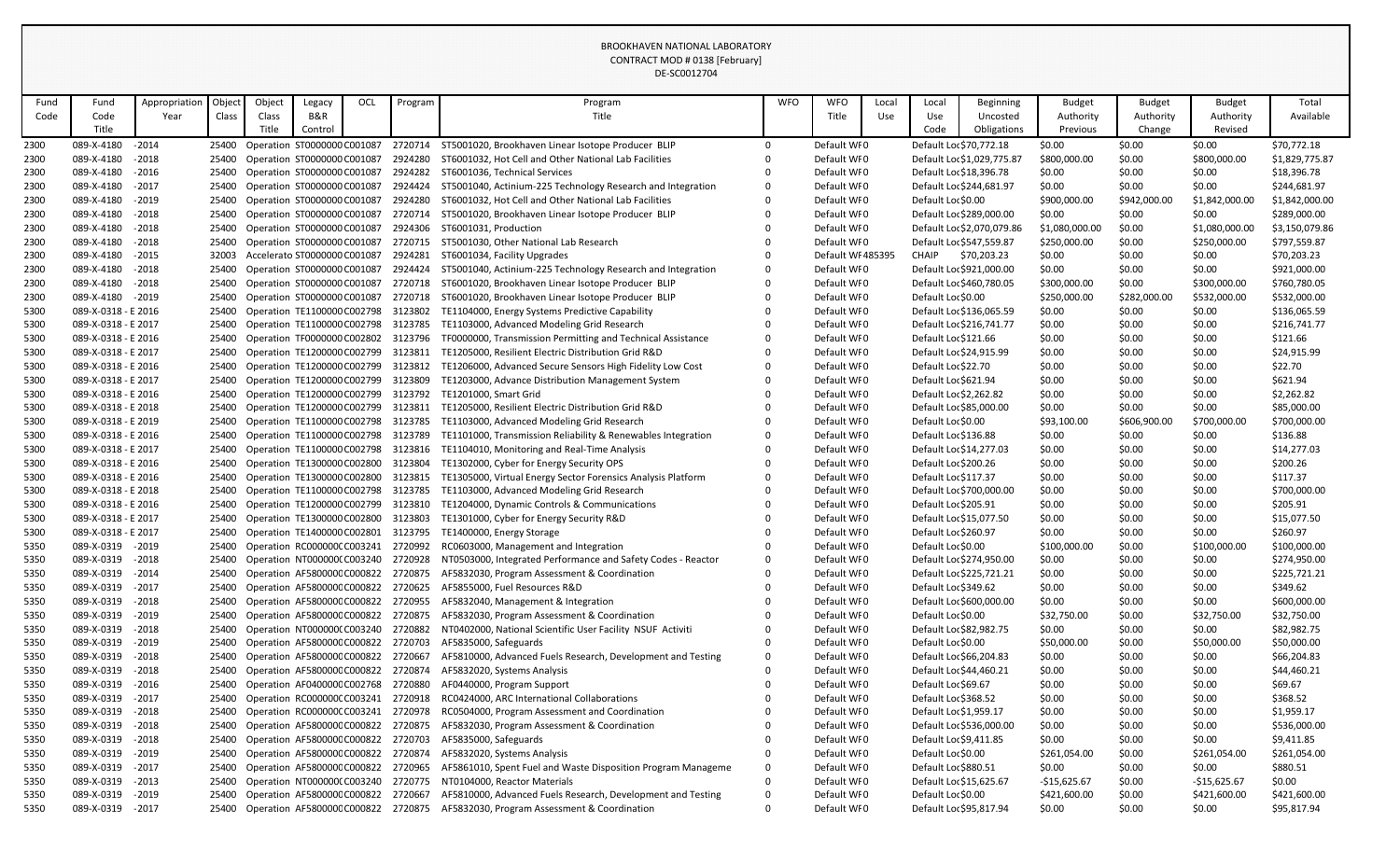BROOKHAVEN NATIONAL LABORATORY
CONTRACT MOD # 0138 [February]
DE-SC0012704

| Fund Code | Fund Code Title | Appropriation Year | Object Class | Object Class Title | Legacy B&R Control | OCL | Program | Program Title | WFO | WFO Title | Local Use | Local Use Code | Beginning Uncosted Obligations | Budget Authority Previous | Budget Authority Change | Budget Authority Revised | Total Available |
|---|---|---|---|---|---|---|---|---|---|---|---|---|---|---|---|---|---|
| 2300 | 089-X-4180 | -2014 | 25400 | Operation | ST0000000 | C001087 | 2720714 | ST5001020, Brookhaven Linear Isotope Producer BLIP | 0 | Default WF | 0 | Default Loc | $70,772.18 | $0.00 | $0.00 | $0.00 | $70,772.18 |
| 2300 | 089-X-4180 | -2018 | 25400 | Operation | ST0000000 | C001087 | 2924280 | ST6001032, Hot Cell and Other National Lab Facilities | 0 | Default WF | 0 | Default Loc | $1,029,775.87 | $800,000.00 | $0.00 | $800,000.00 | $1,829,775.87 |
| 2300 | 089-X-4180 | -2016 | 25400 | Operation | ST0000000 | C001087 | 2924282 | ST6001036, Technical Services | 0 | Default WF | 0 | Default Loc | $18,396.78 | $0.00 | $0.00 | $0.00 | $18,396.78 |
| 2300 | 089-X-4180 | -2017 | 25400 | Operation | ST0000000 | C001087 | 2924424 | ST5001040, Actinium-225 Technology Research and Integration | 0 | Default WF | 0 | Default Loc | $244,681.97 | $0.00 | $0.00 | $0.00 | $244,681.97 |
| 2300 | 089-X-4180 | -2019 | 25400 | Operation | ST0000000 | C001087 | 2924280 | ST6001032, Hot Cell and Other National Lab Facilities | 0 | Default WF | 0 | Default Loc | $0.00 | $900,000.00 | $942,000.00 | $1,842,000.00 | $1,842,000.00 |
| 2300 | 089-X-4180 | -2018 | 25400 | Operation | ST0000000 | C001087 | 2720714 | ST5001020, Brookhaven Linear Isotope Producer BLIP | 0 | Default WF | 0 | Default Loc | $289,000.00 | $0.00 | $0.00 | $0.00 | $289,000.00 |
| 2300 | 089-X-4180 | -2018 | 25400 | Operation | ST0000000 | C001087 | 2924306 | ST6001031, Production | 0 | Default WF | 0 | Default Loc | $2,070,079.86 | $1,080,000.00 | $0.00 | $1,080,000.00 | $3,150,079.86 |
| 2300 | 089-X-4180 | -2018 | 25400 | Operation | ST0000000 | C001087 | 2720715 | ST5001030, Other National Lab Research | 0 | Default WF | 0 | Default Loc | $547,559.87 | $250,000.00 | $0.00 | $250,000.00 | $797,559.87 |
| 2300 | 089-X-4180 | -2015 | 32003 | Accelerato | ST0000000 | C001087 | 2924281 | ST6001034, Facility Upgrades | 0 | Default WF | 485395 | CHAIP | $70,203.23 | $0.00 | $0.00 | $0.00 | $70,203.23 |
| 2300 | 089-X-4180 | -2018 | 25400 | Operation | ST0000000 | C001087 | 2924424 | ST5001040, Actinium-225 Technology Research and Integration | 0 | Default WF | 0 | Default Loc | $921,000.00 | $0.00 | $0.00 | $0.00 | $921,000.00 |
| 2300 | 089-X-4180 | -2018 | 25400 | Operation | ST0000000 | C001087 | 2720718 | ST6001020, Brookhaven Linear Isotope Producer BLIP | 0 | Default WF | 0 | Default Loc | $460,780.05 | $300,000.00 | $0.00 | $300,000.00 | $760,780.05 |
| 2300 | 089-X-4180 | -2019 | 25400 | Operation | ST0000000 | C001087 | 2720718 | ST6001020, Brookhaven Linear Isotope Producer BLIP | 0 | Default WF | 0 | Default Loc | $0.00 | $250,000.00 | $282,000.00 | $532,000.00 | $532,000.00 |
| 5300 | 089-X-0318 - E | 2016 | 25400 | Operation | TE1100000 | C002798 | 3123802 | TE1104000, Energy Systems Predictive Capability | 0 | Default WF | 0 | Default Loc | $136,065.59 | $0.00 | $0.00 | $0.00 | $136,065.59 |
| 5300 | 089-X-0318 - E | 2017 | 25400 | Operation | TE1100000 | C002798 | 3123785 | TE1103000, Advanced Modeling Grid Research | 0 | Default WF | 0 | Default Loc | $216,741.77 | $0.00 | $0.00 | $0.00 | $216,741.77 |
| 5300 | 089-X-0318 - E | 2016 | 25400 | Operation | TF0000000 | C002802 | 3123796 | TF0000000, Transmission Permitting and Technical Assistance | 0 | Default WF | 0 | Default Loc | $121.66 | $0.00 | $0.00 | $0.00 | $121.66 |
| 5300 | 089-X-0318 - E | 2017 | 25400 | Operation | TE1200000 | C002799 | 3123811 | TE1205000, Resilient Electric Distribution Grid R&D | 0 | Default WF | 0 | Default Loc | $24,915.99 | $0.00 | $0.00 | $0.00 | $24,915.99 |
| 5300 | 089-X-0318 - E | 2016 | 25400 | Operation | TE1200000 | C002799 | 3123812 | TE1206000, Advanced Secure Sensors High Fidelity Low Cost | 0 | Default WF | 0 | Default Loc | $22.70 | $0.00 | $0.00 | $0.00 | $22.70 |
| 5300 | 089-X-0318 - E | 2017 | 25400 | Operation | TE1200000 | C002799 | 3123809 | TE1203000, Advance Distribution Management System | 0 | Default WF | 0 | Default Loc | $621.94 | $0.00 | $0.00 | $0.00 | $621.94 |
| 5300 | 089-X-0318 - E | 2016 | 25400 | Operation | TE1200000 | C002799 | 3123792 | TE1201000, Smart Grid | 0 | Default WF | 0 | Default Loc | $2,262.82 | $0.00 | $0.00 | $0.00 | $2,262.82 |
| 5300 | 089-X-0318 - E | 2018 | 25400 | Operation | TE1200000 | C002799 | 3123811 | TE1205000, Resilient Electric Distribution Grid R&D | 0 | Default WF | 0 | Default Loc | $85,000.00 | $0.00 | $0.00 | $0.00 | $85,000.00 |
| 5300 | 089-X-0318 - E | 2019 | 25400 | Operation | TE1100000 | C002798 | 3123785 | TE1103000, Advanced Modeling Grid Research | 0 | Default WF | 0 | Default Loc | $0.00 | $93,100.00 | $606,900.00 | $700,000.00 | $700,000.00 |
| 5300 | 089-X-0318 - E | 2016 | 25400 | Operation | TE1100000 | C002798 | 3123789 | TE1101000, Transmission Reliability & Renewables Integration | 0 | Default WF | 0 | Default Loc | $136.88 | $0.00 | $0.00 | $0.00 | $136.88 |
| 5300 | 089-X-0318 - E | 2017 | 25400 | Operation | TE1100000 | C002798 | 3123816 | TE1104010, Monitoring and Real-Time Analysis | 0 | Default WF | 0 | Default Loc | $14,277.03 | $0.00 | $0.00 | $0.00 | $14,277.03 |
| 5300 | 089-X-0318 - E | 2016 | 25400 | Operation | TE1300000 | C002800 | 3123804 | TE1302000, Cyber for Energy Security OPS | 0 | Default WF | 0 | Default Loc | $200.26 | $0.00 | $0.00 | $0.00 | $200.26 |
| 5300 | 089-X-0318 - E | 2016 | 25400 | Operation | TE1300000 | C002800 | 3123815 | TE1305000, Virtual Energy Sector Forensics Analysis Platform | 0 | Default WF | 0 | Default Loc | $117.37 | $0.00 | $0.00 | $0.00 | $117.37 |
| 5300 | 089-X-0318 - E | 2018 | 25400 | Operation | TE1100000 | C002798 | 3123785 | TE1103000, Advanced Modeling Grid Research | 0 | Default WF | 0 | Default Loc | $700,000.00 | $0.00 | $0.00 | $0.00 | $700,000.00 |
| 5300 | 089-X-0318 - E | 2016 | 25400 | Operation | TE1200000 | C002799 | 3123810 | TE1204000, Dynamic Controls & Communications | 0 | Default WF | 0 | Default Loc | $205.91 | $0.00 | $0.00 | $0.00 | $205.91 |
| 5300 | 089-X-0318 - E | 2017 | 25400 | Operation | TE1300000 | C002800 | 3123803 | TE1301000, Cyber for Energy Security R&D | 0 | Default WF | 0 | Default Loc | $15,077.50 | $0.00 | $0.00 | $0.00 | $15,077.50 |
| 5300 | 089-X-0318 - E | 2017 | 25400 | Operation | TE1400000 | C002801 | 3123795 | TE1400000, Energy Storage | 0 | Default WF | 0 | Default Loc | $260.97 | $0.00 | $0.00 | $0.00 | $260.97 |
| 5350 | 089-X-0319 | -2019 | 25400 | Operation | RC000000C | C003241 | 2720992 | RC0603000, Management and Integration | 0 | Default WF | 0 | Default Loc | $0.00 | $100,000.00 | $0.00 | $100,000.00 | $100,000.00 |
| 5350 | 089-X-0319 | -2018 | 25400 | Operation | NT000000C | C003240 | 2720928 | NT0503000, Integrated Performance and Safety Codes - Reactor | 0 | Default WF | 0 | Default Loc | $274,950.00 | $0.00 | $0.00 | $0.00 | $274,950.00 |
| 5350 | 089-X-0319 | -2014 | 25400 | Operation | AF5800000 | C000822 | 2720875 | AF5832030, Program Assessment & Coordination | 0 | Default WF | 0 | Default Loc | $225,721.21 | $0.00 | $0.00 | $0.00 | $225,721.21 |
| 5350 | 089-X-0319 | -2017 | 25400 | Operation | AF5800000 | C000822 | 2720625 | AF5855000, Fuel Resources R&D | 0 | Default WF | 0 | Default Loc | $349.62 | $0.00 | $0.00 | $0.00 | $349.62 |
| 5350 | 089-X-0319 | -2018 | 25400 | Operation | AF5800000 | C000822 | 2720955 | AF5832040, Management & Integration | 0 | Default WF | 0 | Default Loc | $600,000.00 | $0.00 | $0.00 | $0.00 | $600,000.00 |
| 5350 | 089-X-0319 | -2019 | 25400 | Operation | AF5800000 | C000822 | 2720875 | AF5832030, Program Assessment & Coordination | 0 | Default WF | 0 | Default Loc | $0.00 | $32,750.00 | $0.00 | $32,750.00 | $32,750.00 |
| 5350 | 089-X-0319 | -2018 | 25400 | Operation | NT000000C | C003240 | 2720882 | NT0402000, National Scientific User Facility NSUF Activiti | 0 | Default WF | 0 | Default Loc | $82,982.75 | $0.00 | $0.00 | $0.00 | $82,982.75 |
| 5350 | 089-X-0319 | -2019 | 25400 | Operation | AF5800000 | C000822 | 2720703 | AF5835000, Safeguards | 0 | Default WF | 0 | Default Loc | $0.00 | $50,000.00 | $0.00 | $50,000.00 | $50,000.00 |
| 5350 | 089-X-0319 | -2018 | 25400 | Operation | AF5800000 | C000822 | 2720667 | AF5810000, Advanced Fuels Research, Development and Testing | 0 | Default WF | 0 | Default Loc | $66,204.83 | $0.00 | $0.00 | $0.00 | $66,204.83 |
| 5350 | 089-X-0319 | -2018 | 25400 | Operation | AF5800000 | C000822 | 2720874 | AF5832020, Systems Analysis | 0 | Default WF | 0 | Default Loc | $44,460.21 | $0.00 | $0.00 | $0.00 | $44,460.21 |
| 5350 | 089-X-0319 | -2016 | 25400 | Operation | AF0400000 | C002768 | 2720880 | AF0440000, Program Support | 0 | Default WF | 0 | Default Loc | $69.67 | $0.00 | $0.00 | $0.00 | $69.67 |
| 5350 | 089-X-0319 | -2017 | 25400 | Operation | RC000000C | C003241 | 2720918 | RC0424000, ARC International Collaborations | 0 | Default WF | 0 | Default Loc | $368.52 | $0.00 | $0.00 | $0.00 | $368.52 |
| 5350 | 089-X-0319 | -2018 | 25400 | Operation | RC000000C | C003241 | 2720978 | RC0504000, Program Assessment and Coordination | 0 | Default WF | 0 | Default Loc | $1,959.17 | $0.00 | $0.00 | $0.00 | $1,959.17 |
| 5350 | 089-X-0319 | -2018 | 25400 | Operation | AF5800000 | C000822 | 2720875 | AF5832030, Program Assessment & Coordination | 0 | Default WF | 0 | Default Loc | $536,000.00 | $0.00 | $0.00 | $0.00 | $536,000.00 |
| 5350 | 089-X-0319 | -2018 | 25400 | Operation | AF5800000 | C000822 | 2720703 | AF5835000, Safeguards | 0 | Default WF | 0 | Default Loc | $9,411.85 | $0.00 | $0.00 | $0.00 | $9,411.85 |
| 5350 | 089-X-0319 | -2019 | 25400 | Operation | AF5800000 | C000822 | 2720874 | AF5832020, Systems Analysis | 0 | Default WF | 0 | Default Loc | $0.00 | $261,054.00 | $0.00 | $261,054.00 | $261,054.00 |
| 5350 | 089-X-0319 | -2017 | 25400 | Operation | AF5800000 | C000822 | 2720965 | AF5861010, Spent Fuel and Waste Disposition Program Manageme | 0 | Default WF | 0 | Default Loc | $880.51 | $0.00 | $0.00 | $0.00 | $880.51 |
| 5350 | 089-X-0319 | -2013 | 25400 | Operation | NT000000C | C003240 | 2720775 | NT0104000, Reactor Materials | 0 | Default WF | 0 | Default Loc | $15,625.67 | -$15,625.67 | $0.00 | -$15,625.67 | $0.00 |
| 5350 | 089-X-0319 | -2019 | 25400 | Operation | AF5800000 | C000822 | 2720667 | AF5810000, Advanced Fuels Research, Development and Testing | 0 | Default WF | 0 | Default Loc | $0.00 | $421,600.00 | $0.00 | $421,600.00 | $421,600.00 |
| 5350 | 089-X-0319 | -2017 | 25400 | Operation | AF5800000 | C000822 | 2720875 | AF5832030, Program Assessment & Coordination | 0 | Default WF | 0 | Default Loc | $95,817.94 | $0.00 | $0.00 | $0.00 | $95,817.94 |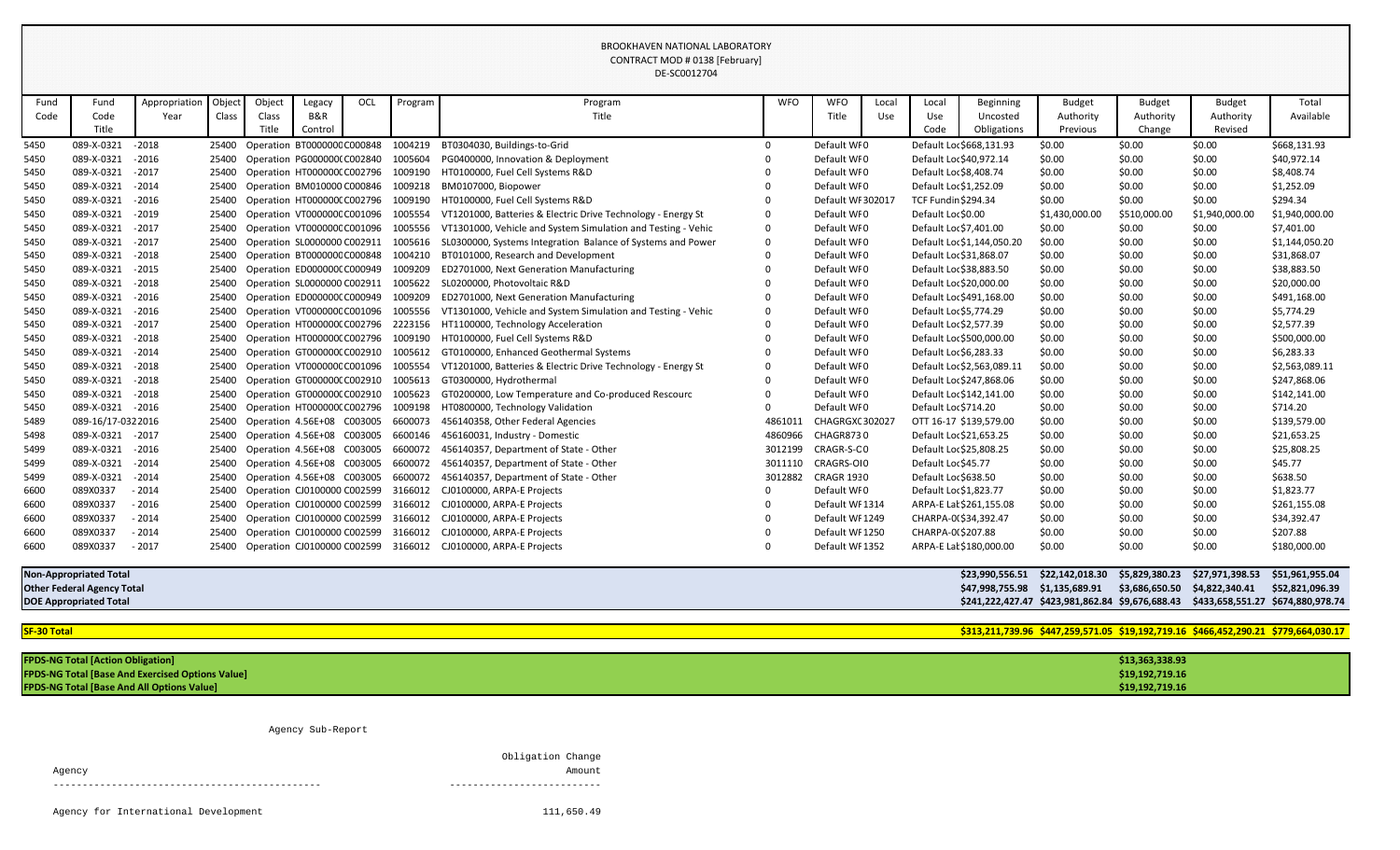BROOKHAVEN NATIONAL LABORATORY
CONTRACT MOD # 0138 [February]
DE-SC0012704

| Fund Code | Fund Code Title | Appropriation Year | Object Class | Object Class Title | Legacy B&R Control | OCL | Program | Program Title | WFO | WFO Title | Local Use | Local Use Code | Beginning Uncosted Obligations | Budget Authority Previous | Budget Authority Change | Budget Authority Revised | Total Available |
|---|---|---|---|---|---|---|---|---|---|---|---|---|---|---|---|---|---|
| 5450 | 089-X-0321 | - 2018 | 25400 | Operation | BT0000000 | C000848 | 1004219 | BT0304030, Buildings-to-Grid | 0 | Default WF | 0 | Default Loc | $668,131.93 | $0.00 | $0.00 | $0.00 | $668,131.93 |
| 5450 | 089-X-0321 | - 2016 | 25400 | Operation | PG0000000 | C002840 | 1005604 | PG0400000, Innovation & Deployment | 0 | Default WF | 0 | Default Loc | $40,972.14 | $0.00 | $0.00 | $0.00 | $40,972.14 |
| 5450 | 089-X-0321 | - 2017 | 25400 | Operation | HT0000000 | C002796 | 1009190 | HT0100000, Fuel Cell Systems R&D | 0 | Default WF | 0 | Default Loc | $8,408.74 | $0.00 | $0.00 | $0.00 | $8,408.74 |
| 5450 | 089-X-0321 | - 2014 | 25400 | Operation | BM010000 | C000846 | 1009218 | BM0107000, Biopower | 0 | Default WF | 0 | Default Loc | $1,252.09 | $0.00 | $0.00 | $0.00 | $1,252.09 |
| 5450 | 089-X-0321 | - 2016 | 25400 | Operation | HT0000000 | C002796 | 1009190 | HT0100000, Fuel Cell Systems R&D | 0 | Default WF | 302017 | TCF Fundin | $294.34 | $0.00 | $0.00 | $0.00 | $294.34 |
| 5450 | 089-X-0321 | - 2019 | 25400 | Operation | VT0000000 | C001096 | 1005554 | VT1201000, Batteries & Electric Drive Technology - Energy St | 0 | Default WF | 0 | Default Loc | $0.00 | $1,430,000.00 | $510,000.00 | $1,940,000.00 | $1,940,000.00 |
| 5450 | 089-X-0321 | - 2017 | 25400 | Operation | VT0000000 | C001096 | 1005556 | VT1301000, Vehicle and System Simulation and Testing - Vehic | 0 | Default WF | 0 | Default Loc | $7,401.00 | $0.00 | $0.00 | $0.00 | $7,401.00 |
| 5450 | 089-X-0321 | - 2017 | 25400 | Operation | SL0000000 | C002911 | 1005616 | SL0300000, Systems Integration Balance of Systems and Power | 0 | Default WF | 0 | Default Loc | $1,144,050.20 | $0.00 | $0.00 | $0.00 | $1,144,050.20 |
| 5450 | 089-X-0321 | - 2018 | 25400 | Operation | BT0000000 | C000848 | 1004210 | BT0101000, Research and Development | 0 | Default WF | 0 | Default Loc | $31,868.07 | $0.00 | $0.00 | $0.00 | $31,868.07 |
| 5450 | 089-X-0321 | - 2015 | 25400 | Operation | ED0000000 | C000949 | 1009209 | ED2701000, Next Generation Manufacturing | 0 | Default WF | 0 | Default Loc | $38,883.50 | $0.00 | $0.00 | $0.00 | $38,883.50 |
| 5450 | 089-X-0321 | - 2018 | 25400 | Operation | SL0000000 | C002911 | 1005622 | SL0200000, Photovoltaic R&D | 0 | Default WF | 0 | Default Loc | $20,000.00 | $0.00 | $0.00 | $0.00 | $20,000.00 |
| 5450 | 089-X-0321 | - 2016 | 25400 | Operation | ED0000000 | C000949 | 1009209 | ED2701000, Next Generation Manufacturing | 0 | Default WF | 0 | Default Loc | $491,168.00 | $0.00 | $0.00 | $0.00 | $491,168.00 |
| 5450 | 089-X-0321 | - 2016 | 25400 | Operation | VT0000000 | C001096 | 1005556 | VT1301000, Vehicle and System Simulation and Testing - Vehic | 0 | Default WF | 0 | Default Loc | $5,774.29 | $0.00 | $0.00 | $0.00 | $5,774.29 |
| 5450 | 089-X-0321 | - 2017 | 25400 | Operation | HT0000000 | C002796 | 2223156 | HT1100000, Technology Acceleration | 0 | Default WF | 0 | Default Loc | $2,577.39 | $0.00 | $0.00 | $0.00 | $2,577.39 |
| 5450 | 089-X-0321 | - 2018 | 25400 | Operation | HT0000000 | C002796 | 1009190 | HT0100000, Fuel Cell Systems R&D | 0 | Default WF | 0 | Default Loc | $500,000.00 | $0.00 | $0.00 | $0.00 | $500,000.00 |
| 5450 | 089-X-0321 | - 2014 | 25400 | Operation | GT0000000 | C002910 | 1005612 | GT0100000, Enhanced Geothermal Systems | 0 | Default WF | 0 | Default Loc | $6,283.33 | $0.00 | $0.00 | $0.00 | $6,283.33 |
| 5450 | 089-X-0321 | - 2018 | 25400 | Operation | VT0000000 | C001096 | 1005554 | VT1201000, Batteries & Electric Drive Technology - Energy St | 0 | Default WF | 0 | Default Loc | $2,563,089.11 | $0.00 | $0.00 | $0.00 | $2,563,089.11 |
| 5450 | 089-X-0321 | - 2018 | 25400 | Operation | GT0000000 | C002910 | 1005613 | GT0300000, Hydrothermal | 0 | Default WF | 0 | Default Loc | $247,868.06 | $0.00 | $0.00 | $0.00 | $247,868.06 |
| 5450 | 089-X-0321 | - 2018 | 25400 | Operation | GT0000000 | C002910 | 1005623 | GT0200000, Low Temperature and Co-produced Rescourc | 0 | Default WF | 0 | Default Loc | $142,141.00 | $0.00 | $0.00 | $0.00 | $142,141.00 |
| 5450 | 089-X-0321 | - 2016 | 25400 | Operation | HT0000000 | C002796 | 1009198 | HT0800000, Technology Validation | 0 | Default WF | 0 | Default Loc | $714.20 | $0.00 | $0.00 | $0.00 | $714.20 |
| 5489 | 089-16/17-032 | 2016 | 25400 | Operation | 4.56E+08 | C003005 | 6600073 | 456140358, Other Federal Agencies | 4861011 | CHAGRGX | 302027 | OTT 16-17 | $139,579.00 | $0.00 | $0.00 | $0.00 | $139,579.00 |
| 5498 | 089-X-0321 | - 2017 | 25400 | Operation | 4.56E+08 | C003005 | 6600146 | 456160031, Industry - Domestic | 4860966 | CHAGR873 | 0 | Default Loc | $21,653.25 | $0.00 | $0.00 | $0.00 | $21,653.25 |
| 5499 | 089-X-0321 | - 2016 | 25400 | Operation | 4.56E+08 | C003005 | 6600072 | 456140357, Department of State - Other | 3012199 | CRAGR-S-C | 0 | Default Loc | $25,808.25 | $0.00 | $0.00 | $0.00 | $25,808.25 |
| 5499 | 089-X-0321 | - 2014 | 25400 | Operation | 4.56E+08 | C003005 | 6600072 | 456140357, Department of State - Other | 3011110 | CRAGRS-OI | 0 | Default Loc | $45.77 | $0.00 | $0.00 | $0.00 | $45.77 |
| 5499 | 089-X-0321 | - 2014 | 25400 | Operation | 4.56E+08 | C003005 | 6600072 | 456140357, Department of State - Other | 3012882 | CRAGR 193 | 0 | Default Loc | $638.50 | $0.00 | $0.00 | $0.00 | $638.50 |
| 6600 | 089X0337 | - 2014 | 25400 | Operation | CJ0100000 | C002599 | 3166012 | CJ0100000, ARPA-E Projects | 0 | Default WF | 0 | Default Loc | $1,823.77 | $0.00 | $0.00 | $0.00 | $1,823.77 |
| 6600 | 089X0337 | - 2016 | 25400 | Operation | CJ0100000 | C002599 | 3166012 | CJ0100000, ARPA-E Projects | 0 | Default WF | 1314 | ARPA-E Lat | $261,155.08 | $0.00 | $0.00 | $0.00 | $261,155.08 |
| 6600 | 089X0337 | - 2014 | 25400 | Operation | CJ0100000 | C002599 | 3166012 | CJ0100000, ARPA-E Projects | 0 | Default WF | 1249 | CHARPA-0( | $34,392.47 | $0.00 | $0.00 | $0.00 | $34,392.47 |
| 6600 | 089X0337 | - 2014 | 25400 | Operation | CJ0100000 | C002599 | 3166012 | CJ0100000, ARPA-E Projects | 0 | Default WF | 1250 | CHARPA-0( | $207.88 | $0.00 | $0.00 | $0.00 | $207.88 |
| 6600 | 089X0337 | - 2017 | 25400 | Operation | CJ0100000 | C002599 | 3166012 | CJ0100000, ARPA-E Projects | 0 | Default WF | 1352 | ARPA-E Lat | $180,000.00 | $0.00 | $0.00 | $0.00 | $180,000.00 |

| | Beginning Uncosted Obligations | Budget Authority Previous | Budget Authority Change | Budget Authority Revised | Total Available |
|---|---|---|---|---|---|
| **Non-Appropriated Total** | $23,990,556.51 | $22,142,018.30 | $5,829,380.23 | $27,971,398.53 | $51,961,955.04 |
| **Other Federal Agency Total** | $47,998,755.98 | $1,135,689.91 | $3,686,650.50 | $4,822,340.41 | $52,821,096.39 |
| **DOE Appropriated Total** | $241,222,427.47 | $423,981,862.84 | $9,676,688.43 | $433,658,551.27 | $674,880,978.74 |
| **SF-30 Total** | $313,211,739.96 | $447,259,571.05 | $19,192,719.16 | $466,452,290.21 | $779,664,030.17 |

| | Amount |
|---|---|
| **FPDS-NG Total [Action Obligation]** | $13,363,338.93 |
| **FPDS-NG Total [Base And Exercised Options Value]** | $19,192,719.16 |
| **FPDS-NG Total [Base And All Options Value]** | $19,192,719.16 |

Agency Sub-Report

```
                                                    Obligation Change
Agency                                                         Amount
----------------------------------------------    -------------------------

Agency for International Development                         111,650.49
```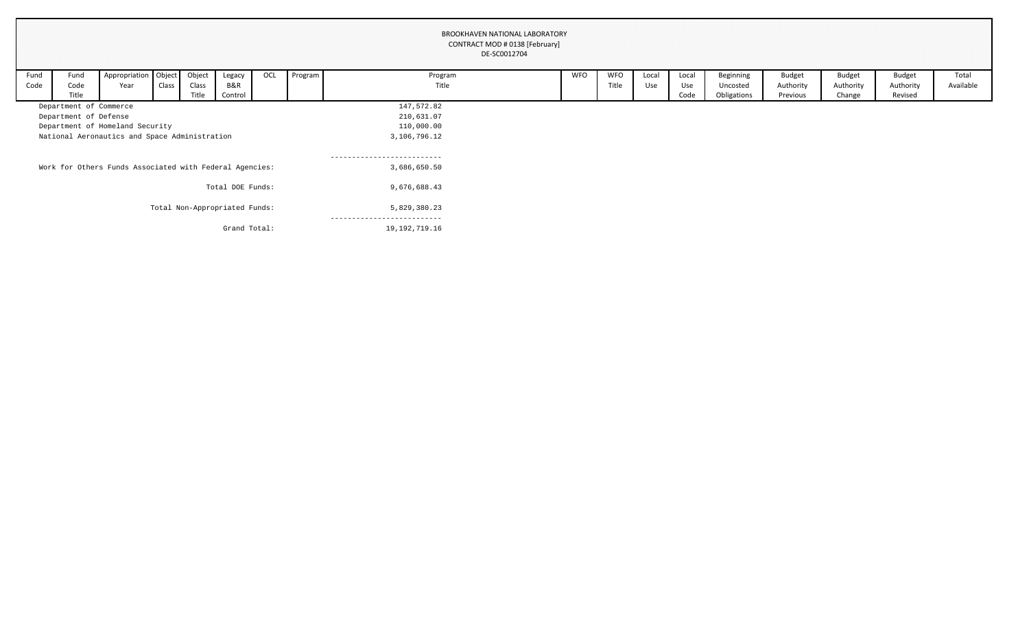BROOKHAVEN NATIONAL LABORATORY
CONTRACT MOD # 0138 [February]
DE-SC0012704

| Fund Code | Fund Code Title | Appropriation Year | Object Class | Object Class Title | Legacy B&R Control | OCL | Program | Program Title | WFO | WFO Title | Local Use | Local Use Code | Beginning Uncosted Obligations | Budget Authority Previous | Budget Authority Change | Budget Authority Revised | Total Available |
|---|---|---|---|---|---|---|---|---|---|---|---|---|---|---|---|---|---|

```
   Department of Commerce                                          147,572.82
   Department of Defense                                           210,631.07
   Department of Homeland Security                                 110,000.00
   National Aeronautics and Space Administration                 3,106,796.12

                                                         -------------------------
   Work for Others Funds Associated with Federal Agencies:       3,686,650.50

                                        Total DOE Funds:         9,676,688.43

                           Total Non-Appropriated Funds:         5,829,380.23
                                                         -------------------------
                                           Grand Total:         19,192,719.16
```